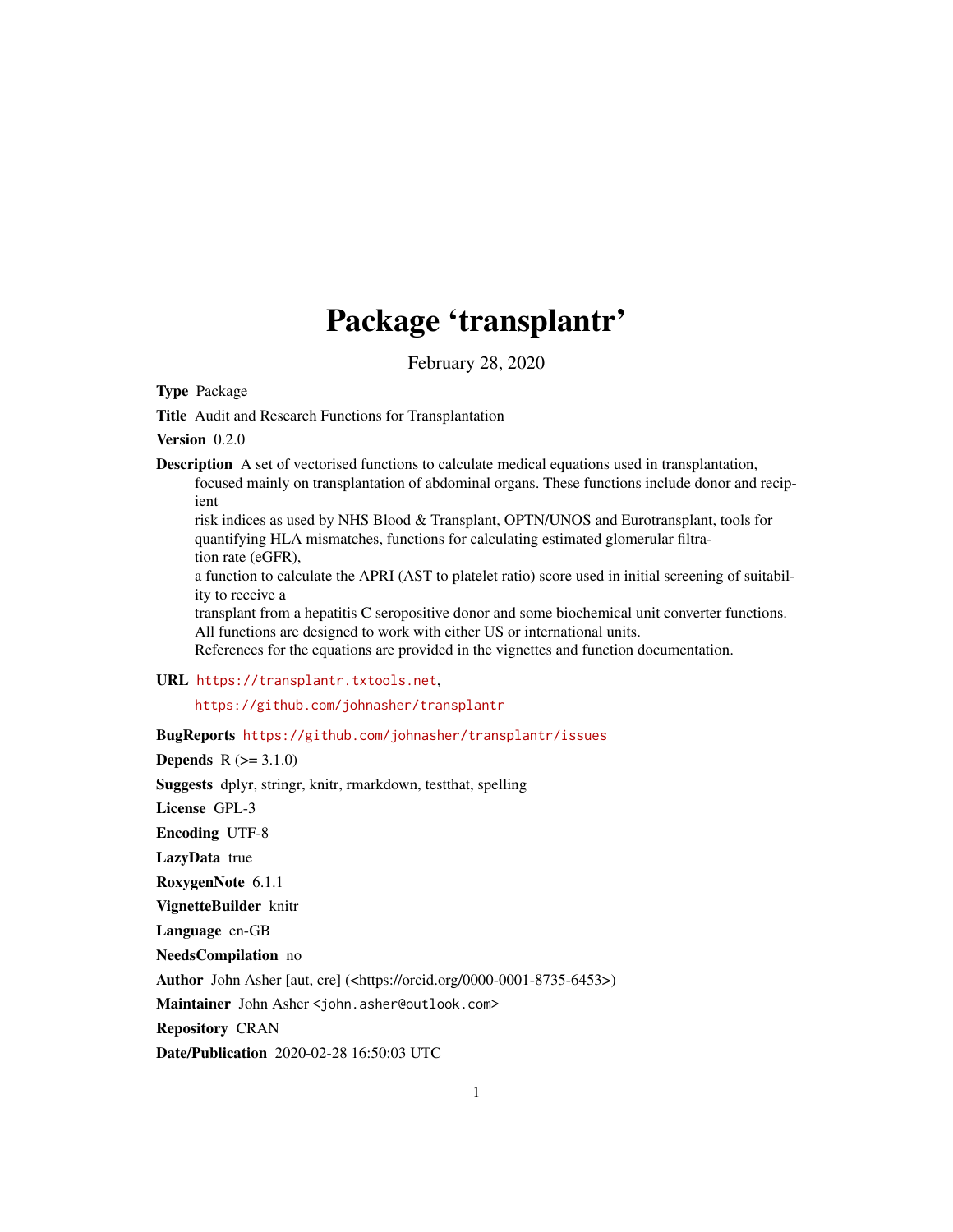# Package 'transplantr'

February 28, 2020

**Type** Package

**Title** Audit and Research Functions for Transplantation

**Version** 0.2.0

**Description** A set of vectorised functions to calculate medical equations used in transplantation, focused mainly on transplantation of abdominal organs. These functions include donor and recipient risk indices as used by NHS Blood & Transplant, OPTN/UNOS and Eurotransplant, tools for quantifying HLA mismatches, functions for calculating estimated glomerular filtration rate (eGFR), a function to calculate the APRI (AST to platelet ratio) score used in initial screening of suitability to receive a transplant from a hepatitis C seropositive donor and some biochemical unit converter functions. All functions are designed to work with either US or international units. References for the equations are provided in the vignettes and function documentation.

**URL** https://transplantr.txtools.net, https://github.com/johnasher/transplantr

**BugReports** https://github.com/johnasher/transplantr/issues

**Depends** R (>= 3.1.0)

**Suggests** dplyr, stringr, knitr, rmarkdown, testthat, spelling

**License** GPL-3

**Encoding** UTF-8

**LazyData** true

**RoxygenNote** 6.1.1

**VignetteBuilder** knitr

**Language** en-GB

**NeedsCompilation** no

**Author** John Asher [aut, cre] (<https://orcid.org/0000-0001-8735-6453>)

**Maintainer** John Asher <john.asher@outlook.com>

**Repository** CRAN

**Date/Publication** 2020-02-28 16:50:03 UTC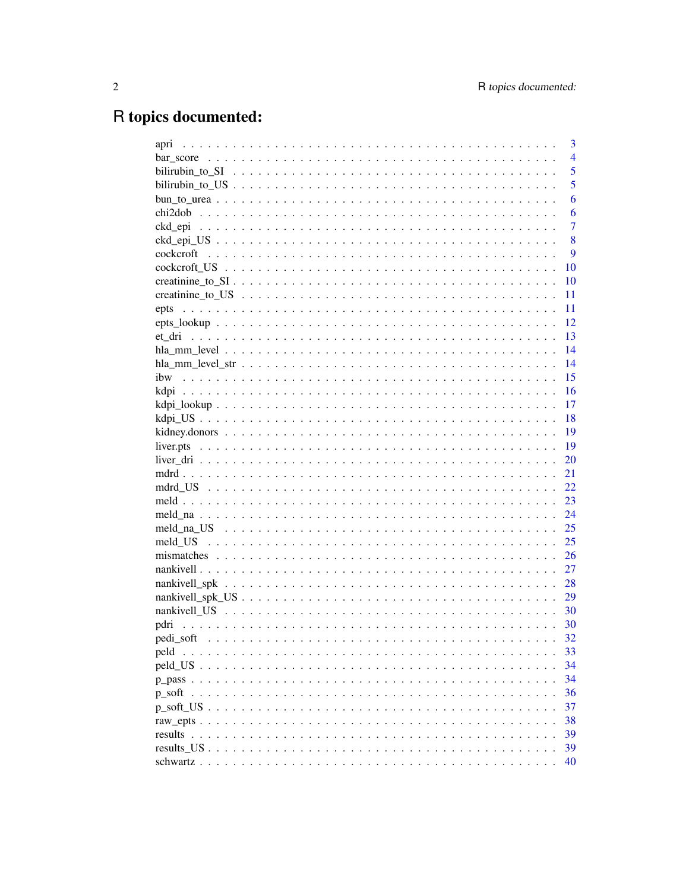# R topics documented:

apri . . . . . . . . . . . . . . . . . . . . . . . . . . . . . . . . . . . . . . . . . . . 3
bar_score . . . . . . . . . . . . . . . . . . . . . . . . . . . . . . . . . . . . . . . . . . 4
bilirubin_to_SI . . . . . . . . . . . . . . . . . . . . . . . . . . . . . . . . . . . . . . . 5
bilirubin_to_US . . . . . . . . . . . . . . . . . . . . . . . . . . . . . . . . . . . . . . . 5
bun_to_urea . . . . . . . . . . . . . . . . . . . . . . . . . . . . . . . . . . . . . . . . . 6
chi2dob . . . . . . . . . . . . . . . . . . . . . . . . . . . . . . . . . . . . . . . . . . . 6
ckd_epi . . . . . . . . . . . . . . . . . . . . . . . . . . . . . . . . . . . . . . . . . . . 7
ckd_epi_US . . . . . . . . . . . . . . . . . . . . . . . . . . . . . . . . . . . . . . . . . 8
cockcroft . . . . . . . . . . . . . . . . . . . . . . . . . . . . . . . . . . . . . . . . . . 9
cockcroft_US . . . . . . . . . . . . . . . . . . . . . . . . . . . . . . . . . . . . . . . . 10
creatinine_to_SI . . . . . . . . . . . . . . . . . . . . . . . . . . . . . . . . . . . . . . 10
creatinine_to_US . . . . . . . . . . . . . . . . . . . . . . . . . . . . . . . . . . . . . . 11
epts . . . . . . . . . . . . . . . . . . . . . . . . . . . . . . . . . . . . . . . . . . . . 11
epts_lookup . . . . . . . . . . . . . . . . . . . . . . . . . . . . . . . . . . . . . . . . . 12
et_dri . . . . . . . . . . . . . . . . . . . . . . . . . . . . . . . . . . . . . . . . . . . 13
hla_mm_level . . . . . . . . . . . . . . . . . . . . . . . . . . . . . . . . . . . . . . . . 14
hla_mm_level_str . . . . . . . . . . . . . . . . . . . . . . . . . . . . . . . . . . . . . . 14
ibw . . . . . . . . . . . . . . . . . . . . . . . . . . . . . . . . . . . . . . . . . . . . 15
kdpi . . . . . . . . . . . . . . . . . . . . . . . . . . . . . . . . . . . . . . . . . . . . 16
kdpi_lookup . . . . . . . . . . . . . . . . . . . . . . . . . . . . . . . . . . . . . . . . . 17
kdpi_US . . . . . . . . . . . . . . . . . . . . . . . . . . . . . . . . . . . . . . . . . . 18
kidney.donors . . . . . . . . . . . . . . . . . . . . . . . . . . . . . . . . . . . . . . . . 19
liver.pts . . . . . . . . . . . . . . . . . . . . . . . . . . . . . . . . . . . . . . . . . . 19
liver_dri . . . . . . . . . . . . . . . . . . . . . . . . . . . . . . . . . . . . . . . . . . 20
mdrd . . . . . . . . . . . . . . . . . . . . . . . . . . . . . . . . . . . . . . . . . . . . 21
mdrd_US . . . . . . . . . . . . . . . . . . . . . . . . . . . . . . . . . . . . . . . . . . 22
meld . . . . . . . . . . . . . . . . . . . . . . . . . . . . . . . . . . . . . . . . . . . . 23
meld_na . . . . . . . . . . . . . . . . . . . . . . . . . . . . . . . . . . . . . . . . . . 24
meld_na_US . . . . . . . . . . . . . . . . . . . . . . . . . . . . . . . . . . . . . . . . . 25
meld_US . . . . . . . . . . . . . . . . . . . . . . . . . . . . . . . . . . . . . . . . . . 25
mismatches . . . . . . . . . . . . . . . . . . . . . . . . . . . . . . . . . . . . . . . . . 26
nankivell . . . . . . . . . . . . . . . . . . . . . . . . . . . . . . . . . . . . . . . . . . 27
nankivell_spk . . . . . . . . . . . . . . . . . . . . . . . . . . . . . . . . . . . . . . . . 28
nankivell_spk_US . . . . . . . . . . . . . . . . . . . . . . . . . . . . . . . . . . . . . . 29
nankivell_US . . . . . . . . . . . . . . . . . . . . . . . . . . . . . . . . . . . . . . . . 30
pdri . . . . . . . . . . . . . . . . . . . . . . . . . . . . . . . . . . . . . . . . . . . . 30
pedi_soft . . . . . . . . . . . . . . . . . . . . . . . . . . . . . . . . . . . . . . . . . . 32
peld . . . . . . . . . . . . . . . . . . . . . . . . . . . . . . . . . . . . . . . . . . . . 33
peld_US . . . . . . . . . . . . . . . . . . . . . . . . . . . . . . . . . . . . . . . . . . 34
p_pass . . . . . . . . . . . . . . . . . . . . . . . . . . . . . . . . . . . . . . . . . . . 34
p_soft . . . . . . . . . . . . . . . . . . . . . . . . . . . . . . . . . . . . . . . . . . . 36
p_soft_US . . . . . . . . . . . . . . . . . . . . . . . . . . . . . . . . . . . . . . . . . . 37
raw_epts . . . . . . . . . . . . . . . . . . . . . . . . . . . . . . . . . . . . . . . . . . 38
results . . . . . . . . . . . . . . . . . . . . . . . . . . . . . . . . . . . . . . . . . . . 39
results_US . . . . . . . . . . . . . . . . . . . . . . . . . . . . . . . . . . . . . . . . . 39
schwartz . . . . . . . . . . . . . . . . . . . . . . . . . . . . . . . . . . . . . . . . . . 40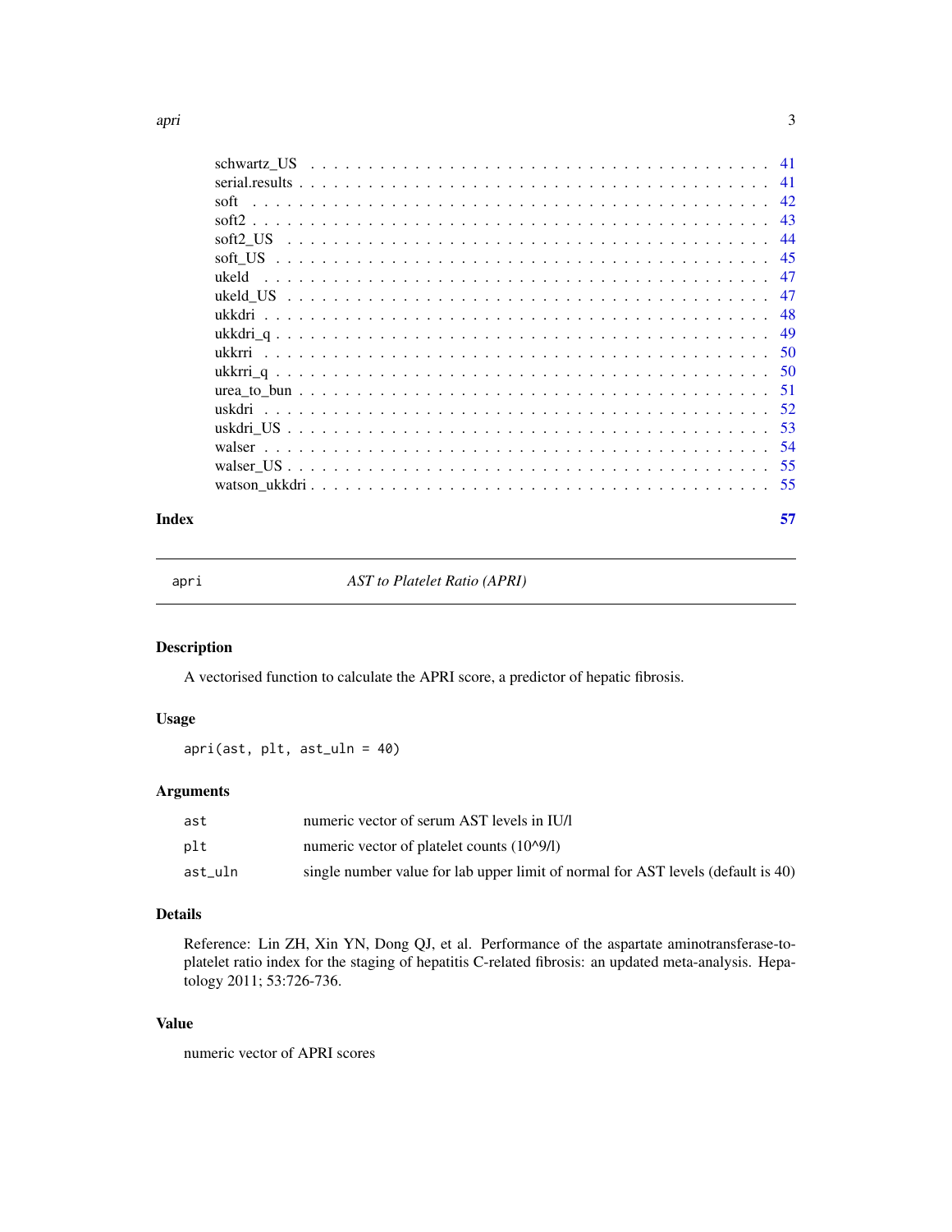schwartz_US . . . . . . . . . . . . . . . . . . . . . . . . . . . . . . . . . . . . . 41
serial.results . . . . . . . . . . . . . . . . . . . . . . . . . . . . . . . . . . . . . 41
soft . . . . . . . . . . . . . . . . . . . . . . . . . . . . . . . . . . . . . . . . . . 42
soft2 . . . . . . . . . . . . . . . . . . . . . . . . . . . . . . . . . . . . . . . . . 43
soft2_US . . . . . . . . . . . . . . . . . . . . . . . . . . . . . . . . . . . . . . . 44
soft_US . . . . . . . . . . . . . . . . . . . . . . . . . . . . . . . . . . . . . . . . 45
ukeld . . . . . . . . . . . . . . . . . . . . . . . . . . . . . . . . . . . . . . . . . 47
ukeld_US . . . . . . . . . . . . . . . . . . . . . . . . . . . . . . . . . . . . . . . 47
ukkdri . . . . . . . . . . . . . . . . . . . . . . . . . . . . . . . . . . . . . . . . 48
ukkdri_q . . . . . . . . . . . . . . . . . . . . . . . . . . . . . . . . . . . . . . . 49
ukkrri . . . . . . . . . . . . . . . . . . . . . . . . . . . . . . . . . . . . . . . . 50
ukkrri_q . . . . . . . . . . . . . . . . . . . . . . . . . . . . . . . . . . . . . . . 50
urea_to_bun . . . . . . . . . . . . . . . . . . . . . . . . . . . . . . . . . . . . . 51
uskdri . . . . . . . . . . . . . . . . . . . . . . . . . . . . . . . . . . . . . . . . 52
uskdri_US . . . . . . . . . . . . . . . . . . . . . . . . . . . . . . . . . . . . . . 53
walser . . . . . . . . . . . . . . . . . . . . . . . . . . . . . . . . . . . . . . . . 54
walser_US . . . . . . . . . . . . . . . . . . . . . . . . . . . . . . . . . . . . . . 55
watson_ukkdri . . . . . . . . . . . . . . . . . . . . . . . . . . . . . . . . . . . . 55

**Index** **57**

---

## apri — *AST to Platelet Ratio (APRI)*

### Description

A vectorised function to calculate the APRI score, a predictor of hepatic fibrosis.

### Usage

```
apri(ast, plt, ast_uln = 40)
```

### Arguments

| | |
|---|---|
| `ast` | numeric vector of serum AST levels in IU/l |
| `plt` | numeric vector of platelet counts (10^9/l) |
| `ast_uln` | single number value for lab upper limit of normal for AST levels (default is 40) |

### Details

Reference: Lin ZH, Xin YN, Dong QJ, et al. Performance of the aspartate aminotransferase-to-platelet ratio index for the staging of hepatitis C-related fibrosis: an updated meta-analysis. Hepatology 2011; 53:726-736.

### Value

numeric vector of APRI scores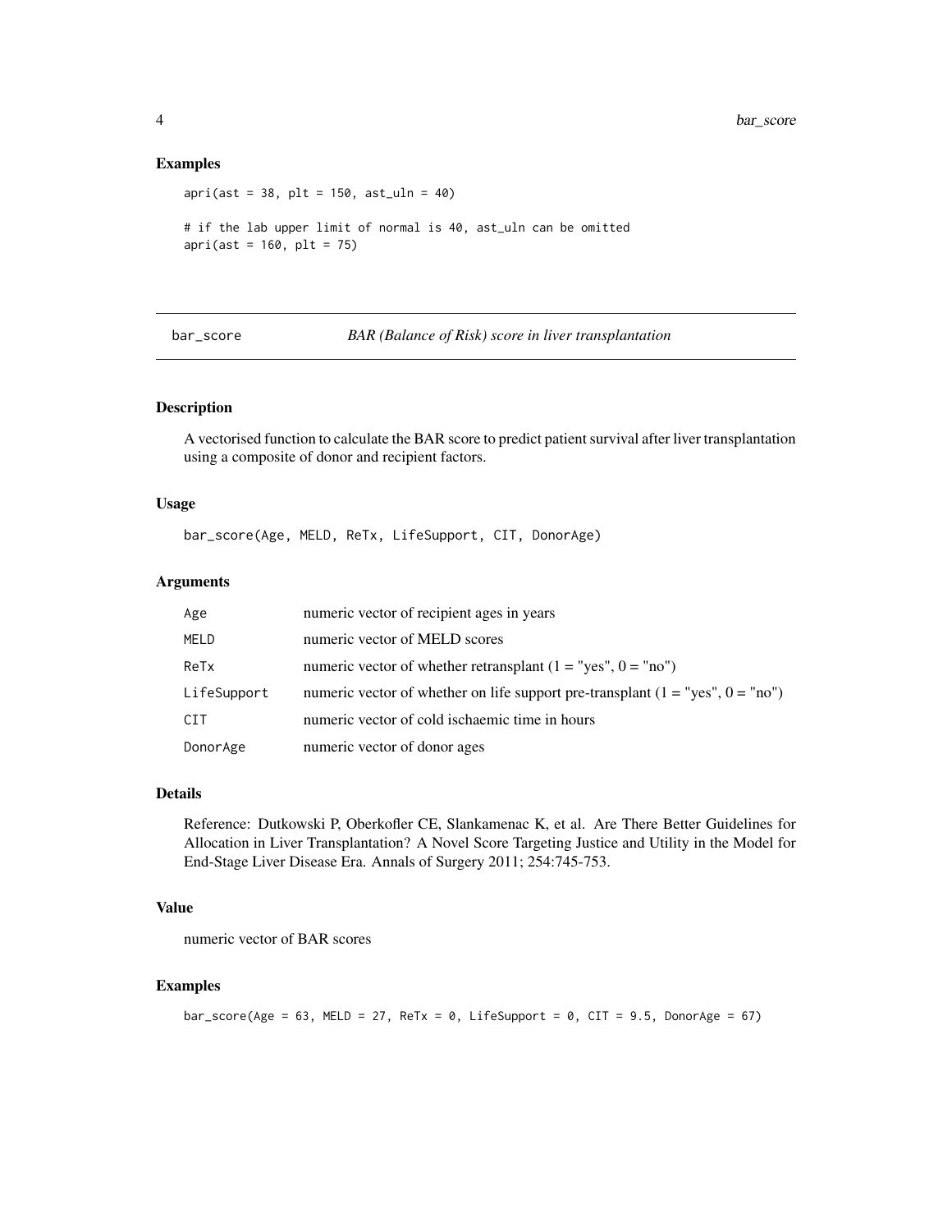## Examples

```
apri(ast = 38, plt = 150, ast_uln = 40)

# if the lab upper limit of normal is 40, ast_uln can be omitted
apri(ast = 160, plt = 75)
```

---

# bar_score — *BAR (Balance of Risk) score in liver transplantation*

## Description

A vectorised function to calculate the BAR score to predict patient survival after liver transplantation using a composite of donor and recipient factors.

## Usage

```
bar_score(Age, MELD, ReTx, LifeSupport, CIT, DonorAge)
```

## Arguments

| | |
|---|---|
| Age | numeric vector of recipient ages in years |
| MELD | numeric vector of MELD scores |
| ReTx | numeric vector of whether retransplant (1 = "yes", 0 = "no") |
| LifeSupport | numeric vector of whether on life support pre-transplant (1 = "yes", 0 = "no") |
| CIT | numeric vector of cold ischaemic time in hours |
| DonorAge | numeric vector of donor ages |

## Details

Reference: Dutkowski P, Oberkofler CE, Slankamenac K, et al. Are There Better Guidelines for Allocation in Liver Transplantation? A Novel Score Targeting Justice and Utility in the Model for End-Stage Liver Disease Era. Annals of Surgery 2011; 254:745-753.

## Value

numeric vector of BAR scores

## Examples

```
bar_score(Age = 63, MELD = 27, ReTx = 0, LifeSupport = 0, CIT = 9.5, DonorAge = 67)
```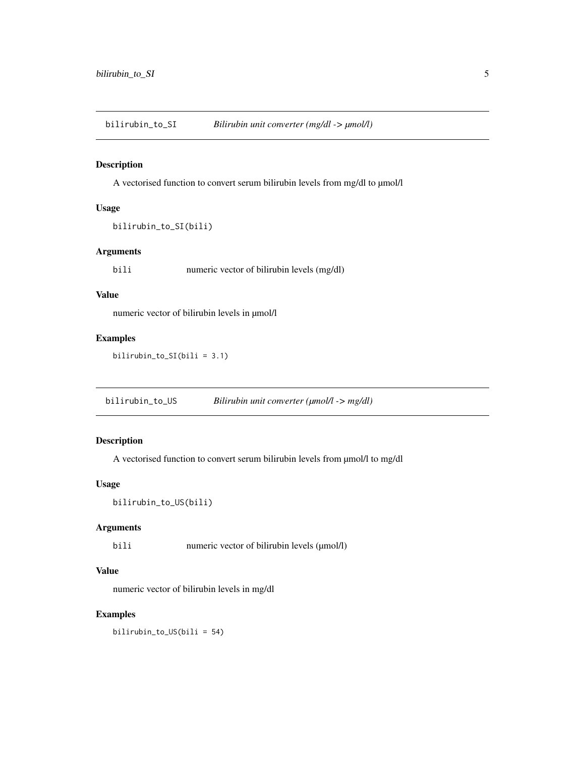## bilirubin_to_SI    *Bilirubin unit converter (mg/dl -> µmol/l)*

### Description

A vectorised function to convert serum bilirubin levels from mg/dl to µmol/l

### Usage

```
bilirubin_to_SI(bili)
```

### Arguments

| | |
|---|---|
| bili | numeric vector of bilirubin levels (mg/dl) |

### Value

numeric vector of bilirubin levels in µmol/l

### Examples

```
bilirubin_to_SI(bili = 3.1)
```

## bilirubin_to_US    *Bilirubin unit converter (µmol/l -> mg/dl)*

### Description

A vectorised function to convert serum bilirubin levels from µmol/l to mg/dl

### Usage

```
bilirubin_to_US(bili)
```

### Arguments

| | |
|---|---|
| bili | numeric vector of bilirubin levels (µmol/l) |

### Value

numeric vector of bilirubin levels in mg/dl

### Examples

```
bilirubin_to_US(bili = 54)
```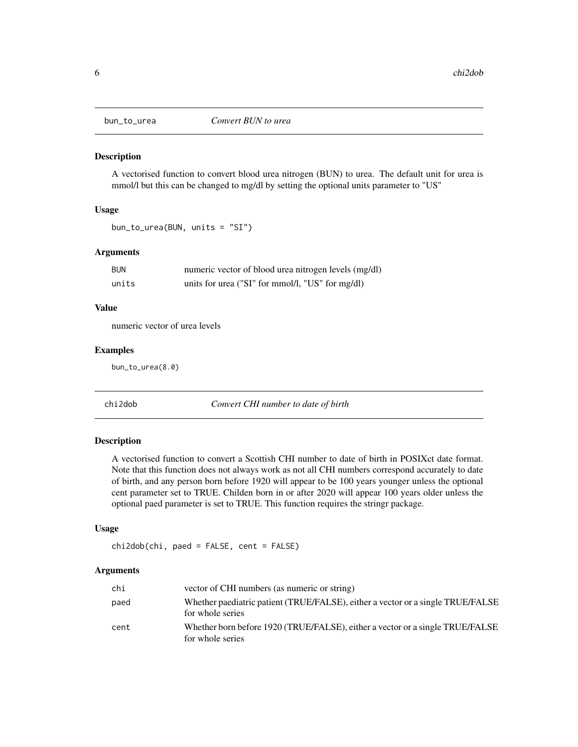## bun_to_urea *Convert BUN to urea*

### Description

A vectorised function to convert blood urea nitrogen (BUN) to urea. The default unit for urea is mmol/l but this can be changed to mg/dl by setting the optional units parameter to "US"

### Usage

```
bun_to_urea(BUN, units = "SI")
```

### Arguments

| | |
|---|---|
| BUN | numeric vector of blood urea nitrogen levels (mg/dl) |
| units | units for urea ("SI" for mmol/l, "US" for mg/dl) |

### Value

numeric vector of urea levels

### Examples

```
bun_to_urea(8.0)
```

## chi2dob *Convert CHI number to date of birth*

### Description

A vectorised function to convert a Scottish CHI number to date of birth in POSIXct date format. Note that this function does not always work as not all CHI numbers correspond accurately to date of birth, and any person born before 1920 will appear to be 100 years younger unless the optional cent parameter set to TRUE. Childen born in or after 2020 will appear 100 years older unless the optional paed parameter is set to TRUE. This function requires the stringr package.

### Usage

```
chi2dob(chi, paed = FALSE, cent = FALSE)
```

### Arguments

| | |
|---|---|
| chi | vector of CHI numbers (as numeric or string) |
| paed | Whether paediatric patient (TRUE/FALSE), either a vector or a single TRUE/FALSE for whole series |
| cent | Whether born before 1920 (TRUE/FALSE), either a vector or a single TRUE/FALSE for whole series |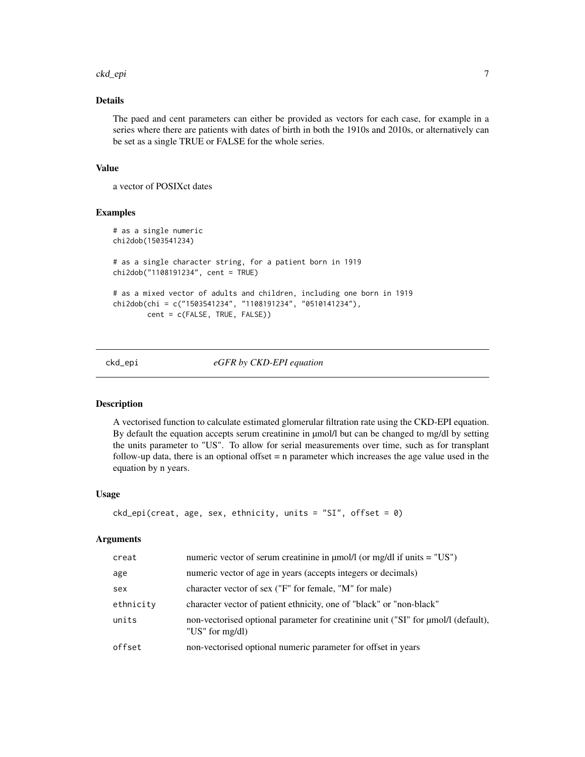### Details

The paed and cent parameters can either be provided as vectors for each case, for example in a series where there are patients with dates of birth in both the 1910s and 2010s, or alternatively can be set as a single TRUE or FALSE for the whole series.

### Value

a vector of POSIXct dates

### Examples

```
# as a single numeric
chi2dob(1503541234)

# as a single character string, for a patient born in 1919
chi2dob("1108191234", cent = TRUE)

# as a mixed vector of adults and children, including one born in 1919
chi2dob(chi = c("1503541234", "1108191234", "0510141234"),
        cent = c(FALSE, TRUE, FALSE))
```

## ckd_epi — *eGFR by CKD-EPI equation*

### Description

A vectorised function to calculate estimated glomerular filtration rate using the CKD-EPI equation. By default the equation accepts serum creatinine in µmol/l but can be changed to mg/dl by setting the units parameter to "US". To allow for serial measurements over time, such as for transplant follow-up data, there is an optional offset = n parameter which increases the age value used in the equation by n years.

### Usage

```
ckd_epi(creat, age, sex, ethnicity, units = "SI", offset = 0)
```

### Arguments

| | |
|---|---|
| creat | numeric vector of serum creatinine in µmol/l (or mg/dl if units = "US") |
| age | numeric vector of age in years (accepts integers or decimals) |
| sex | character vector of sex ("F" for female, "M" for male) |
| ethnicity | character vector of patient ethnicity, one of "black" or "non-black" |
| units | non-vectorised optional parameter for creatinine unit ("SI" for µmol/l (default), "US" for mg/dl) |
| offset | non-vectorised optional numeric parameter for offset in years |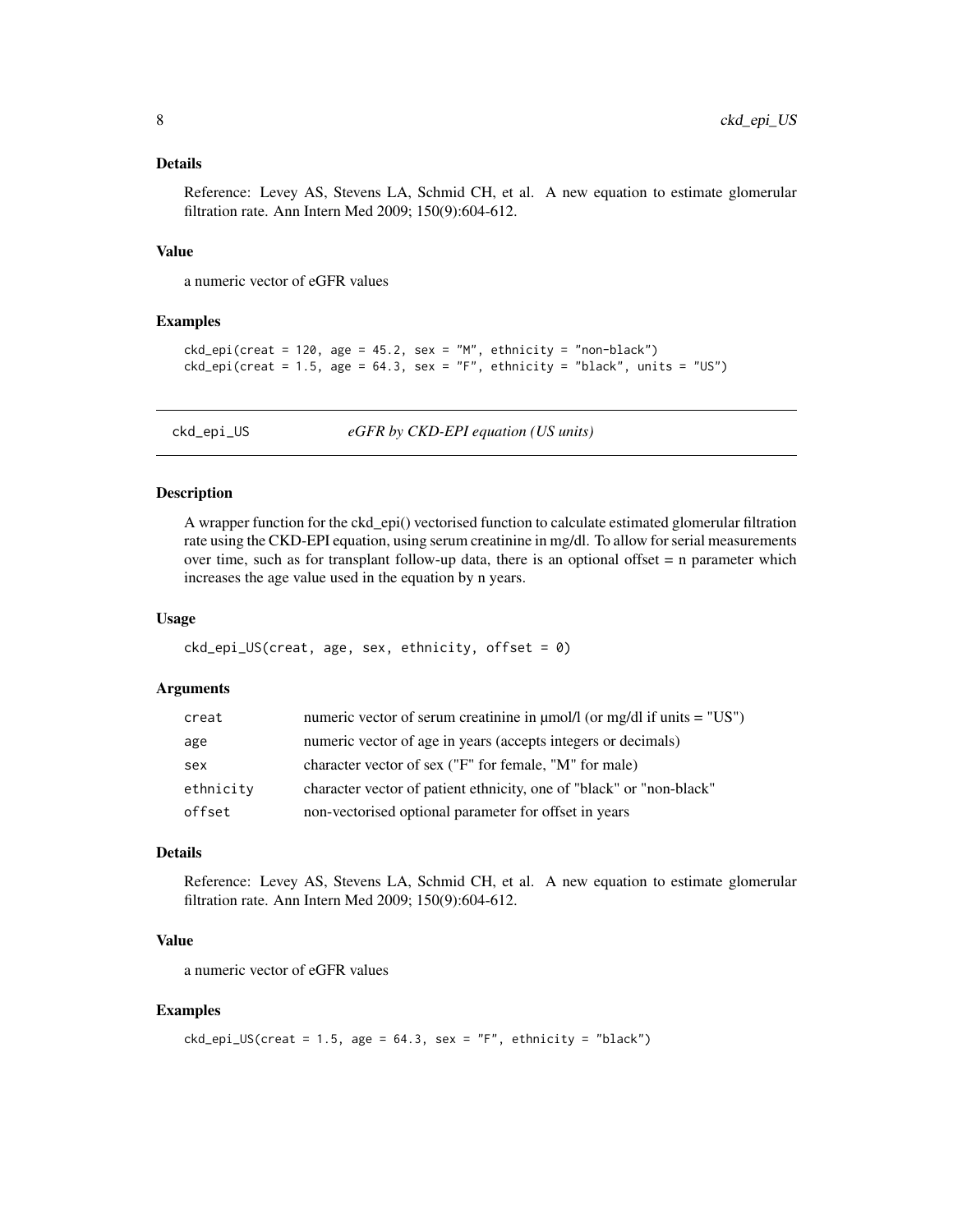### Details

Reference: Levey AS, Stevens LA, Schmid CH, et al. A new equation to estimate glomerular filtration rate. Ann Intern Med 2009; 150(9):604-612.

### Value

a numeric vector of eGFR values

### Examples

```
ckd_epi(creat = 120, age = 45.2, sex = "M", ethnicity = "non-black")
ckd_epi(creat = 1.5, age = 64.3, sex = "F", ethnicity = "black", units = "US")
```

---

## ckd_epi_US *eGFR by CKD-EPI equation (US units)*

### Description

A wrapper function for the ckd_epi() vectorised function to calculate estimated glomerular filtration rate using the CKD-EPI equation, using serum creatinine in mg/dl. To allow for serial measurements over time, such as for transplant follow-up data, there is an optional offset = n parameter which increases the age value used in the equation by n years.

### Usage

```
ckd_epi_US(creat, age, sex, ethnicity, offset = 0)
```

### Arguments

| | |
|---|---|
| creat | numeric vector of serum creatinine in µmol/l (or mg/dl if units = "US") |
| age | numeric vector of age in years (accepts integers or decimals) |
| sex | character vector of sex ("F" for female, "M" for male) |
| ethnicity | character vector of patient ethnicity, one of "black" or "non-black" |
| offset | non-vectorised optional parameter for offset in years |

### Details

Reference: Levey AS, Stevens LA, Schmid CH, et al. A new equation to estimate glomerular filtration rate. Ann Intern Med 2009; 150(9):604-612.

### Value

a numeric vector of eGFR values

### Examples

```
ckd_epi_US(creat = 1.5, age = 64.3, sex = "F", ethnicity = "black")
```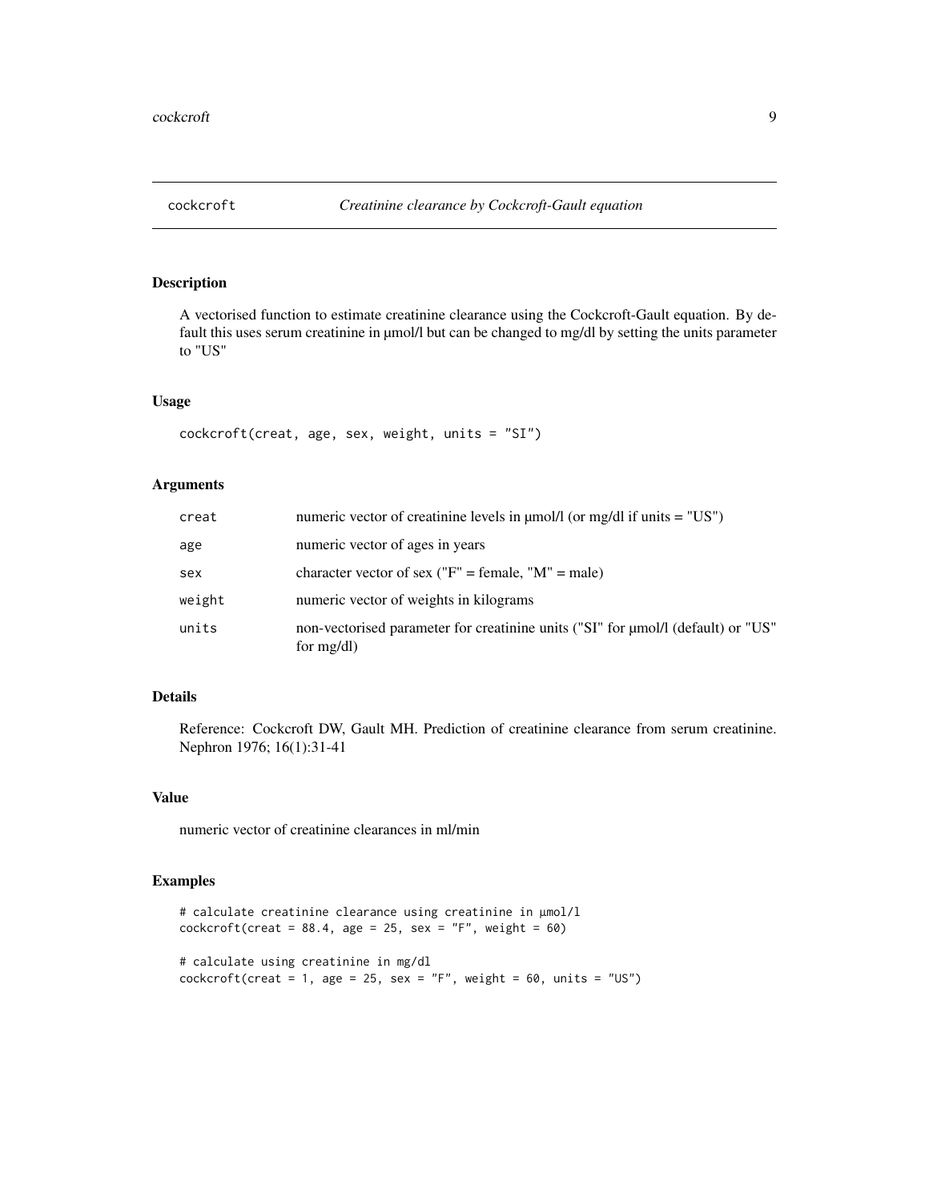# cockcroft — *Creatinine clearance by Cockcroft-Gault equation*

## Description

A vectorised function to estimate creatinine clearance using the Cockcroft-Gault equation. By default this uses serum creatinine in µmol/l but can be changed to mg/dl by setting the units parameter to "US"

## Usage

```
cockcroft(creat, age, sex, weight, units = "SI")
```

## Arguments

| | |
|---|---|
| creat | numeric vector of creatinine levels in µmol/l (or mg/dl if units = "US") |
| age | numeric vector of ages in years |
| sex | character vector of sex ("F" = female, "M" = male) |
| weight | numeric vector of weights in kilograms |
| units | non-vectorised parameter for creatinine units ("SI" for µmol/l (default) or "US" for mg/dl) |

## Details

Reference: Cockcroft DW, Gault MH. Prediction of creatinine clearance from serum creatinine. Nephron 1976; 16(1):31-41

## Value

numeric vector of creatinine clearances in ml/min

## Examples

```
# calculate creatinine clearance using creatinine in µmol/l
cockcroft(creat = 88.4, age = 25, sex = "F", weight = 60)

# calculate using creatinine in mg/dl
cockcroft(creat = 1, age = 25, sex = "F", weight = 60, units = "US")
```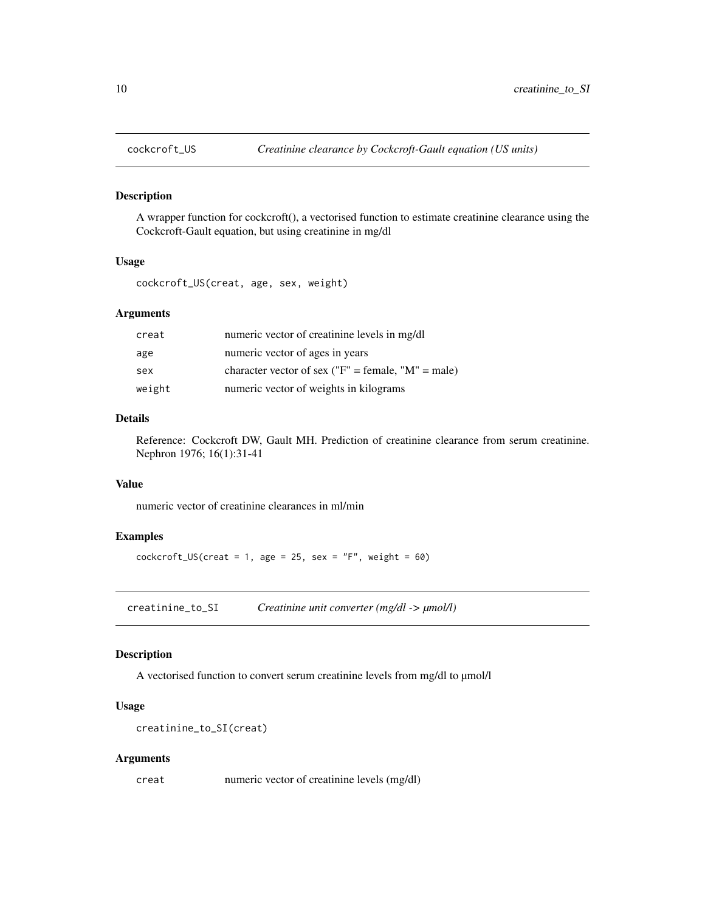## cockcroft_US — *Creatinine clearance by Cockcroft-Gault equation (US units)*

### Description

A wrapper function for cockcroft(), a vectorised function to estimate creatinine clearance using the Cockcroft-Gault equation, but using creatinine in mg/dl

### Usage

```
cockcroft_US(creat, age, sex, weight)
```

### Arguments

| | |
|---|---|
| `creat` | numeric vector of creatinine levels in mg/dl |
| `age` | numeric vector of ages in years |
| `sex` | character vector of sex ("F" = female, "M" = male) |
| `weight` | numeric vector of weights in kilograms |

### Details

Reference: Cockcroft DW, Gault MH. Prediction of creatinine clearance from serum creatinine. Nephron 1976; 16(1):31-41

### Value

numeric vector of creatinine clearances in ml/min

### Examples

```
cockcroft_US(creat = 1, age = 25, sex = "F", weight = 60)
```

## creatinine_to_SI — *Creatinine unit converter (mg/dl -> µmol/l)*

### Description

A vectorised function to convert serum creatinine levels from mg/dl to µmol/l

### Usage

```
creatinine_to_SI(creat)
```

### Arguments

| | |
|---|---|
| `creat` | numeric vector of creatinine levels (mg/dl) |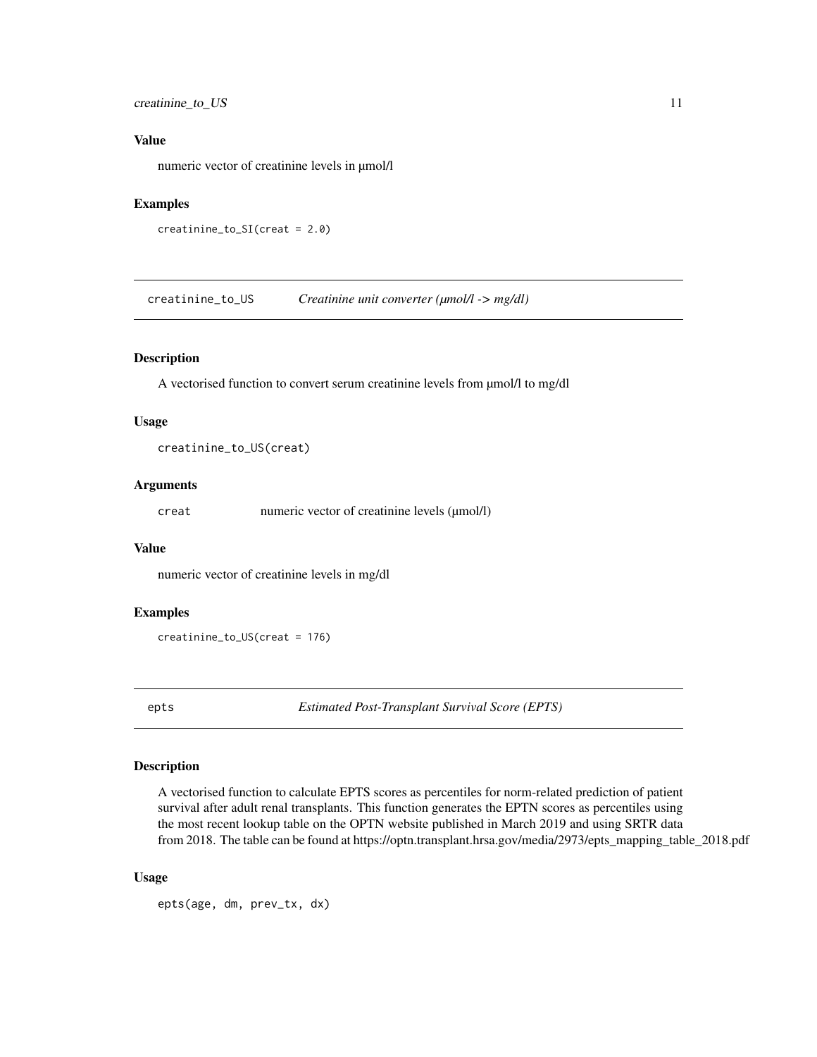## Value

numeric vector of creatinine levels in µmol/l

## Examples

```
creatinine_to_SI(creat = 2.0)
```

---

# creatinine_to_US — *Creatinine unit converter (µmol/l -> mg/dl)*

## Description

A vectorised function to convert serum creatinine levels from µmol/l to mg/dl

## Usage

```
creatinine_to_US(creat)
```

## Arguments

| | |
|---|---|
| creat | numeric vector of creatinine levels (µmol/l) |

## Value

numeric vector of creatinine levels in mg/dl

## Examples

```
creatinine_to_US(creat = 176)
```

---

# epts — *Estimated Post-Transplant Survival Score (EPTS)*

## Description

A vectorised function to calculate EPTS scores as percentiles for norm-related prediction of patient survival after adult renal transplants. This function generates the EPTN scores as percentiles using the most recent lookup table on the OPTN website published in March 2019 and using SRTR data from 2018. The table can be found at https://optn.transplant.hrsa.gov/media/2973/epts_mapping_table_2018.pdf

## Usage

```
epts(age, dm, prev_tx, dx)
```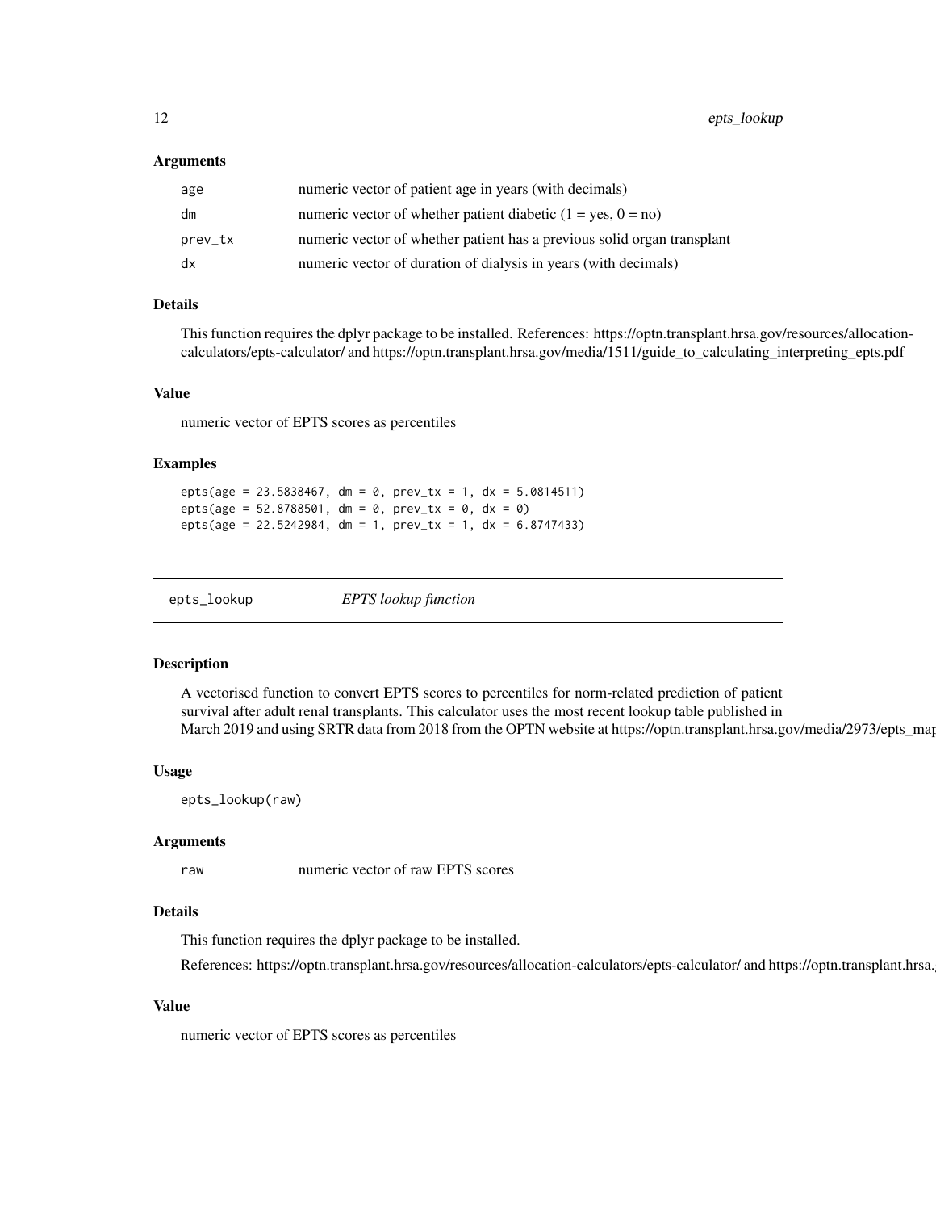### Arguments

| | |
|---|---|
| age | numeric vector of patient age in years (with decimals) |
| dm | numeric vector of whether patient diabetic (1 = yes, 0 = no) |
| prev_tx | numeric vector of whether patient has a previous solid organ transplant |
| dx | numeric vector of duration of dialysis in years (with decimals) |

### Details

This function requires the dplyr package to be installed. References: https://optn.transplant.hrsa.gov/resources/allocation-calculators/epts-calculator/ and https://optn.transplant.hrsa.gov/media/1511/guide_to_calculating_interpreting_epts.pdf

### Value

numeric vector of EPTS scores as percentiles

### Examples

```
epts(age = 23.5838467, dm = 0, prev_tx = 1, dx = 5.0814511)
epts(age = 52.8788501, dm = 0, prev_tx = 0, dx = 0)
epts(age = 22.5242984, dm = 1, prev_tx = 1, dx = 6.8747433)
```

---

## epts_lookup — *EPTS lookup function*

### Description

A vectorised function to convert EPTS scores to percentiles for norm-related prediction of patient survival after adult renal transplants. This calculator uses the most recent lookup table published in March 2019 and using SRTR data from 2018 from the OPTN website at https://optn.transplant.hrsa.gov/media/2973/epts_map

### Usage

```
epts_lookup(raw)
```

### Arguments

| | |
|---|---|
| raw | numeric vector of raw EPTS scores |

### Details

This function requires the dplyr package to be installed.

References: https://optn.transplant.hrsa.gov/resources/allocation-calculators/epts-calculator/ and https://optn.transplant.hrsa.

### Value

numeric vector of EPTS scores as percentiles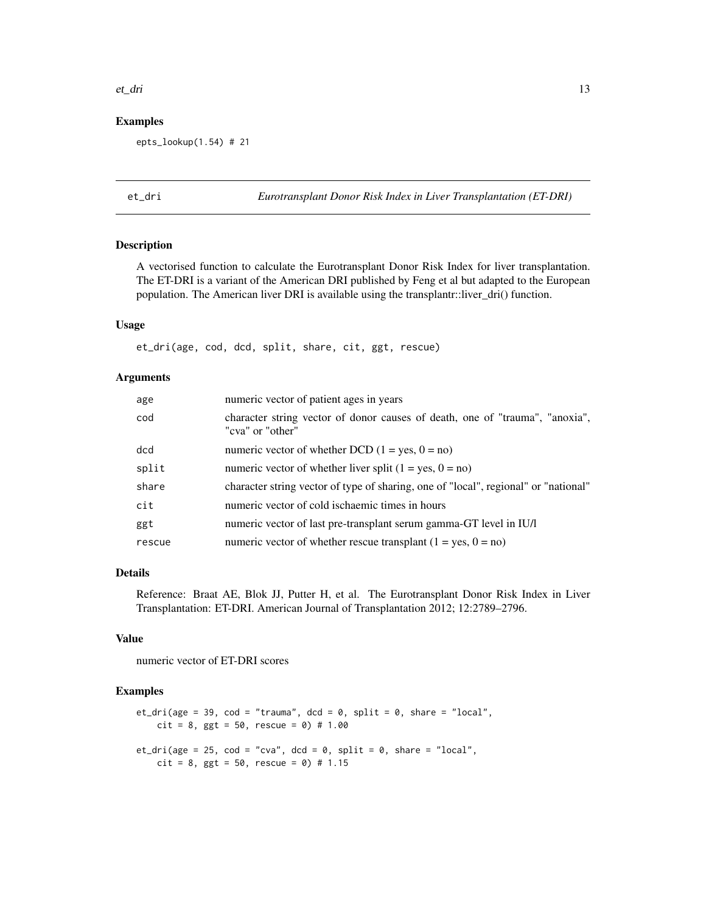### Examples

```
epts_lookup(1.54) # 21
```

## et_dri — *Eurotransplant Donor Risk Index in Liver Transplantation (ET-DRI)*

### Description

A vectorised function to calculate the Eurotransplant Donor Risk Index for liver transplantation. The ET-DRI is a variant of the American DRI published by Feng et al but adapted to the European population. The American liver DRI is available using the transplantr::liver_dri() function.

### Usage

```
et_dri(age, cod, dcd, split, share, cit, ggt, rescue)
```

### Arguments

| | |
|---|---|
| age | numeric vector of patient ages in years |
| cod | character string vector of donor causes of death, one of "trauma", "anoxia", "cva" or "other" |
| dcd | numeric vector of whether DCD (1 = yes, 0 = no) |
| split | numeric vector of whether liver split (1 = yes, 0 = no) |
| share | character string vector of type of sharing, one of "local", regional" or "national" |
| cit | numeric vector of cold ischaemic times in hours |
| ggt | numeric vector of last pre-transplant serum gamma-GT level in IU/l |
| rescue | numeric vector of whether rescue transplant (1 = yes, 0 = no) |

### Details

Reference: Braat AE, Blok JJ, Putter H, et al. The Eurotransplant Donor Risk Index in Liver Transplantation: ET-DRI. American Journal of Transplantation 2012; 12:2789–2796.

### Value

numeric vector of ET-DRI scores

### Examples

```
et_dri(age = 39, cod = "trauma", dcd = 0, split = 0, share = "local",
    cit = 8, ggt = 50, rescue = 0) # 1.00

et_dri(age = 25, cod = "cva", dcd = 0, split = 0, share = "local",
    cit = 8, ggt = 50, rescue = 0) # 1.15
```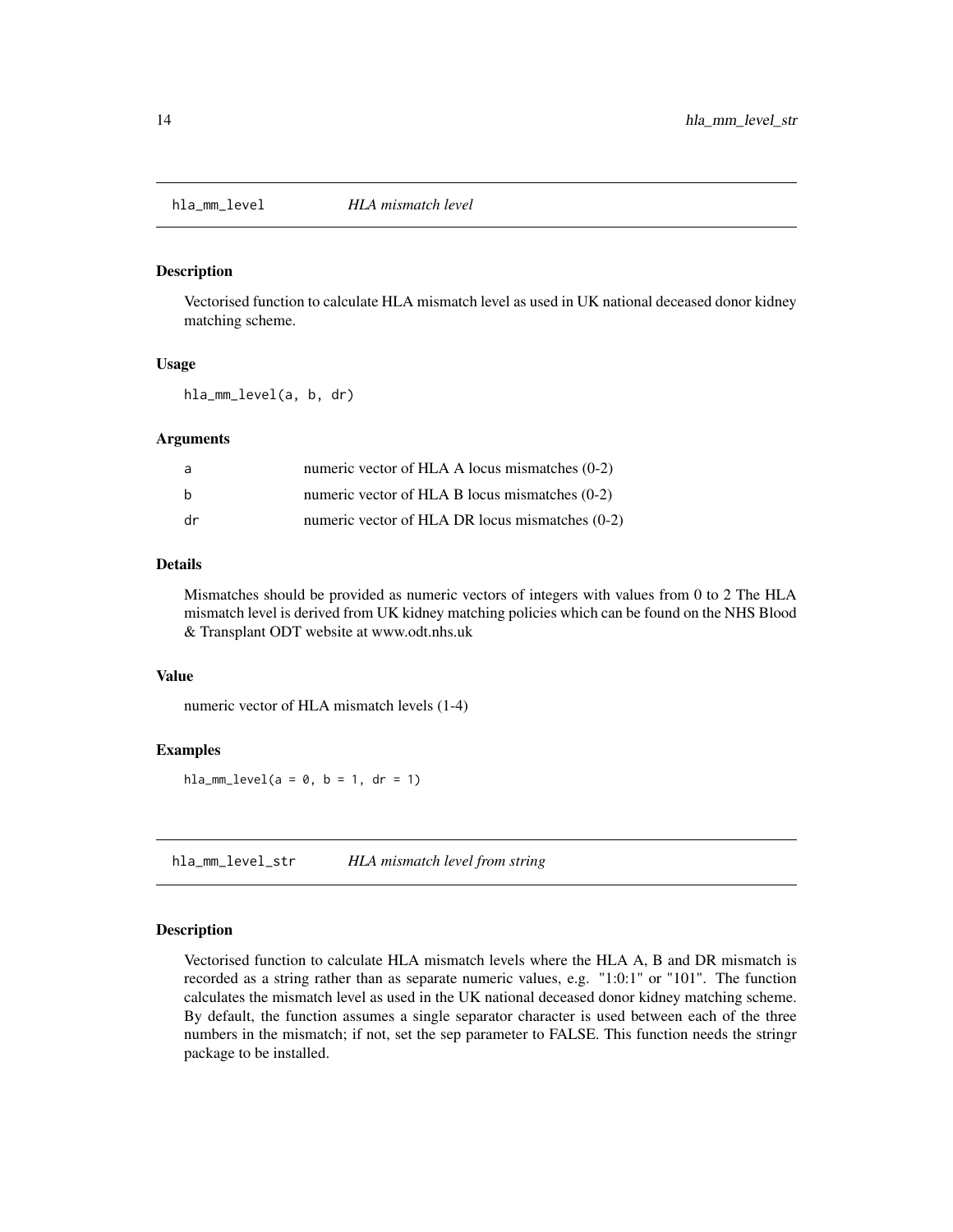## hla_mm_level — *HLA mismatch level*

### Description

Vectorised function to calculate HLA mismatch level as used in UK national deceased donor kidney matching scheme.

### Usage

```
hla_mm_level(a, b, dr)
```

### Arguments

| | |
|---|---|
| a | numeric vector of HLA A locus mismatches (0-2) |
| b | numeric vector of HLA B locus mismatches (0-2) |
| dr | numeric vector of HLA DR locus mismatches (0-2) |

### Details

Mismatches should be provided as numeric vectors of integers with values from 0 to 2 The HLA mismatch level is derived from UK kidney matching policies which can be found on the NHS Blood & Transplant ODT website at www.odt.nhs.uk

### Value

numeric vector of HLA mismatch levels (1-4)

### Examples

```
hla_mm_level(a = 0, b = 1, dr = 1)
```

## hla_mm_level_str — *HLA mismatch level from string*

### Description

Vectorised function to calculate HLA mismatch levels where the HLA A, B and DR mismatch is recorded as a string rather than as separate numeric values, e.g. "1:0:1" or "101". The function calculates the mismatch level as used in the UK national deceased donor kidney matching scheme. By default, the function assumes a single separator character is used between each of the three numbers in the mismatch; if not, set the sep parameter to FALSE. This function needs the stringr package to be installed.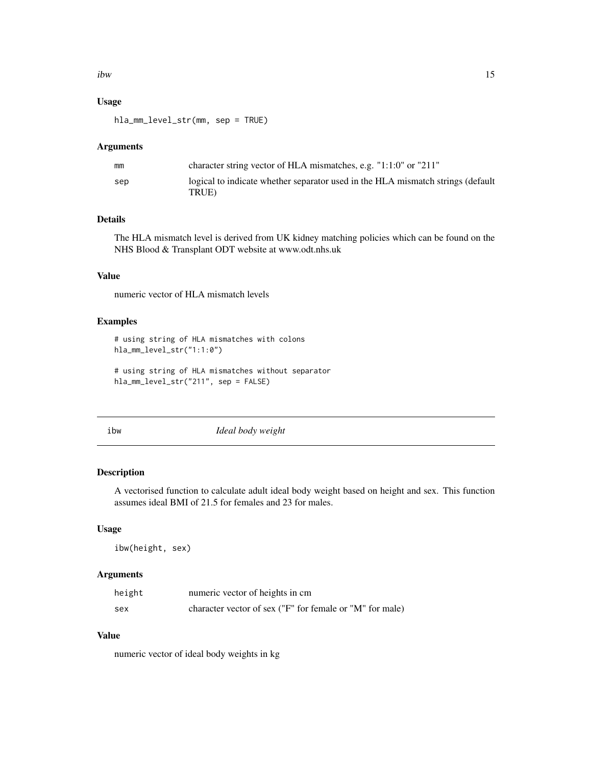### Usage

```
hla_mm_level_str(mm, sep = TRUE)
```

### Arguments

| | |
|---|---|
| mm | character string vector of HLA mismatches, e.g. "1:1:0" or "211" |
| sep | logical to indicate whether separator used in the HLA mismatch strings (default TRUE) |

### Details

The HLA mismatch level is derived from UK kidney matching policies which can be found on the NHS Blood & Transplant ODT website at www.odt.nhs.uk

### Value

numeric vector of HLA mismatch levels

### Examples

```
# using string of HLA mismatches with colons
hla_mm_level_str("1:1:0")

# using string of HLA mismatches without separator
hla_mm_level_str("211", sep = FALSE)
```

---

## ibw — *Ideal body weight*

---

### Description

A vectorised function to calculate adult ideal body weight based on height and sex. This function assumes ideal BMI of 21.5 for females and 23 for males.

### Usage

```
ibw(height, sex)
```

### Arguments

| | |
|---|---|
| height | numeric vector of heights in cm |
| sex | character vector of sex ("F" for female or "M" for male) |

### Value

numeric vector of ideal body weights in kg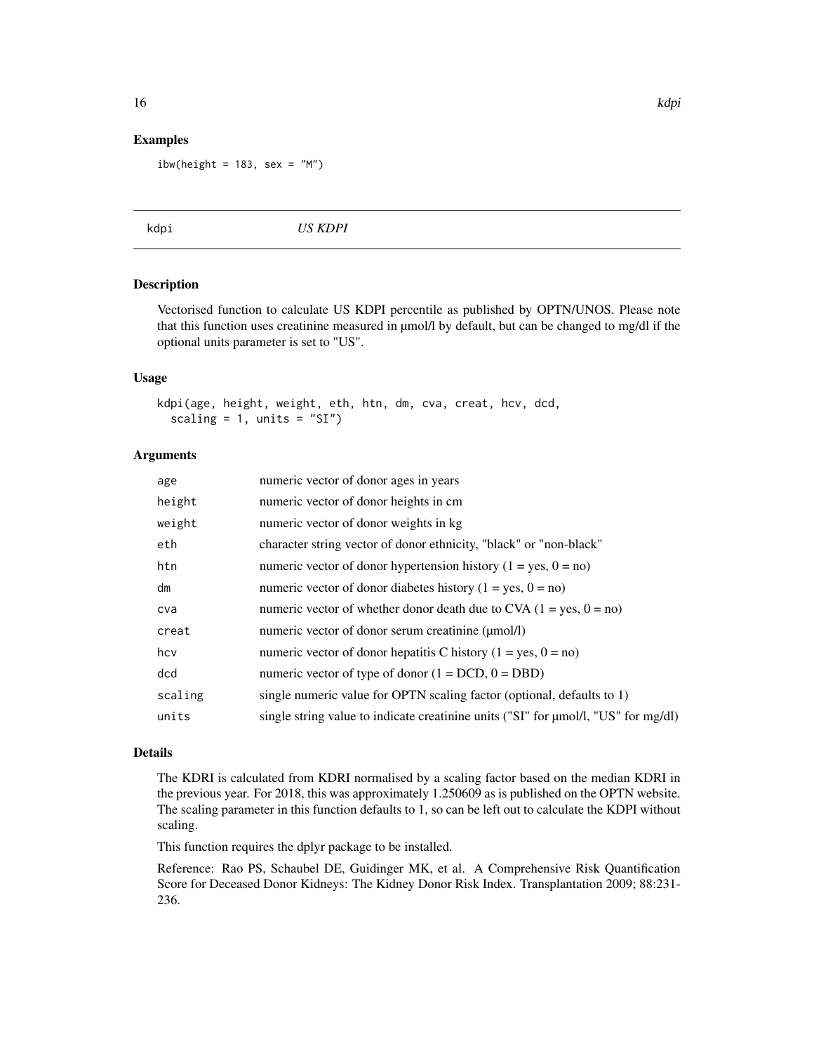## Examples

```
ibw(height = 183, sex = "M")
```

---

## kdpi *US KDPI*

### Description

Vectorised function to calculate US KDPI percentile as published by OPTN/UNOS. Please note that this function uses creatinine measured in µmol/l by default, but can be changed to mg/dl if the optional units parameter is set to "US".

### Usage

```
kdpi(age, height, weight, eth, htn, dm, cva, creat, hcv, dcd,
  scaling = 1, units = "SI")
```

### Arguments

| | |
|---|---|
| age | numeric vector of donor ages in years |
| height | numeric vector of donor heights in cm |
| weight | numeric vector of donor weights in kg |
| eth | character string vector of donor ethnicity, "black" or "non-black" |
| htn | numeric vector of donor hypertension history (1 = yes, 0 = no) |
| dm | numeric vector of donor diabetes history (1 = yes, 0 = no) |
| cva | numeric vector of whether donor death due to CVA (1 = yes, 0 = no) |
| creat | numeric vector of donor serum creatinine (µmol/l) |
| hcv | numeric vector of donor hepatitis C history (1 = yes, 0 = no) |
| dcd | numeric vector of type of donor (1 = DCD, 0 = DBD) |
| scaling | single numeric value for OPTN scaling factor (optional, defaults to 1) |
| units | single string value to indicate creatinine units ("SI" for µmol/l, "US" for mg/dl) |

### Details

The KDRI is calculated from KDRI normalised by a scaling factor based on the median KDRI in the previous year. For 2018, this was approximately 1.250609 as is published on the OPTN website. The scaling parameter in this function defaults to 1, so can be left out to calculate the KDPI without scaling.

This function requires the dplyr package to be installed.

Reference: Rao PS, Schaubel DE, Guidinger MK, et al. A Comprehensive Risk Quantification Score for Deceased Donor Kidneys: The Kidney Donor Risk Index. Transplantation 2009; 88:231-236.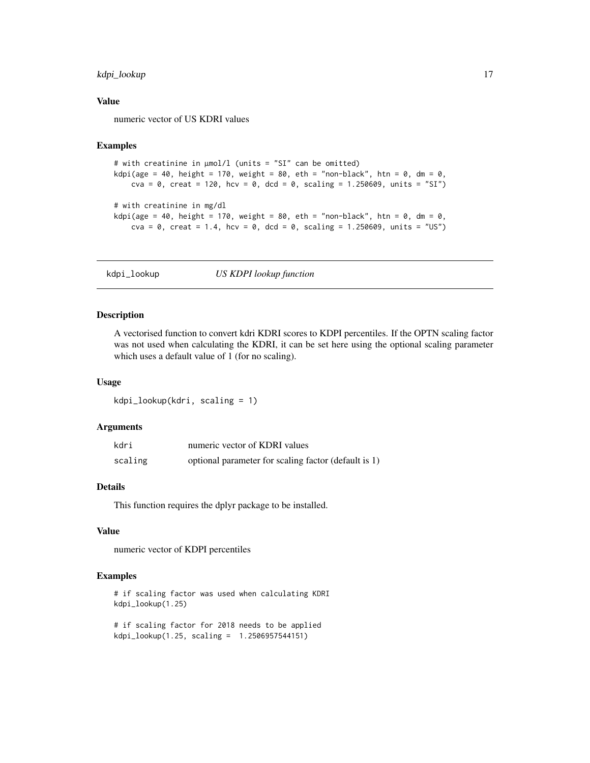### Value

numeric vector of US KDRI values

### Examples

```
# with creatinine in µmol/l (units = "SI" can be omitted)
kdpi(age = 40, height = 170, weight = 80, eth = "non-black", htn = 0, dm = 0,
    cva = 0, creat = 120, hcv = 0, dcd = 0, scaling = 1.250609, units = "SI")

# with creatinine in mg/dl
kdpi(age = 40, height = 170, weight = 80, eth = "non-black", htn = 0, dm = 0,
    cva = 0, creat = 1.4, hcv = 0, dcd = 0, scaling = 1.250609, units = "US")
```

## kdpi_lookup — *US KDPI lookup function*

### Description

A vectorised function to convert kdri KDRI scores to KDPI percentiles. If the OPTN scaling factor was not used when calculating the KDRI, it can be set here using the optional scaling parameter which uses a default value of 1 (for no scaling).

### Usage

```
kdpi_lookup(kdri, scaling = 1)
```

### Arguments

| | |
|---|---|
| kdri | numeric vector of KDRI values |
| scaling | optional parameter for scaling factor (default is 1) |

### Details

This function requires the dplyr package to be installed.

### Value

numeric vector of KDPI percentiles

### Examples

```
# if scaling factor was used when calculating KDRI
kdpi_lookup(1.25)

# if scaling factor for 2018 needs to be applied
kdpi_lookup(1.25, scaling =  1.2506957544151)
```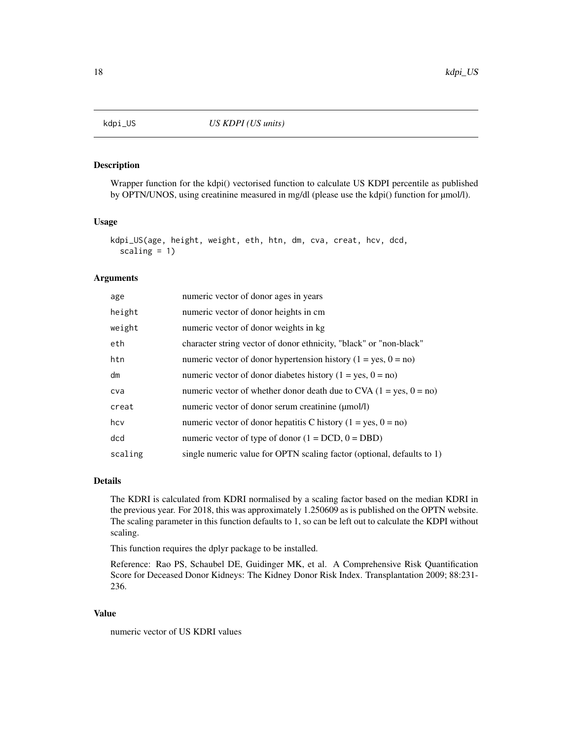`kdpi_US` *US KDPI (US units)*

## Description

Wrapper function for the kdpi() vectorised function to calculate US KDPI percentile as published by OPTN/UNOS, using creatinine measured in mg/dl (please use the kdpi() function for µmol/l).

## Usage

```
kdpi_US(age, height, weight, eth, htn, dm, cva, creat, hcv, dcd,
  scaling = 1)
```

## Arguments

| | |
|---|---|
| `age` | numeric vector of donor ages in years |
| `height` | numeric vector of donor heights in cm |
| `weight` | numeric vector of donor weights in kg |
| `eth` | character string vector of donor ethnicity, "black" or "non-black" |
| `htn` | numeric vector of donor hypertension history (1 = yes, 0 = no) |
| `dm` | numeric vector of donor diabetes history (1 = yes, 0 = no) |
| `cva` | numeric vector of whether donor death due to CVA (1 = yes, 0 = no) |
| `creat` | numeric vector of donor serum creatinine (µmol/l) |
| `hcv` | numeric vector of donor hepatitis C history (1 = yes, 0 = no) |
| `dcd` | numeric vector of type of donor (1 = DCD, 0 = DBD) |
| `scaling` | single numeric value for OPTN scaling factor (optional, defaults to 1) |

## Details

The KDRI is calculated from KDRI normalised by a scaling factor based on the median KDRI in the previous year. For 2018, this was approximately 1.250609 as is published on the OPTN website. The scaling parameter in this function defaults to 1, so can be left out to calculate the KDPI without scaling.

This function requires the dplyr package to be installed.

Reference: Rao PS, Schaubel DE, Guidinger MK, et al. A Comprehensive Risk Quantification Score for Deceased Donor Kidneys: The Kidney Donor Risk Index. Transplantation 2009; 88:231-236.

## Value

numeric vector of US KDRI values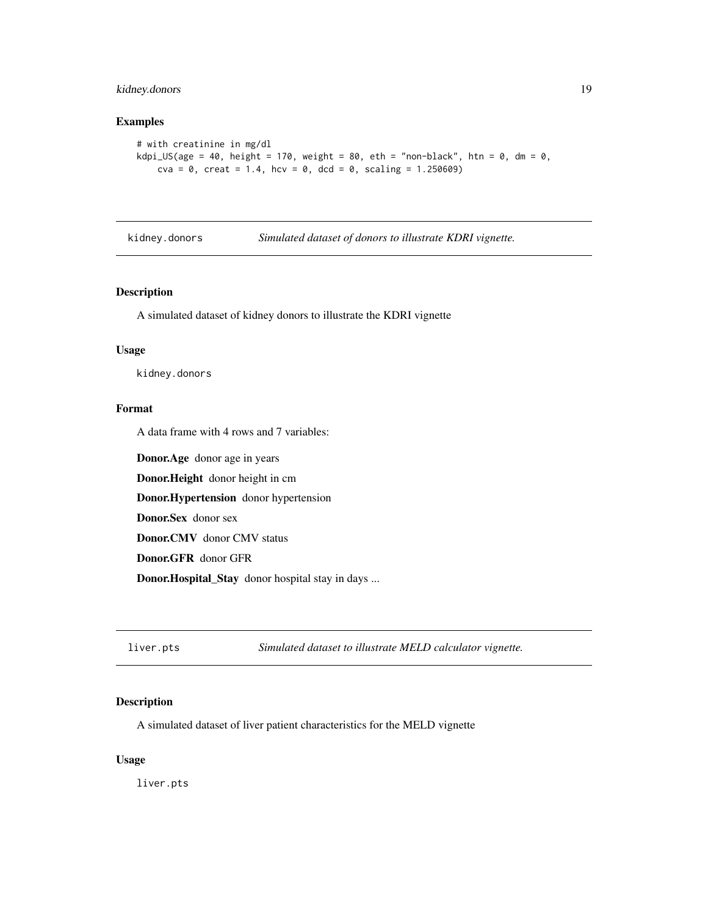## Examples

```
# with creatinine in mg/dl
kdpi_US(age = 40, height = 170, weight = 80, eth = "non-black", htn = 0, dm = 0,
    cva = 0, creat = 1.4, hcv = 0, dcd = 0, scaling = 1.250609)
```

---

# kidney.donors — *Simulated dataset of donors to illustrate KDRI vignette.*

## Description

A simulated dataset of kidney donors to illustrate the KDRI vignette

## Usage

```
kidney.donors
```

## Format

A data frame with 4 rows and 7 variables:

**Donor.Age** donor age in years

**Donor.Height** donor height in cm

**Donor.Hypertension** donor hypertension

**Donor.Sex** donor sex

**Donor.CMV** donor CMV status

**Donor.GFR** donor GFR

**Donor.Hospital_Stay** donor hospital stay in days ...

---

# liver.pts — *Simulated dataset to illustrate MELD calculator vignette.*

## Description

A simulated dataset of liver patient characteristics for the MELD vignette

## Usage

```
liver.pts
```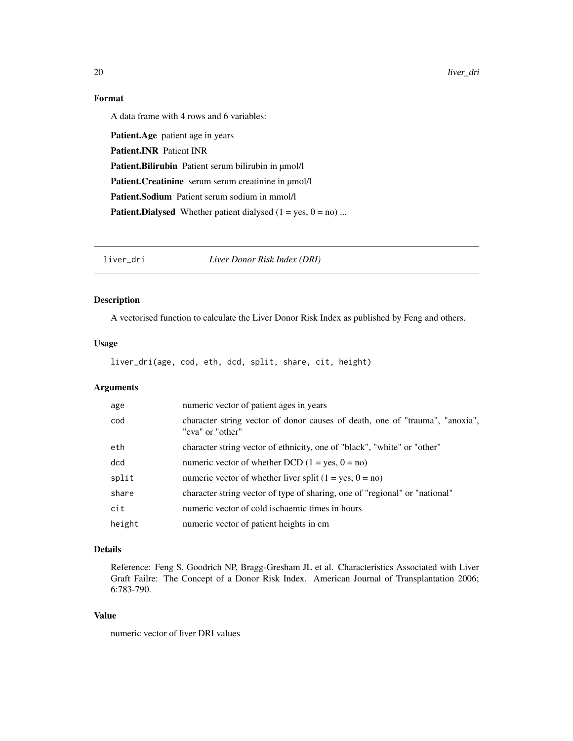## Format

A data frame with 4 rows and 6 variables:

**Patient.Age** patient age in years

**Patient.INR** Patient INR

**Patient.Bilirubin** Patient serum bilirubin in µmol/l

**Patient.Creatinine** serum serum creatinine in µmol/l

**Patient.Sodium** Patient serum sodium in mmol/l

**Patient.Dialysed** Whether patient dialysed (1 = yes, 0 = no) ...

---

`liver_dri` *Liver Donor Risk Index (DRI)*

---

## Description

A vectorised function to calculate the Liver Donor Risk Index as published by Feng and others.

## Usage

```
liver_dri(age, cod, eth, dcd, split, share, cit, height)
```

## Arguments

| | |
|---|---|
| `age` | numeric vector of patient ages in years |
| `cod` | character string vector of donor causes of death, one of "trauma", "anoxia", "cva" or "other" |
| `eth` | character string vector of ethnicity, one of "black", "white" or "other" |
| `dcd` | numeric vector of whether DCD (1 = yes, 0 = no) |
| `split` | numeric vector of whether liver split (1 = yes, 0 = no) |
| `share` | character string vector of type of sharing, one of "regional" or "national" |
| `cit` | numeric vector of cold ischaemic times in hours |
| `height` | numeric vector of patient heights in cm |

## Details

Reference: Feng S, Goodrich NP, Bragg-Gresham JL et al. Characteristics Associated with Liver Graft Failre: The Concept of a Donor Risk Index. American Journal of Transplantation 2006; 6:783-790.

## Value

numeric vector of liver DRI values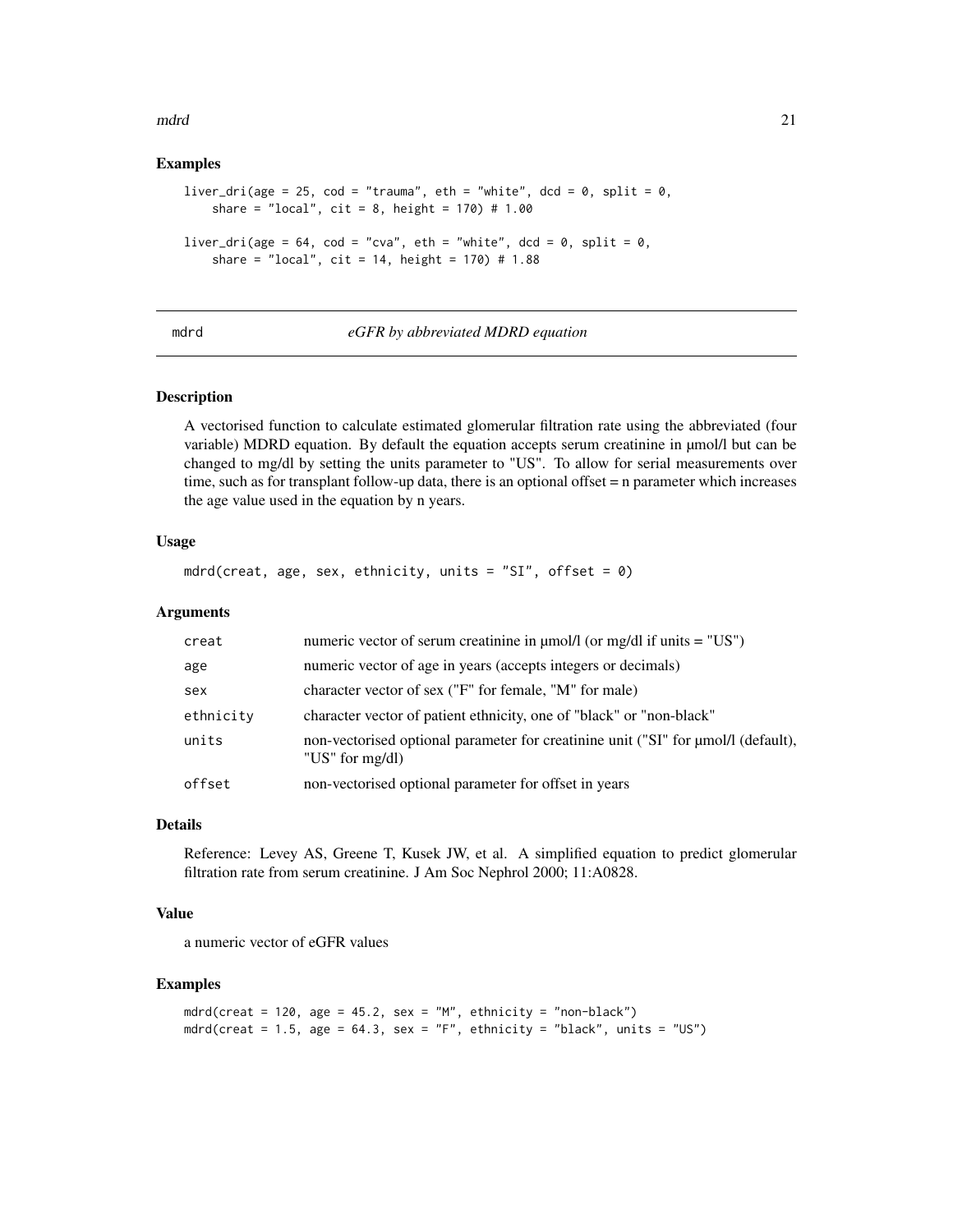## Examples

```
liver_dri(age = 25, cod = "trauma", eth = "white", dcd = 0, split = 0,
    share = "local", cit = 8, height = 170) # 1.00

liver_dri(age = 64, cod = "cva", eth = "white", dcd = 0, split = 0,
    share = "local", cit = 14, height = 170) # 1.88
```

---

# mdrd — *eGFR by abbreviated MDRD equation*

## Description

A vectorised function to calculate estimated glomerular filtration rate using the abbreviated (four variable) MDRD equation. By default the equation accepts serum creatinine in µmol/l but can be changed to mg/dl by setting the units parameter to "US". To allow for serial measurements over time, such as for transplant follow-up data, there is an optional offset = n parameter which increases the age value used in the equation by n years.

## Usage

```
mdrd(creat, age, sex, ethnicity, units = "SI", offset = 0)
```

## Arguments

| | |
|---|---|
| creat | numeric vector of serum creatinine in µmol/l (or mg/dl if units = "US") |
| age | numeric vector of age in years (accepts integers or decimals) |
| sex | character vector of sex ("F" for female, "M" for male) |
| ethnicity | character vector of patient ethnicity, one of "black" or "non-black" |
| units | non-vectorised optional parameter for creatinine unit ("SI" for µmol/l (default), "US" for mg/dl) |
| offset | non-vectorised optional parameter for offset in years |

## Details

Reference: Levey AS, Greene T, Kusek JW, et al. A simplified equation to predict glomerular filtration rate from serum creatinine. J Am Soc Nephrol 2000; 11:A0828.

## Value

a numeric vector of eGFR values

## Examples

```
mdrd(creat = 120, age = 45.2, sex = "M", ethnicity = "non-black")
mdrd(creat = 1.5, age = 64.3, sex = "F", ethnicity = "black", units = "US")
```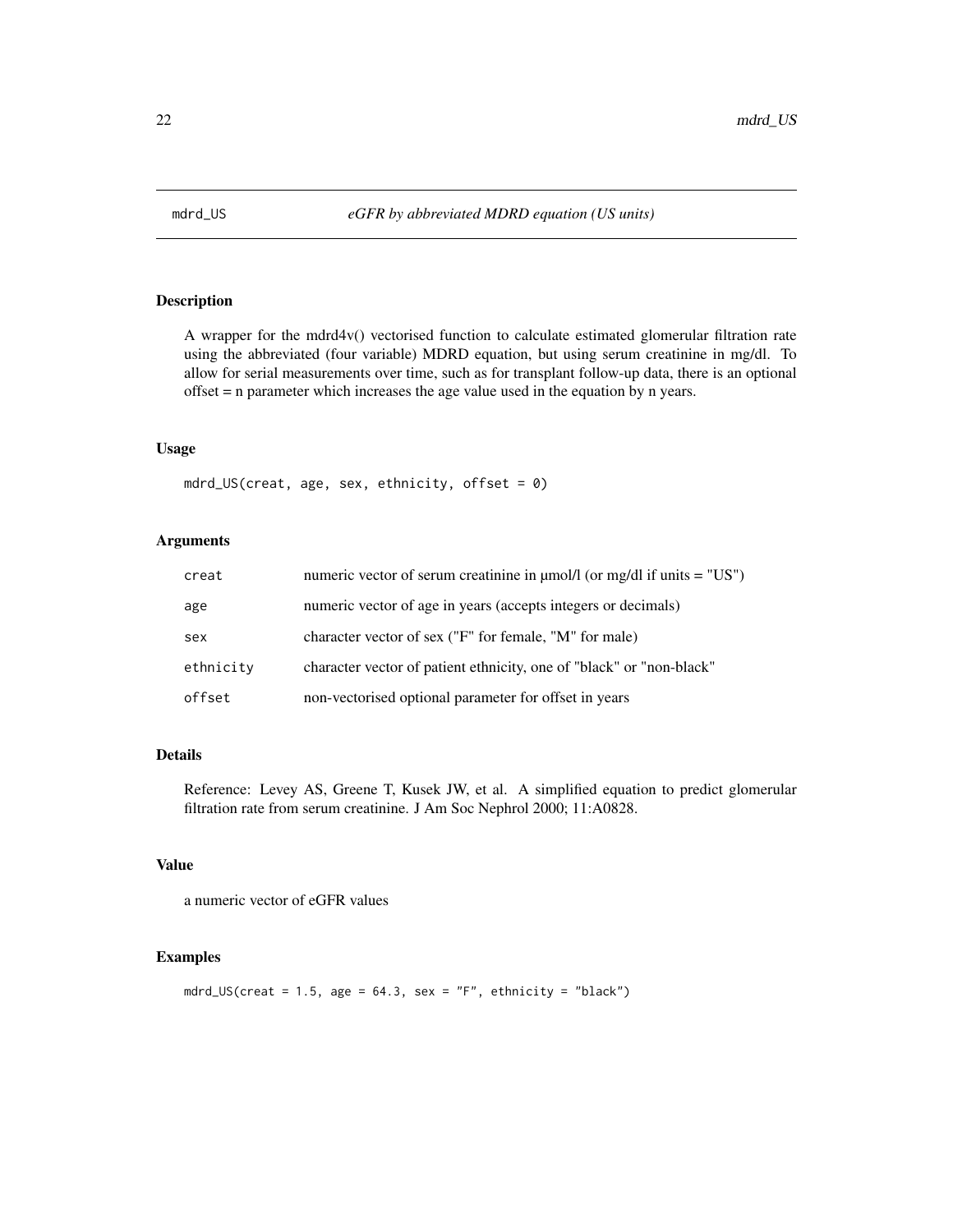# mdrd_US — *eGFR by abbreviated MDRD equation (US units)*

## Description

A wrapper for the mdrd4v() vectorised function to calculate estimated glomerular filtration rate using the abbreviated (four variable) MDRD equation, but using serum creatinine in mg/dl. To allow for serial measurements over time, such as for transplant follow-up data, there is an optional offset = n parameter which increases the age value used in the equation by n years.

## Usage

```
mdrd_US(creat, age, sex, ethnicity, offset = 0)
```

## Arguments

| | |
|---|---|
| creat | numeric vector of serum creatinine in µmol/l (or mg/dl if units = "US") |
| age | numeric vector of age in years (accepts integers or decimals) |
| sex | character vector of sex ("F" for female, "M" for male) |
| ethnicity | character vector of patient ethnicity, one of "black" or "non-black" |
| offset | non-vectorised optional parameter for offset in years |

## Details

Reference: Levey AS, Greene T, Kusek JW, et al. A simplified equation to predict glomerular filtration rate from serum creatinine. J Am Soc Nephrol 2000; 11:A0828.

## Value

a numeric vector of eGFR values

## Examples

```
mdrd_US(creat = 1.5, age = 64.3, sex = "F", ethnicity = "black")
```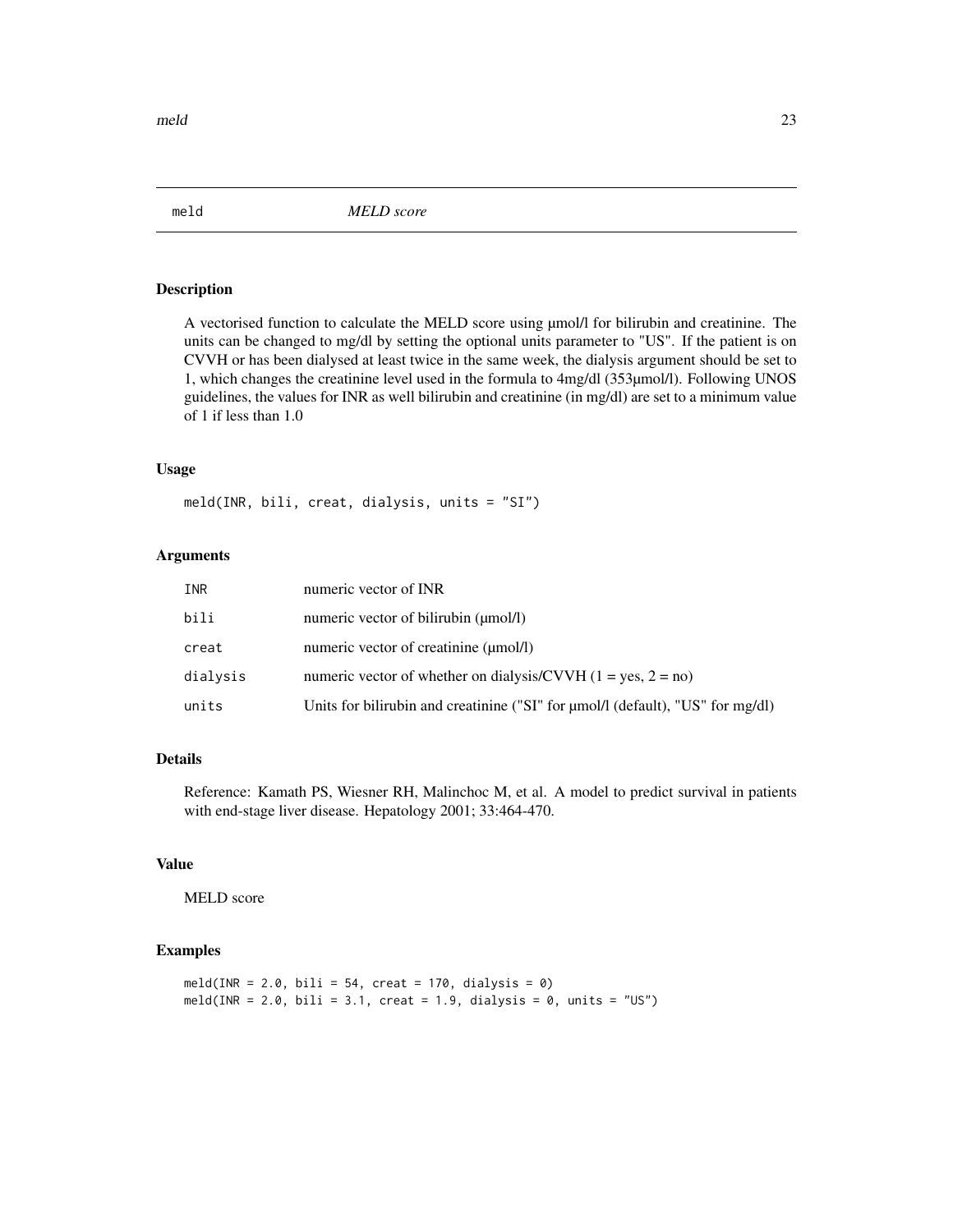## meld — *MELD score*

### Description

A vectorised function to calculate the MELD score using µmol/l for bilirubin and creatinine. The units can be changed to mg/dl by setting the optional units parameter to "US". If the patient is on CVVH or has been dialysed at least twice in the same week, the dialysis argument should be set to 1, which changes the creatinine level used in the formula to 4mg/dl (353µmol/l). Following UNOS guidelines, the values for INR as well bilirubin and creatinine (in mg/dl) are set to a minimum value of 1 if less than 1.0

### Usage

```
meld(INR, bili, creat, dialysis, units = "SI")
```

### Arguments

| | |
|---|---|
| `INR` | numeric vector of INR |
| `bili` | numeric vector of bilirubin (µmol/l) |
| `creat` | numeric vector of creatinine (µmol/l) |
| `dialysis` | numeric vector of whether on dialysis/CVVH (1 = yes, 2 = no) |
| `units` | Units for bilirubin and creatinine ("SI" for µmol/l (default), "US" for mg/dl) |

### Details

Reference: Kamath PS, Wiesner RH, Malinchoc M, et al. A model to predict survival in patients with end-stage liver disease. Hepatology 2001; 33:464-470.

### Value

MELD score

### Examples

```
meld(INR = 2.0, bili = 54, creat = 170, dialysis = 0)
meld(INR = 2.0, bili = 3.1, creat = 1.9, dialysis = 0, units = "US")
```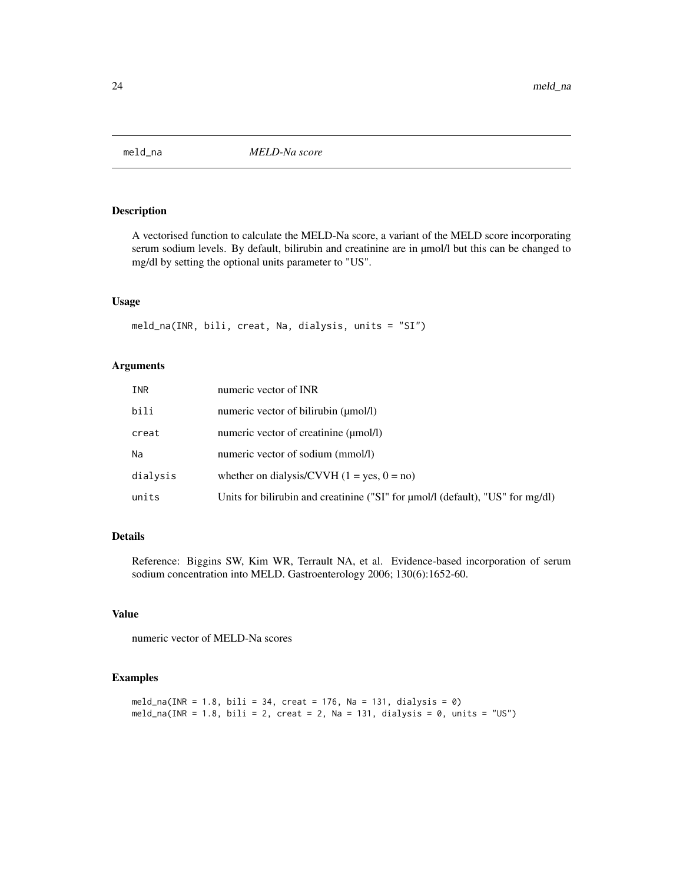# meld_na — *MELD-Na score*

## Description

A vectorised function to calculate the MELD-Na score, a variant of the MELD score incorporating serum sodium levels. By default, bilirubin and creatinine are in µmol/l but this can be changed to mg/dl by setting the optional units parameter to "US".

## Usage

```
meld_na(INR, bili, creat, Na, dialysis, units = "SI")
```

## Arguments

| | |
|---|---|
| `INR` | numeric vector of INR |
| `bili` | numeric vector of bilirubin (µmol/l) |
| `creat` | numeric vector of creatinine (µmol/l) |
| `Na` | numeric vector of sodium (mmol/l) |
| `dialysis` | whether on dialysis/CVVH (1 = yes, 0 = no) |
| `units` | Units for bilirubin and creatinine ("SI" for µmol/l (default), "US" for mg/dl) |

## Details

Reference: Biggins SW, Kim WR, Terrault NA, et al. Evidence-based incorporation of serum sodium concentration into MELD. Gastroenterology 2006; 130(6):1652-60.

## Value

numeric vector of MELD-Na scores

## Examples

```
meld_na(INR = 1.8, bili = 34, creat = 176, Na = 131, dialysis = 0)
meld_na(INR = 1.8, bili = 2, creat = 2, Na = 131, dialysis = 0, units = "US")
```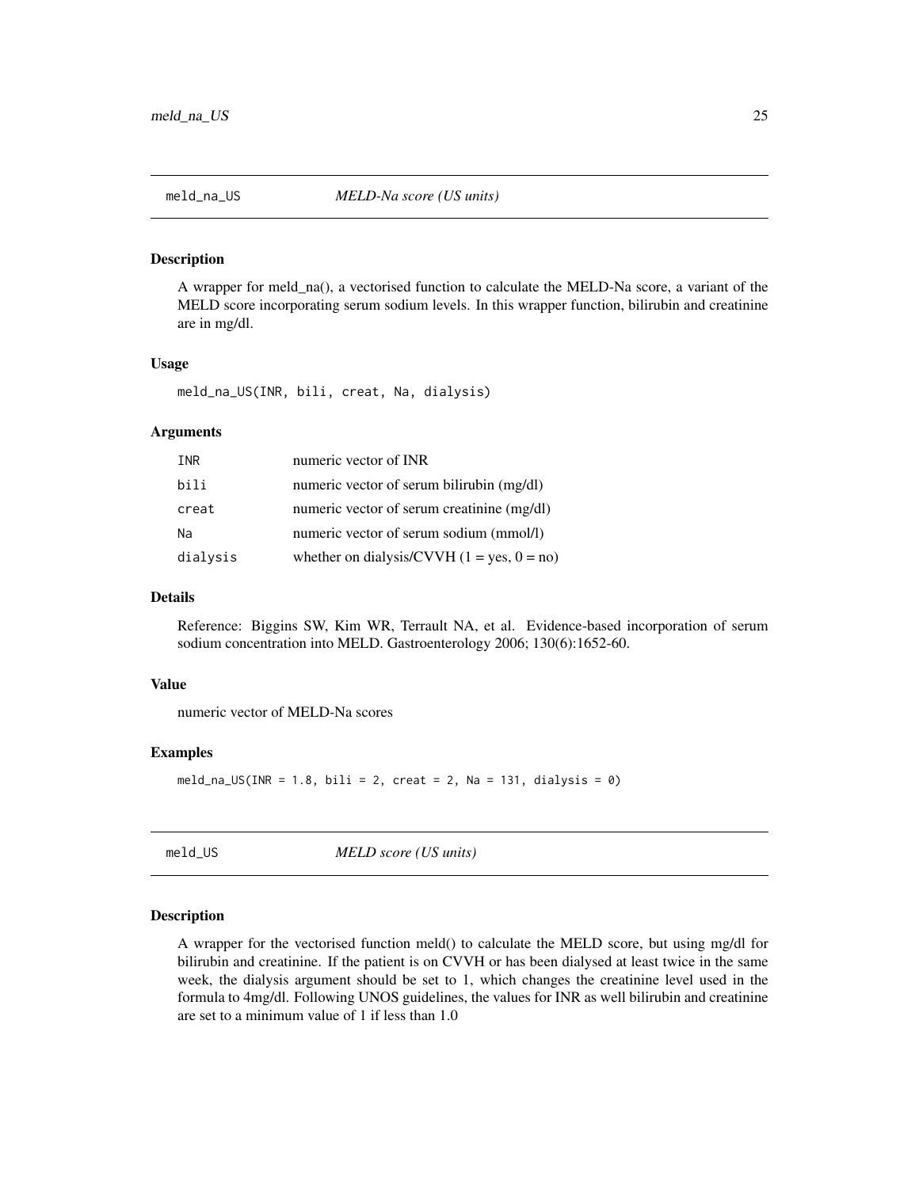## meld_na_US    *MELD-Na score (US units)*

### Description

A wrapper for meld_na(), a vectorised function to calculate the MELD-Na score, a variant of the MELD score incorporating serum sodium levels. In this wrapper function, bilirubin and creatinine are in mg/dl.

### Usage

```
meld_na_US(INR, bili, creat, Na, dialysis)
```

### Arguments

| | |
|---|---|
| INR | numeric vector of INR |
| bili | numeric vector of serum bilirubin (mg/dl) |
| creat | numeric vector of serum creatinine (mg/dl) |
| Na | numeric vector of serum sodium (mmol/l) |
| dialysis | whether on dialysis/CVVH (1 = yes, 0 = no) |

### Details

Reference: Biggins SW, Kim WR, Terrault NA, et al. Evidence-based incorporation of serum sodium concentration into MELD. Gastroenterology 2006; 130(6):1652-60.

### Value

numeric vector of MELD-Na scores

### Examples

```
meld_na_US(INR = 1.8, bili = 2, creat = 2, Na = 131, dialysis = 0)
```

## meld_US    *MELD score (US units)*

### Description

A wrapper for the vectorised function meld() to calculate the MELD score, but using mg/dl for bilirubin and creatinine. If the patient is on CVVH or has been dialysed at least twice in the same week, the dialysis argument should be set to 1, which changes the creatinine level used in the formula to 4mg/dl. Following UNOS guidelines, the values for INR as well bilirubin and creatinine are set to a minimum value of 1 if less than 1.0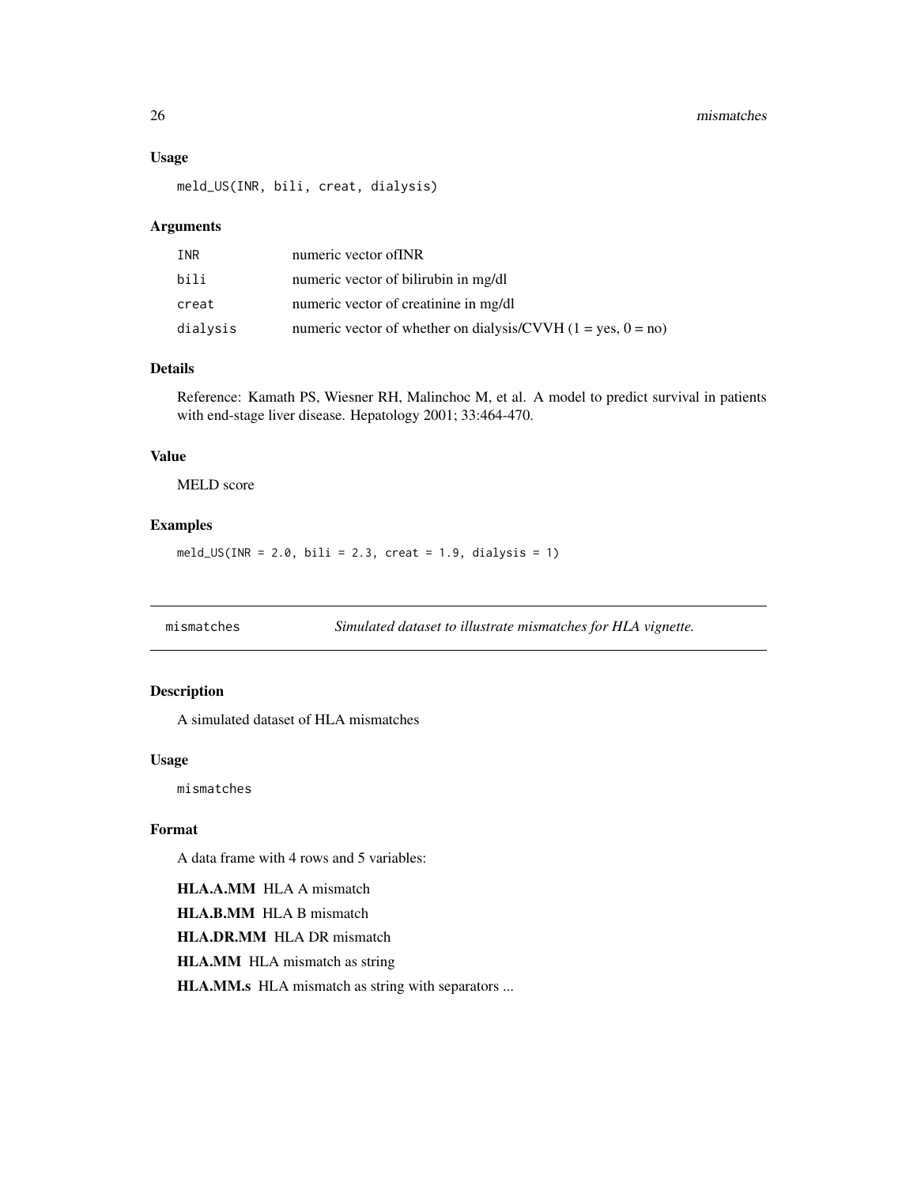### Usage

```
meld_US(INR, bili, creat, dialysis)
```

### Arguments

| | |
|---|---|
| INR | numeric vector ofINR |
| bili | numeric vector of bilirubin in mg/dl |
| creat | numeric vector of creatinine in mg/dl |
| dialysis | numeric vector of whether on dialysis/CVVH (1 = yes, 0 = no) |

### Details

Reference: Kamath PS, Wiesner RH, Malinchoc M, et al. A model to predict survival in patients with end-stage liver disease. Hepatology 2001; 33:464-470.

### Value

MELD score

### Examples

```
meld_US(INR = 2.0, bili = 2.3, creat = 1.9, dialysis = 1)
```

---

## mismatches — *Simulated dataset to illustrate mismatches for HLA vignette.*

---

### Description

A simulated dataset of HLA mismatches

### Usage

```
mismatches
```

### Format

A data frame with 4 rows and 5 variables:

**HLA.A.MM** HLA A mismatch

**HLA.B.MM** HLA B mismatch

**HLA.DR.MM** HLA DR mismatch

**HLA.MM** HLA mismatch as string

**HLA.MM.s** HLA mismatch as string with separators ...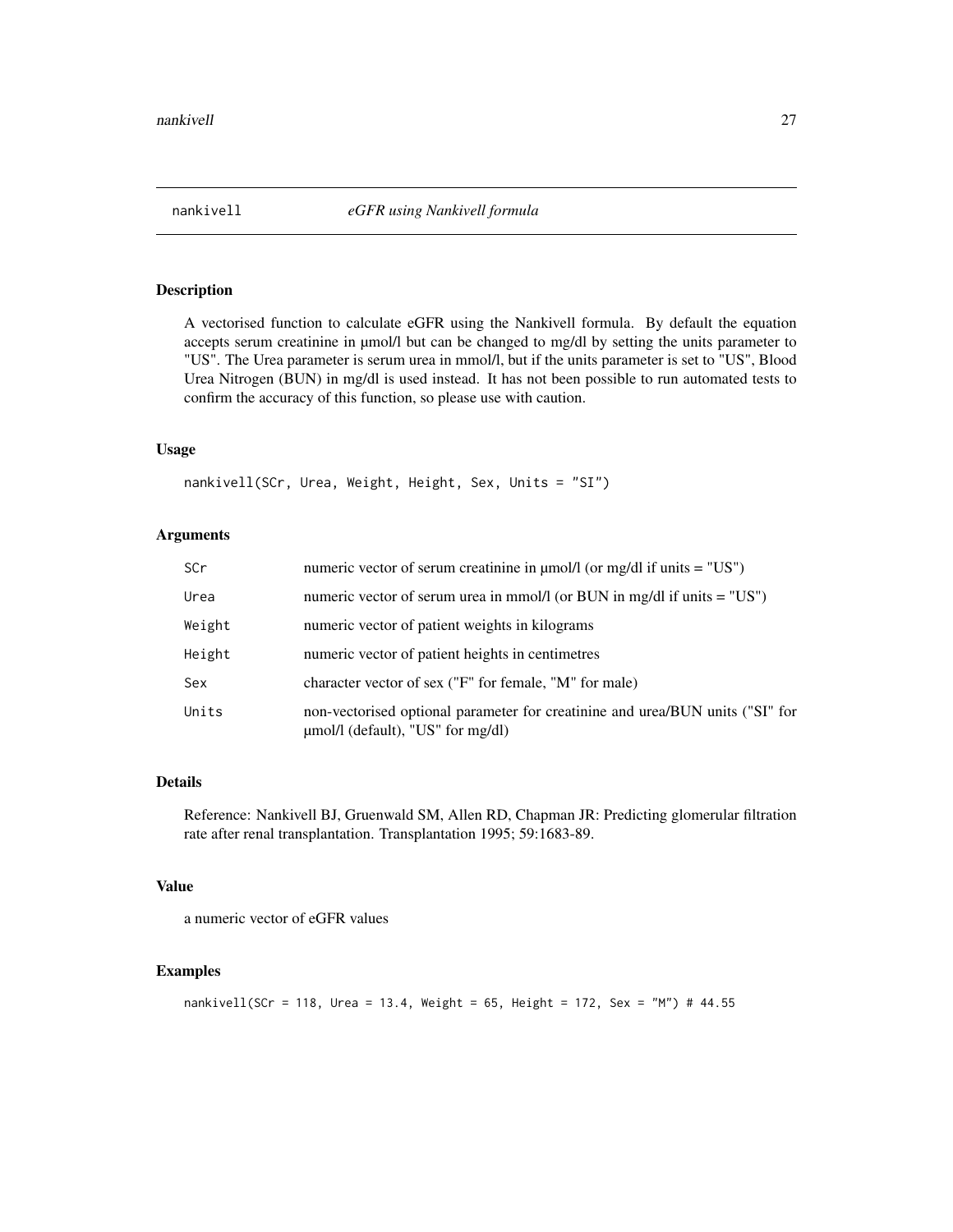# nankivell — *eGFR using Nankivell formula*

## Description

A vectorised function to calculate eGFR using the Nankivell formula. By default the equation accepts serum creatinine in µmol/l but can be changed to mg/dl by setting the units parameter to "US". The Urea parameter is serum urea in mmol/l, but if the units parameter is set to "US", Blood Urea Nitrogen (BUN) in mg/dl is used instead. It has not been possible to run automated tests to confirm the accuracy of this function, so please use with caution.

## Usage

```
nankivell(SCr, Urea, Weight, Height, Sex, Units = "SI")
```

## Arguments

| | |
|---|---|
| `SCr` | numeric vector of serum creatinine in µmol/l (or mg/dl if units = "US") |
| `Urea` | numeric vector of serum urea in mmol/l (or BUN in mg/dl if units = "US") |
| `Weight` | numeric vector of patient weights in kilograms |
| `Height` | numeric vector of patient heights in centimetres |
| `Sex` | character vector of sex ("F" for female, "M" for male) |
| `Units` | non-vectorised optional parameter for creatinine and urea/BUN units ("SI" for µmol/l (default), "US" for mg/dl) |

## Details

Reference: Nankivell BJ, Gruenwald SM, Allen RD, Chapman JR: Predicting glomerular filtration rate after renal transplantation. Transplantation 1995; 59:1683-89.

## Value

a numeric vector of eGFR values

## Examples

```
nankivell(SCr = 118, Urea = 13.4, Weight = 65, Height = 172, Sex = "M") # 44.55
```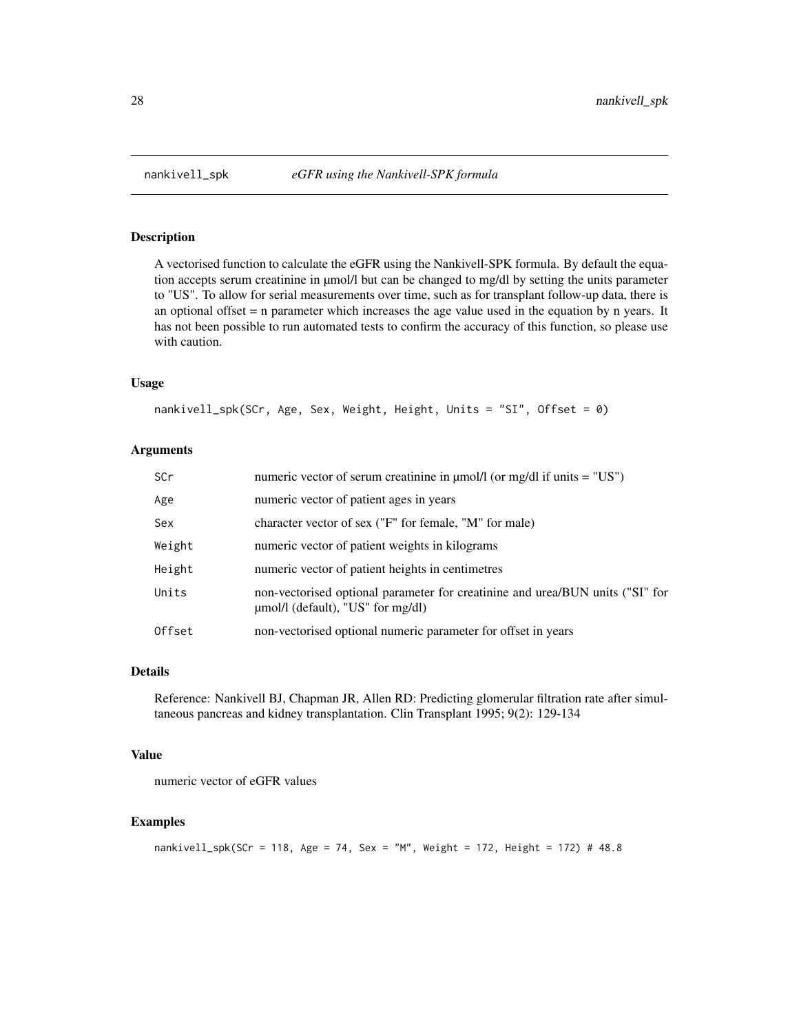## nankivell_spk — *eGFR using the Nankivell-SPK formula*

### Description

A vectorised function to calculate the eGFR using the Nankivell-SPK formula. By default the equation accepts serum creatinine in µmol/l but can be changed to mg/dl by setting the units parameter to "US". To allow for serial measurements over time, such as for transplant follow-up data, there is an optional offset = n parameter which increases the age value used in the equation by n years. It has not been possible to run automated tests to confirm the accuracy of this function, so please use with caution.

### Usage

```
nankivell_spk(SCr, Age, Sex, Weight, Height, Units = "SI", Offset = 0)
```

### Arguments

| | |
|---|---|
| SCr | numeric vector of serum creatinine in µmol/l (or mg/dl if units = "US") |
| Age | numeric vector of patient ages in years |
| Sex | character vector of sex ("F" for female, "M" for male) |
| Weight | numeric vector of patient weights in kilograms |
| Height | numeric vector of patient heights in centimetres |
| Units | non-vectorised optional parameter for creatinine and urea/BUN units ("SI" for µmol/l (default), "US" for mg/dl) |
| Offset | non-vectorised optional numeric parameter for offset in years |

### Details

Reference: Nankivell BJ, Chapman JR, Allen RD: Predicting glomerular filtration rate after simultaneous pancreas and kidney transplantation. Clin Transplant 1995; 9(2): 129-134

### Value

numeric vector of eGFR values

### Examples

```
nankivell_spk(SCr = 118, Age = 74, Sex = "M", Weight = 172, Height = 172) # 48.8
```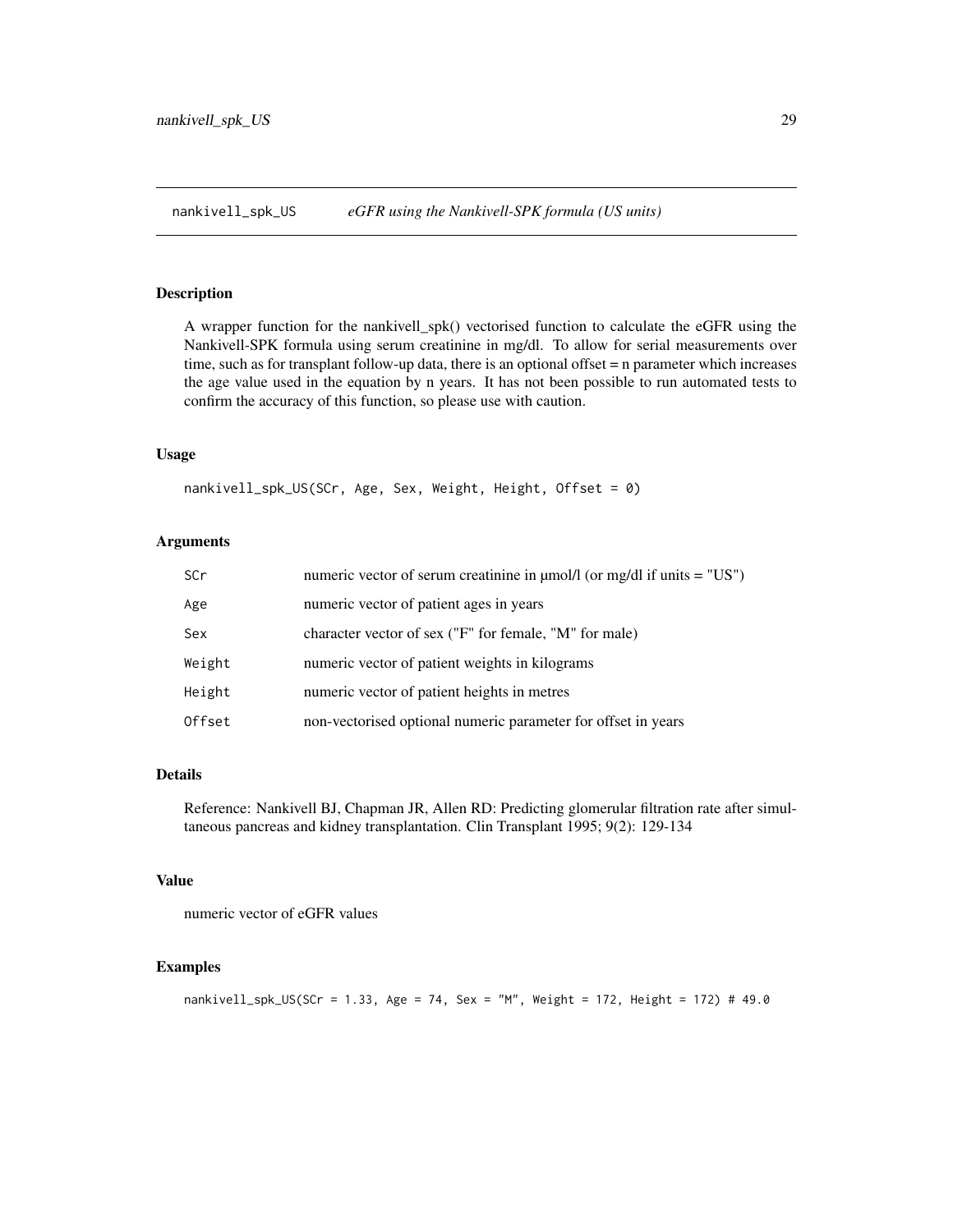## nankivell_spk_US *eGFR using the Nankivell-SPK formula (US units)*

### Description

A wrapper function for the nankivell_spk() vectorised function to calculate the eGFR using the Nankivell-SPK formula using serum creatinine in mg/dl. To allow for serial measurements over time, such as for transplant follow-up data, there is an optional offset = n parameter which increases the age value used in the equation by n years. It has not been possible to run automated tests to confirm the accuracy of this function, so please use with caution.

### Usage

```
nankivell_spk_US(SCr, Age, Sex, Weight, Height, Offset = 0)
```

### Arguments

| | |
|---|---|
| SCr | numeric vector of serum creatinine in µmol/l (or mg/dl if units = "US") |
| Age | numeric vector of patient ages in years |
| Sex | character vector of sex ("F" for female, "M" for male) |
| Weight | numeric vector of patient weights in kilograms |
| Height | numeric vector of patient heights in metres |
| Offset | non-vectorised optional numeric parameter for offset in years |

### Details

Reference: Nankivell BJ, Chapman JR, Allen RD: Predicting glomerular filtration rate after simultaneous pancreas and kidney transplantation. Clin Transplant 1995; 9(2): 129-134

### Value

numeric vector of eGFR values

### Examples

```
nankivell_spk_US(SCr = 1.33, Age = 74, Sex = "M", Weight = 172, Height = 172) # 49.0
```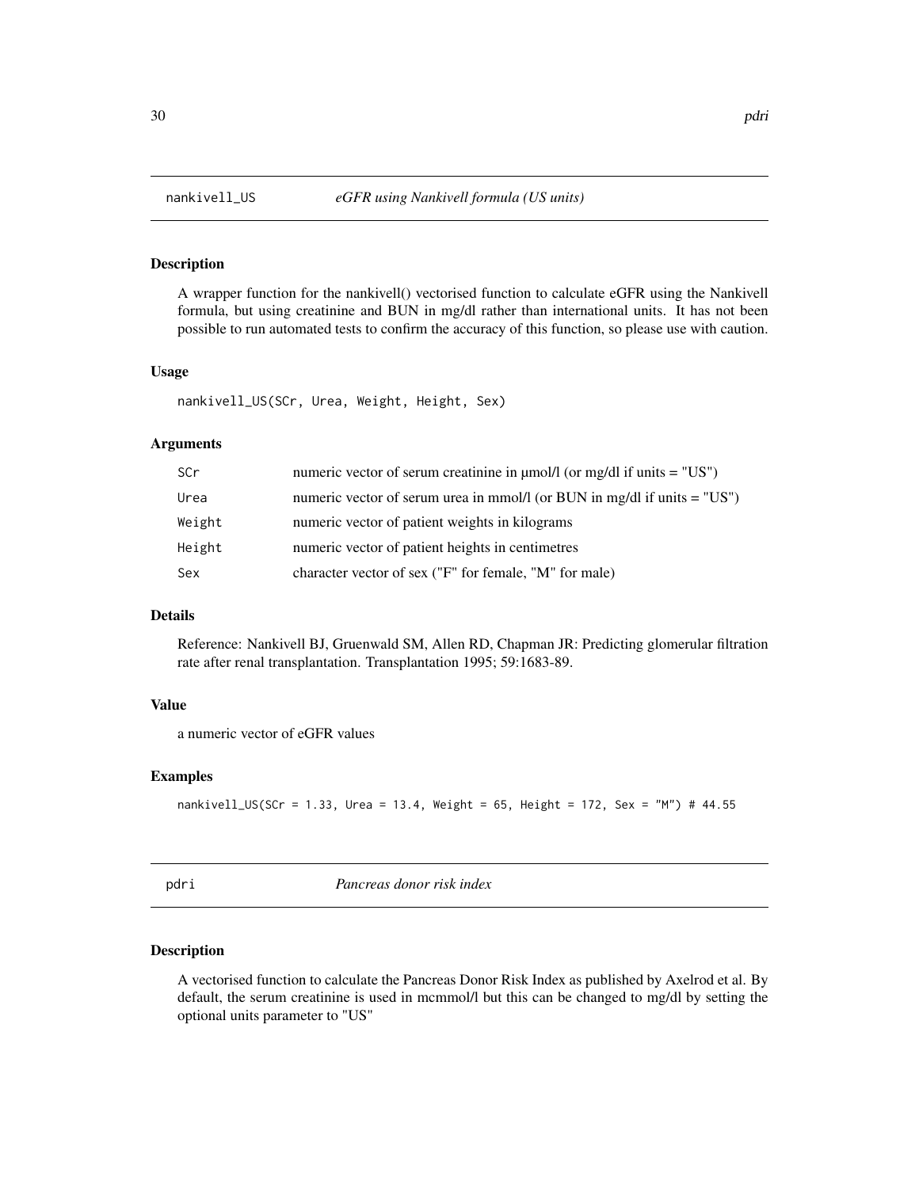## nankivell_US *eGFR using Nankivell formula (US units)*

### Description

A wrapper function for the nankivell() vectorised function to calculate eGFR using the Nankivell formula, but using creatinine and BUN in mg/dl rather than international units. It has not been possible to run automated tests to confirm the accuracy of this function, so please use with caution.

### Usage

```
nankivell_US(SCr, Urea, Weight, Height, Sex)
```

### Arguments

| | |
|---|---|
| SCr | numeric vector of serum creatinine in µmol/l (or mg/dl if units = "US") |
| Urea | numeric vector of serum urea in mmol/l (or BUN in mg/dl if units = "US") |
| Weight | numeric vector of patient weights in kilograms |
| Height | numeric vector of patient heights in centimetres |
| Sex | character vector of sex ("F" for female, "M" for male) |

### Details

Reference: Nankivell BJ, Gruenwald SM, Allen RD, Chapman JR: Predicting glomerular filtration rate after renal transplantation. Transplantation 1995; 59:1683-89.

### Value

a numeric vector of eGFR values

### Examples

```
nankivell_US(SCr = 1.33, Urea = 13.4, Weight = 65, Height = 172, Sex = "M") # 44.55
```

## pdri *Pancreas donor risk index*

### Description

A vectorised function to calculate the Pancreas Donor Risk Index as published by Axelrod et al. By default, the serum creatinine is used in mcmmol/l but this can be changed to mg/dl by setting the optional units parameter to "US"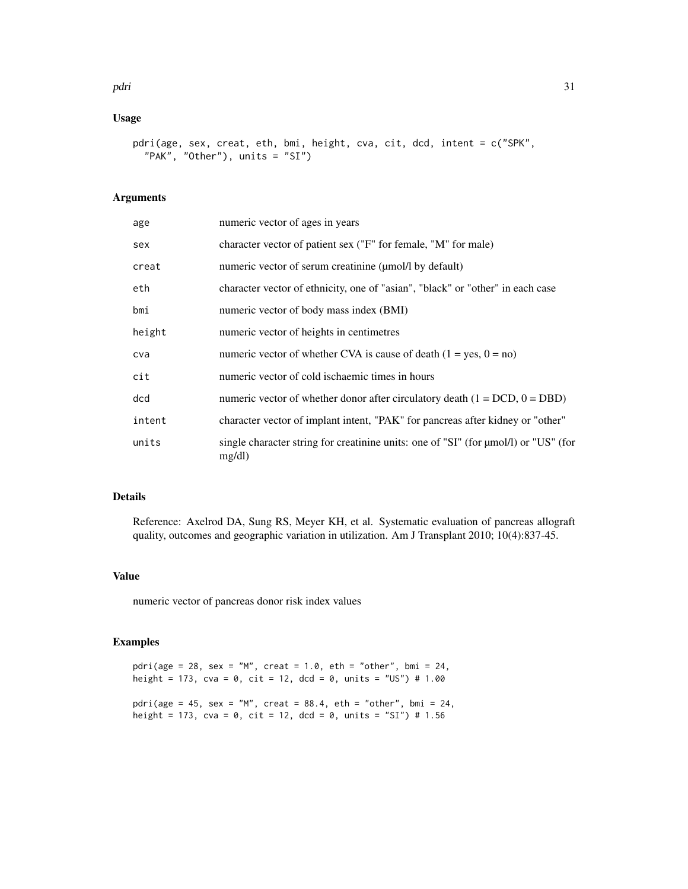## Usage

```
pdri(age, sex, creat, eth, bmi, height, cva, cit, dcd, intent = c("SPK",
  "PAK", "Other"), units = "SI")
```

## Arguments

| | |
|---|---|
| age | numeric vector of ages in years |
| sex | character vector of patient sex ("F" for female, "M" for male) |
| creat | numeric vector of serum creatinine (μmol/l by default) |
| eth | character vector of ethnicity, one of "asian", "black" or "other" in each case |
| bmi | numeric vector of body mass index (BMI) |
| height | numeric vector of heights in centimetres |
| cva | numeric vector of whether CVA is cause of death (1 = yes, 0 = no) |
| cit | numeric vector of cold ischaemic times in hours |
| dcd | numeric vector of whether donor after circulatory death (1 = DCD, 0 = DBD) |
| intent | character vector of implant intent, "PAK" for pancreas after kidney or "other" |
| units | single character string for creatinine units: one of "SI" (for μmol/l) or "US" (for mg/dl) |

## Details

Reference: Axelrod DA, Sung RS, Meyer KH, et al. Systematic evaluation of pancreas allograft quality, outcomes and geographic variation in utilization. Am J Transplant 2010; 10(4):837-45.

## Value

numeric vector of pancreas donor risk index values

## Examples

```
pdri(age = 28, sex = "M", creat = 1.0, eth = "other", bmi = 24,
height = 173, cva = 0, cit = 12, dcd = 0, units = "US") # 1.00

pdri(age = 45, sex = "M", creat = 88.4, eth = "other", bmi = 24,
height = 173, cva = 0, cit = 12, dcd = 0, units = "SI") # 1.56
```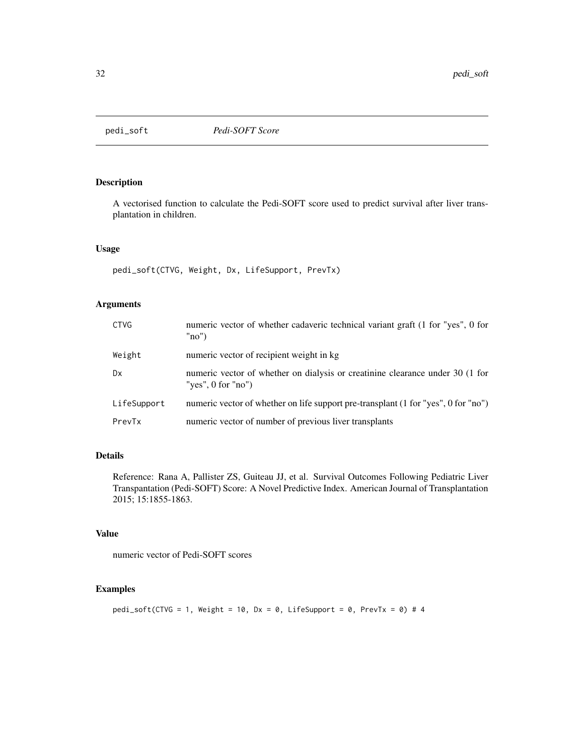# pedi_soft *Pedi-SOFT Score*

## Description

A vectorised function to calculate the Pedi-SOFT score used to predict survival after liver transplantation in children.

## Usage

```
pedi_soft(CTVG, Weight, Dx, LifeSupport, PrevTx)
```

## Arguments

| | |
|---|---|
| CTVG | numeric vector of whether cadaveric technical variant graft (1 for "yes", 0 for "no") |
| Weight | numeric vector of recipient weight in kg |
| Dx | numeric vector of whether on dialysis or creatinine clearance under 30 (1 for "yes", 0 for "no") |
| LifeSupport | numeric vector of whether on life support pre-transplant (1 for "yes", 0 for "no") |
| PrevTx | numeric vector of number of previous liver transplants |

## Details

Reference: Rana A, Pallister ZS, Guiteau JJ, et al. Survival Outcomes Following Pediatric Liver Transpantation (Pedi-SOFT) Score: A Novel Predictive Index. American Journal of Transplantation 2015; 15:1855-1863.

## Value

numeric vector of Pedi-SOFT scores

## Examples

```
pedi_soft(CTVG = 1, Weight = 10, Dx = 0, LifeSupport = 0, PrevTx = 0) # 4
```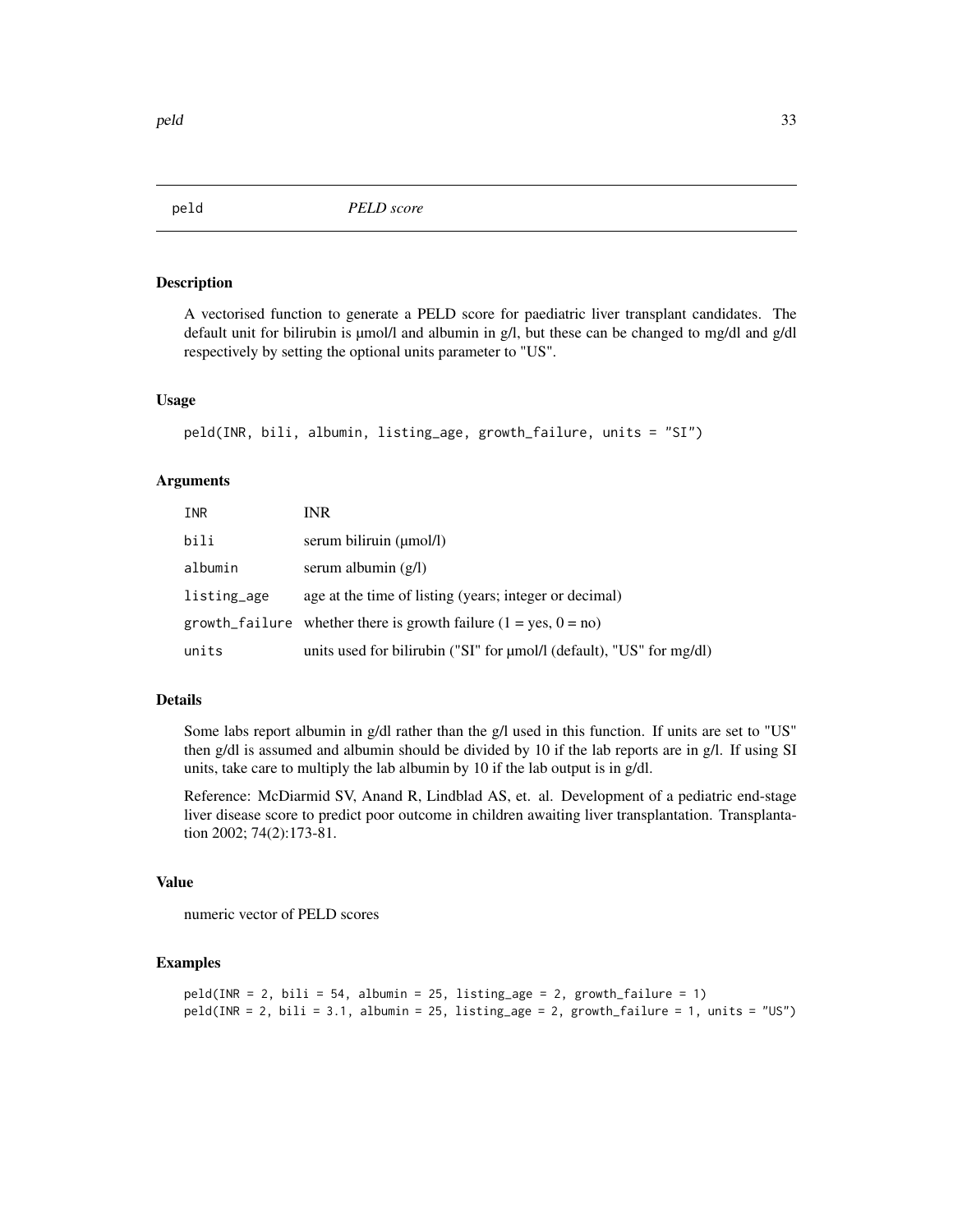# peld *PELD score*

## Description

A vectorised function to generate a PELD score for paediatric liver transplant candidates. The default unit for bilirubin is µmol/l and albumin in g/l, but these can be changed to mg/dl and g/dl respectively by setting the optional units parameter to "US".

## Usage

```
peld(INR, bili, albumin, listing_age, growth_failure, units = "SI")
```

## Arguments

| | |
|---|---|
| INR | INR |
| bili | serum biliruin (µmol/l) |
| albumin | serum albumin (g/l) |
| listing_age | age at the time of listing (years; integer or decimal) |
| growth_failure | whether there is growth failure (1 = yes, 0 = no) |
| units | units used for bilirubin ("SI" for µmol/l (default), "US" for mg/dl) |

## Details

Some labs report albumin in g/dl rather than the g/l used in this function. If units are set to "US" then g/dl is assumed and albumin should be divided by 10 if the lab reports are in g/l. If using SI units, take care to multiply the lab albumin by 10 if the lab output is in g/dl.

Reference: McDiarmid SV, Anand R, Lindblad AS, et. al. Development of a pediatric end-stage liver disease score to predict poor outcome in children awaiting liver transplantation. Transplantation 2002; 74(2):173-81.

## Value

numeric vector of PELD scores

## Examples

```
peld(INR = 2, bili = 54, albumin = 25, listing_age = 2, growth_failure = 1)
peld(INR = 2, bili = 3.1, albumin = 25, listing_age = 2, growth_failure = 1, units = "US")
```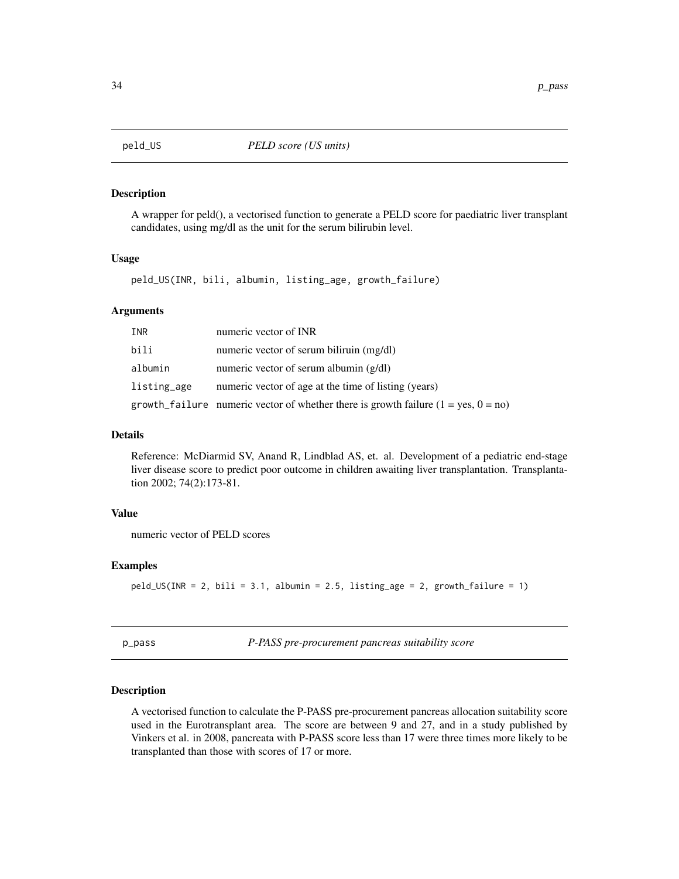## peld_US *PELD score (US units)*

### Description

A wrapper for peld(), a vectorised function to generate a PELD score for paediatric liver transplant candidates, using mg/dl as the unit for the serum bilirubin level.

### Usage

```
peld_US(INR, bili, albumin, listing_age, growth_failure)
```

### Arguments

| | |
|---|---|
| INR | numeric vector of INR |
| bili | numeric vector of serum biliruin (mg/dl) |
| albumin | numeric vector of serum albumin (g/dl) |
| listing_age | numeric vector of age at the time of listing (years) |
| growth_failure | numeric vector of whether there is growth failure (1 = yes, 0 = no) |

### Details

Reference: McDiarmid SV, Anand R, Lindblad AS, et. al. Development of a pediatric end-stage liver disease score to predict poor outcome in children awaiting liver transplantation. Transplantation 2002; 74(2):173-81.

### Value

numeric vector of PELD scores

### Examples

```
peld_US(INR = 2, bili = 3.1, albumin = 2.5, listing_age = 2, growth_failure = 1)
```

## p_pass *P-PASS pre-procurement pancreas suitability score*

### Description

A vectorised function to calculate the P-PASS pre-procurement pancreas allocation suitability score used in the Eurotransplant area. The score are between 9 and 27, and in a study published by Vinkers et al. in 2008, pancreata with P-PASS score less than 17 were three times more likely to be transplanted than those with scores of 17 or more.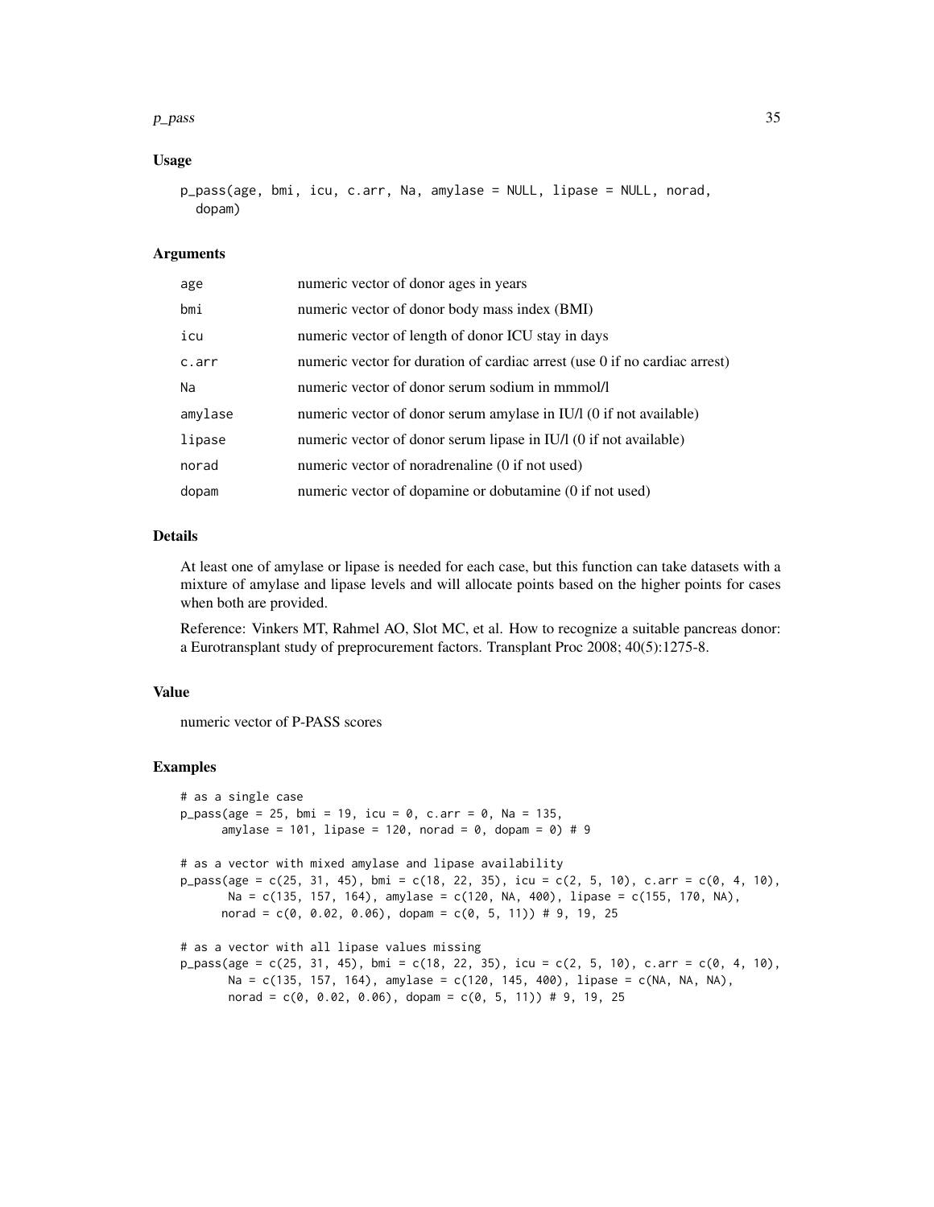### Usage

```
p_pass(age, bmi, icu, c.arr, Na, amylase = NULL, lipase = NULL, norad,
  dopam)
```

### Arguments

| | |
|---|---|
| age | numeric vector of donor ages in years |
| bmi | numeric vector of donor body mass index (BMI) |
| icu | numeric vector of length of donor ICU stay in days |
| c.arr | numeric vector for duration of cardiac arrest (use 0 if no cardiac arrest) |
| Na | numeric vector of donor serum sodium in mmmol/l |
| amylase | numeric vector of donor serum amylase in IU/l (0 if not available) |
| lipase | numeric vector of donor serum lipase in IU/l (0 if not available) |
| norad | numeric vector of noradrenaline (0 if not used) |
| dopam | numeric vector of dopamine or dobutamine (0 if not used) |

### Details

At least one of amylase or lipase is needed for each case, but this function can take datasets with a mixture of amylase and lipase levels and will allocate points based on the higher points for cases when both are provided.

Reference: Vinkers MT, Rahmel AO, Slot MC, et al. How to recognize a suitable pancreas donor: a Eurotransplant study of preprocurement factors. Transplant Proc 2008; 40(5):1275-8.

### Value

numeric vector of P-PASS scores

### Examples

```
# as a single case
p_pass(age = 25, bmi = 19, icu = 0, c.arr = 0, Na = 135,
      amylase = 101, lipase = 120, norad = 0, dopam = 0) # 9

# as a vector with mixed amylase and lipase availability
p_pass(age = c(25, 31, 45), bmi = c(18, 22, 35), icu = c(2, 5, 10), c.arr = c(0, 4, 10),
       Na = c(135, 157, 164), amylase = c(120, NA, 400), lipase = c(155, 170, NA),
      norad = c(0, 0.02, 0.06), dopam = c(0, 5, 11)) # 9, 19, 25

# as a vector with all lipase values missing
p_pass(age = c(25, 31, 45), bmi = c(18, 22, 35), icu = c(2, 5, 10), c.arr = c(0, 4, 10),
       Na = c(135, 157, 164), amylase = c(120, 145, 400), lipase = c(NA, NA, NA),
       norad = c(0, 0.02, 0.06), dopam = c(0, 5, 11)) # 9, 19, 25
```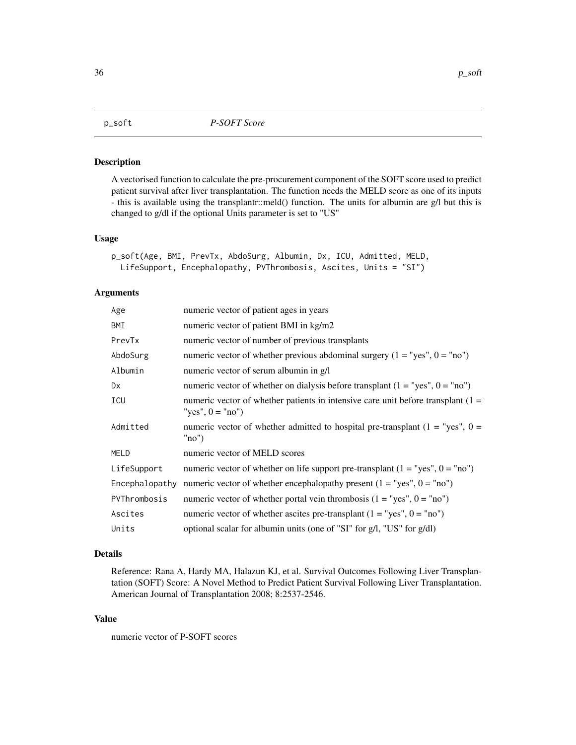## p_soft *P-SOFT Score*

### Description

A vectorised function to calculate the pre-procurement component of the SOFT score used to predict patient survival after liver transplantation. The function needs the MELD score as one of its inputs - this is available using the transplantr::meld() function. The units for albumin are g/l but this is changed to g/dl if the optional Units parameter is set to "US"

### Usage

```
p_soft(Age, BMI, PrevTx, AbdoSurg, Albumin, Dx, ICU, Admitted, MELD,
  LifeSupport, Encephalopathy, PVThrombosis, Ascites, Units = "SI")
```

### Arguments

| | |
|---|---|
| Age | numeric vector of patient ages in years |
| BMI | numeric vector of patient BMI in kg/m2 |
| PrevTx | numeric vector of number of previous transplants |
| AbdoSurg | numeric vector of whether previous abdominal surgery (1 = "yes", 0 = "no") |
| Albumin | numeric vector of serum albumin in g/l |
| Dx | numeric vector of whether on dialysis before transplant (1 = "yes", 0 = "no") |
| ICU | numeric vector of whether patients in intensive care unit before transplant (1 = "yes", 0 = "no") |
| Admitted | numeric vector of whether admitted to hospital pre-transplant (1 = "yes", 0 = "no") |
| MELD | numeric vector of MELD scores |
| LifeSupport | numeric vector of whether on life support pre-transplant (1 = "yes", 0 = "no") |
| Encephalopathy | numeric vector of whether encephalopathy present (1 = "yes", 0 = "no") |
| PVThrombosis | numeric vector of whether portal vein thrombosis (1 = "yes", 0 = "no") |
| Ascites | numeric vector of whether ascites pre-transplant (1 = "yes", 0 = "no") |
| Units | optional scalar for albumin units (one of "SI" for g/l, "US" for g/dl) |

### Details

Reference: Rana A, Hardy MA, Halazun KJ, et al. Survival Outcomes Following Liver Transplantation (SOFT) Score: A Novel Method to Predict Patient Survival Following Liver Transplantation. American Journal of Transplantation 2008; 8:2537-2546.

### Value

numeric vector of P-SOFT scores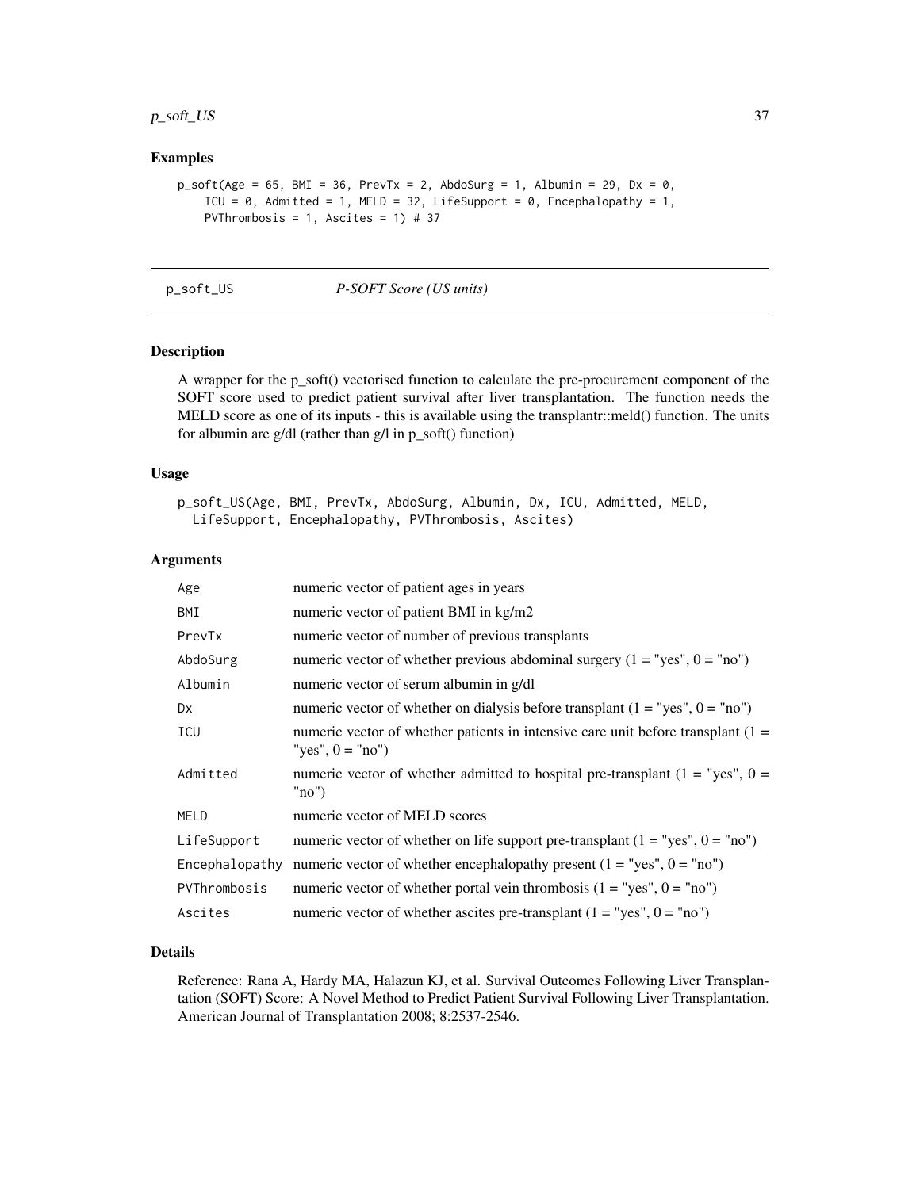## Examples

```
p_soft(Age = 65, BMI = 36, PrevTx = 2, AbdoSurg = 1, Albumin = 29, Dx = 0,
    ICU = 0, Admitted = 1, MELD = 32, LifeSupport = 0, Encephalopathy = 1,
    PVThrombosis = 1, Ascites = 1) # 37
```

---

# p_soft_US    *P-SOFT Score (US units)*

---

## Description

A wrapper for the p_soft() vectorised function to calculate the pre-procurement component of the SOFT score used to predict patient survival after liver transplantation. The function needs the MELD score as one of its inputs - this is available using the transplantr::meld() function. The units for albumin are g/dl (rather than g/l in p_soft() function)

## Usage

```
p_soft_US(Age, BMI, PrevTx, AbdoSurg, Albumin, Dx, ICU, Admitted, MELD,
  LifeSupport, Encephalopathy, PVThrombosis, Ascites)
```

## Arguments

| | |
|---|---|
| Age | numeric vector of patient ages in years |
| BMI | numeric vector of patient BMI in kg/m2 |
| PrevTx | numeric vector of number of previous transplants |
| AbdoSurg | numeric vector of whether previous abdominal surgery (1 = "yes", 0 = "no") |
| Albumin | numeric vector of serum albumin in g/dl |
| Dx | numeric vector of whether on dialysis before transplant (1 = "yes", 0 = "no") |
| ICU | numeric vector of whether patients in intensive care unit before transplant (1 = "yes", 0 = "no") |
| Admitted | numeric vector of whether admitted to hospital pre-transplant (1 = "yes", 0 = "no") |
| MELD | numeric vector of MELD scores |
| LifeSupport | numeric vector of whether on life support pre-transplant (1 = "yes", 0 = "no") |
| Encephalopathy | numeric vector of whether encephalopathy present (1 = "yes", 0 = "no") |
| PVThrombosis | numeric vector of whether portal vein thrombosis (1 = "yes", 0 = "no") |
| Ascites | numeric vector of whether ascites pre-transplant (1 = "yes", 0 = "no") |

## Details

Reference: Rana A, Hardy MA, Halazun KJ, et al. Survival Outcomes Following Liver Transplantation (SOFT) Score: A Novel Method to Predict Patient Survival Following Liver Transplantation. American Journal of Transplantation 2008; 8:2537-2546.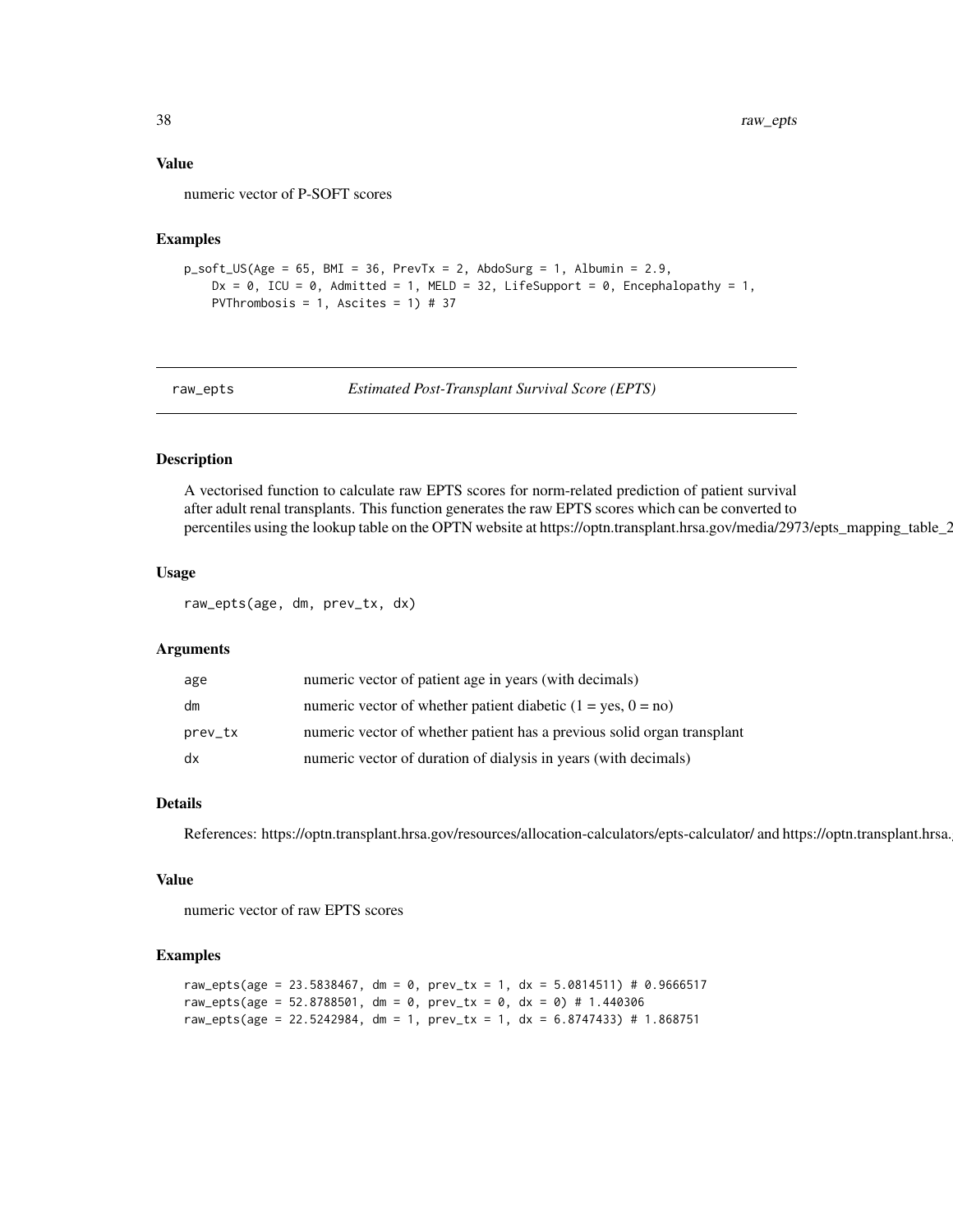## Value

numeric vector of P-SOFT scores

## Examples

```
p_soft_US(Age = 65, BMI = 36, PrevTx = 2, AbdoSurg = 1, Albumin = 2.9,
    Dx = 0, ICU = 0, Admitted = 1, MELD = 32, LifeSupport = 0, Encephalopathy = 1,
    PVThrombosis = 1, Ascites = 1) # 37
```

---

# raw_epts *Estimated Post-Transplant Survival Score (EPTS)*

## Description

A vectorised function to calculate raw EPTS scores for norm-related prediction of patient survival after adult renal transplants. This function generates the raw EPTS scores which can be converted to percentiles using the lookup table on the OPTN website at https://optn.transplant.hrsa.gov/media/2973/epts_mapping_table_2

## Usage

```
raw_epts(age, dm, prev_tx, dx)
```

## Arguments

| | |
|---|---|
| age | numeric vector of patient age in years (with decimals) |
| dm | numeric vector of whether patient diabetic (1 = yes, 0 = no) |
| prev_tx | numeric vector of whether patient has a previous solid organ transplant |
| dx | numeric vector of duration of dialysis in years (with decimals) |

## Details

References: https://optn.transplant.hrsa.gov/resources/allocation-calculators/epts-calculator/ and https://optn.transplant.hrsa.

## Value

numeric vector of raw EPTS scores

## Examples

```
raw_epts(age = 23.5838467, dm = 0, prev_tx = 1, dx = 5.0814511) # 0.9666517
raw_epts(age = 52.8788501, dm = 0, prev_tx = 0, dx = 0) # 1.440306
raw_epts(age = 22.5242984, dm = 1, prev_tx = 1, dx = 6.8747433) # 1.868751
```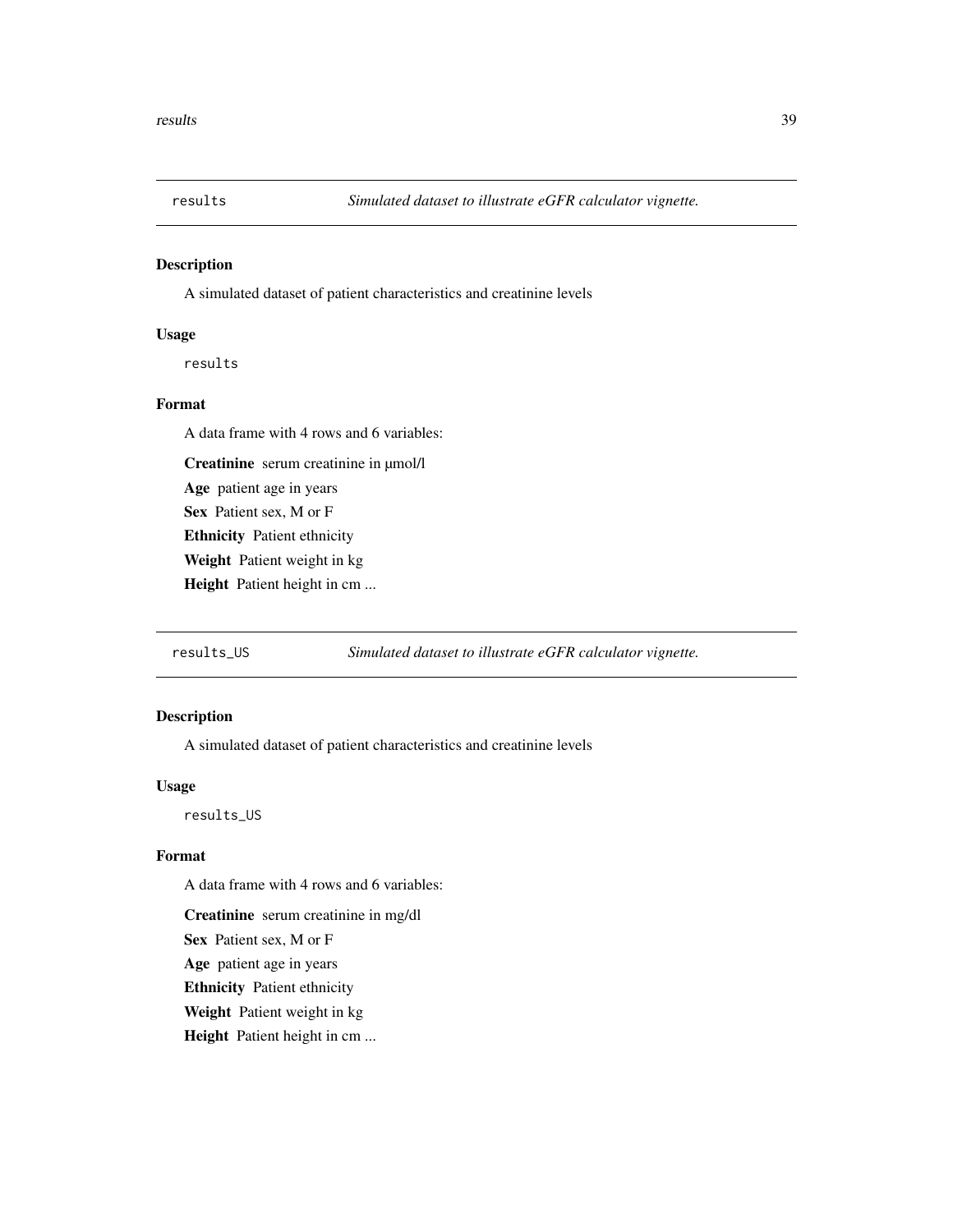## results — *Simulated dataset to illustrate eGFR calculator vignette.*

### Description

A simulated dataset of patient characteristics and creatinine levels

### Usage

```
results
```

### Format

A data frame with 4 rows and 6 variables:

**Creatinine** serum creatinine in μmol/l

**Age** patient age in years

**Sex** Patient sex, M or F

**Ethnicity** Patient ethnicity

**Weight** Patient weight in kg

**Height** Patient height in cm ...

## results_US — *Simulated dataset to illustrate eGFR calculator vignette.*

### Description

A simulated dataset of patient characteristics and creatinine levels

### Usage

```
results_US
```

### Format

A data frame with 4 rows and 6 variables:

**Creatinine** serum creatinine in mg/dl

**Sex** Patient sex, M or F

**Age** patient age in years

**Ethnicity** Patient ethnicity

**Weight** Patient weight in kg

**Height** Patient height in cm ...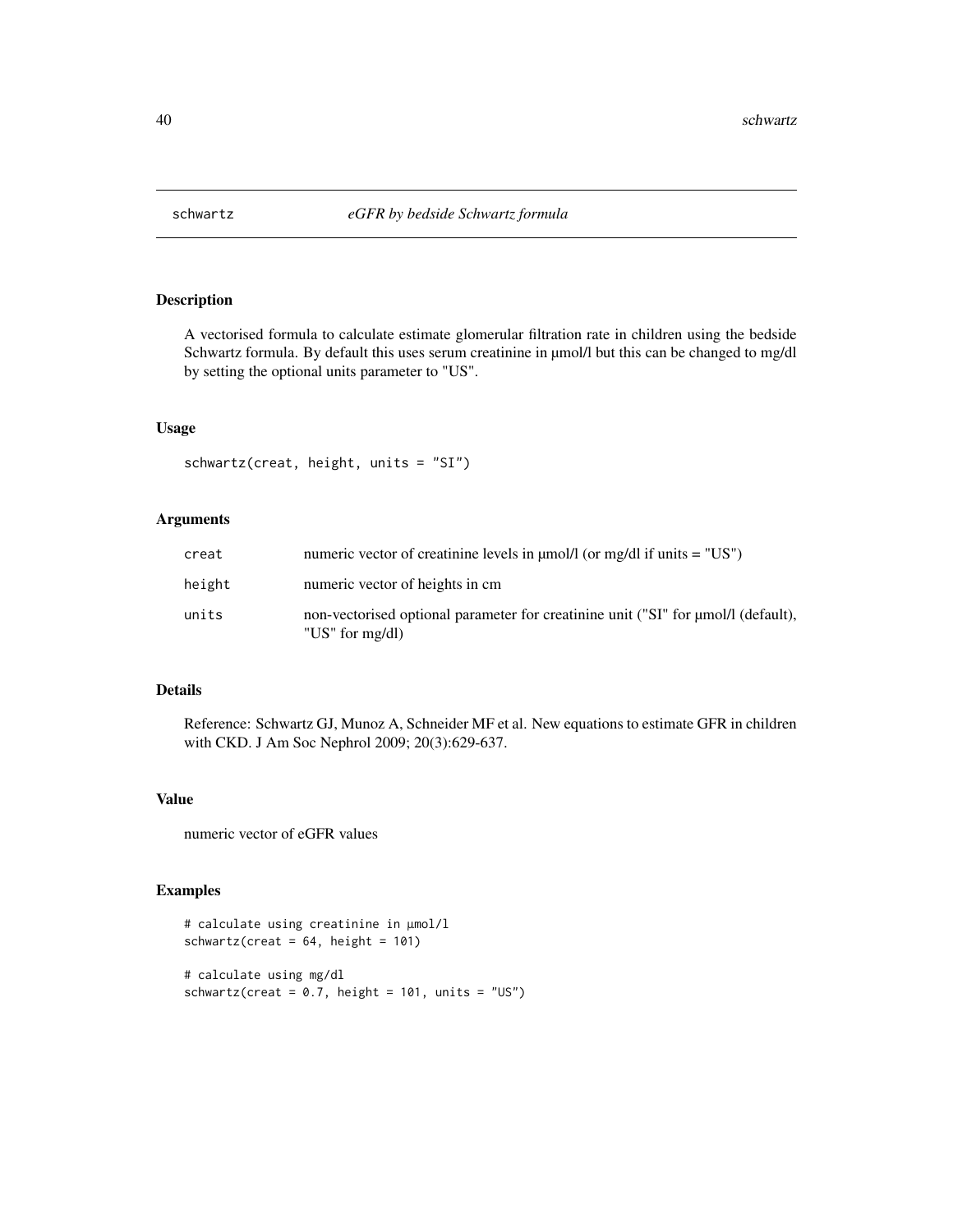# schwartz — *eGFR by bedside Schwartz formula*

## Description

A vectorised formula to calculate estimate glomerular filtration rate in children using the bedside Schwartz formula. By default this uses serum creatinine in µmol/l but this can be changed to mg/dl by setting the optional units parameter to "US".

## Usage

```
schwartz(creat, height, units = "SI")
```

## Arguments

| | |
|---|---|
| creat | numeric vector of creatinine levels in µmol/l (or mg/dl if units = "US") |
| height | numeric vector of heights in cm |
| units | non-vectorised optional parameter for creatinine unit ("SI" for µmol/l (default), "US" for mg/dl) |

## Details

Reference: Schwartz GJ, Munoz A, Schneider MF et al. New equations to estimate GFR in children with CKD. J Am Soc Nephrol 2009; 20(3):629-637.

## Value

numeric vector of eGFR values

## Examples

```
# calculate using creatinine in µmol/l
schwartz(creat = 64, height = 101)

# calculate using mg/dl
schwartz(creat = 0.7, height = 101, units = "US")
```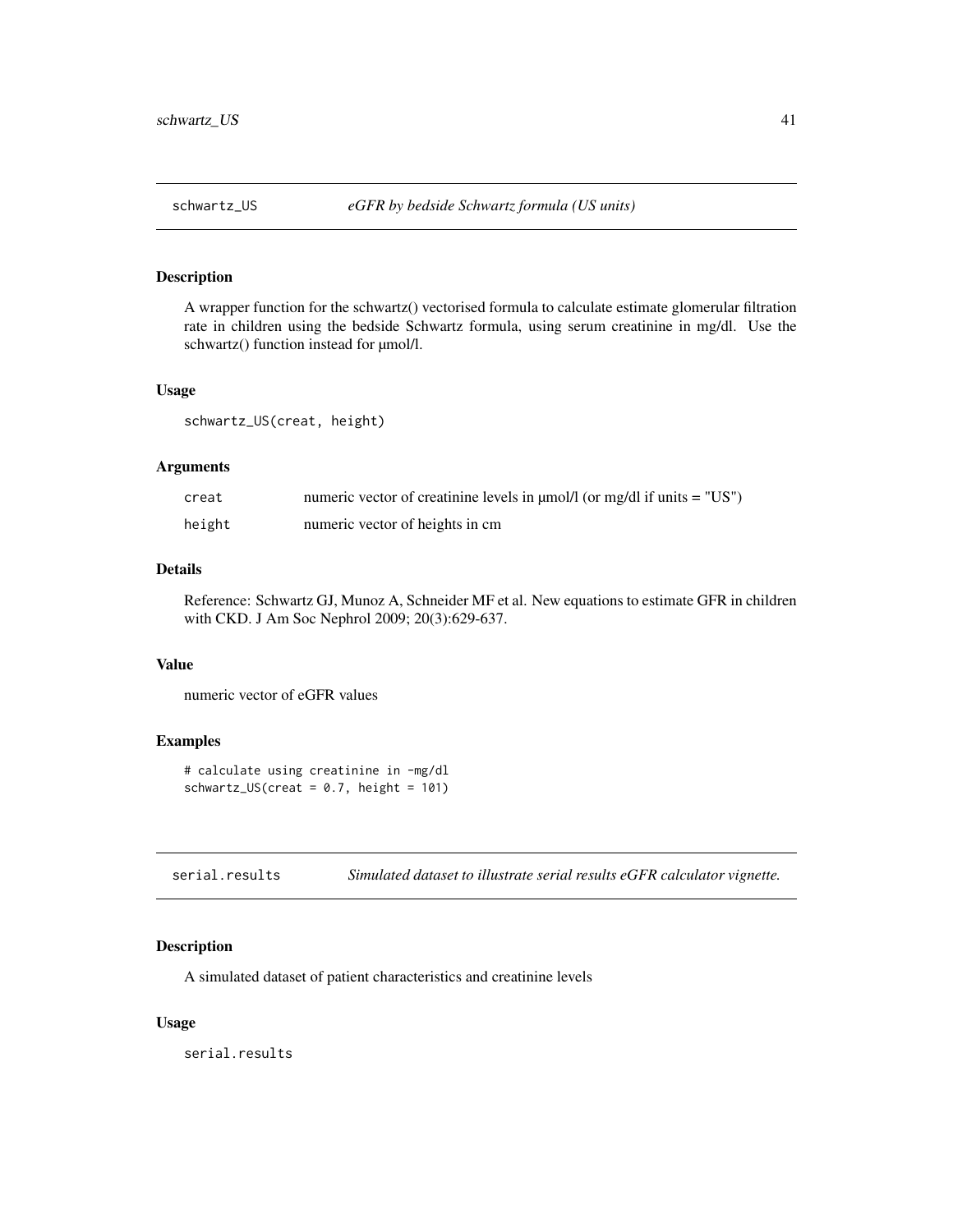## schwartz_US *eGFR by bedside Schwartz formula (US units)*

### Description

A wrapper function for the schwartz() vectorised formula to calculate estimate glomerular filtration rate in children using the bedside Schwartz formula, using serum creatinine in mg/dl. Use the schwartz() function instead for µmol/l.

### Usage

```
schwartz_US(creat, height)
```

### Arguments

| | |
|---|---|
| creat | numeric vector of creatinine levels in µmol/l (or mg/dl if units = "US") |
| height | numeric vector of heights in cm |

### Details

Reference: Schwartz GJ, Munoz A, Schneider MF et al. New equations to estimate GFR in children with CKD. J Am Soc Nephrol 2009; 20(3):629-637.

### Value

numeric vector of eGFR values

### Examples

```
# calculate using creatinine in -mg/dl
schwartz_US(creat = 0.7, height = 101)
```

## serial.results *Simulated dataset to illustrate serial results eGFR calculator vignette.*

### Description

A simulated dataset of patient characteristics and creatinine levels

### Usage

```
serial.results
```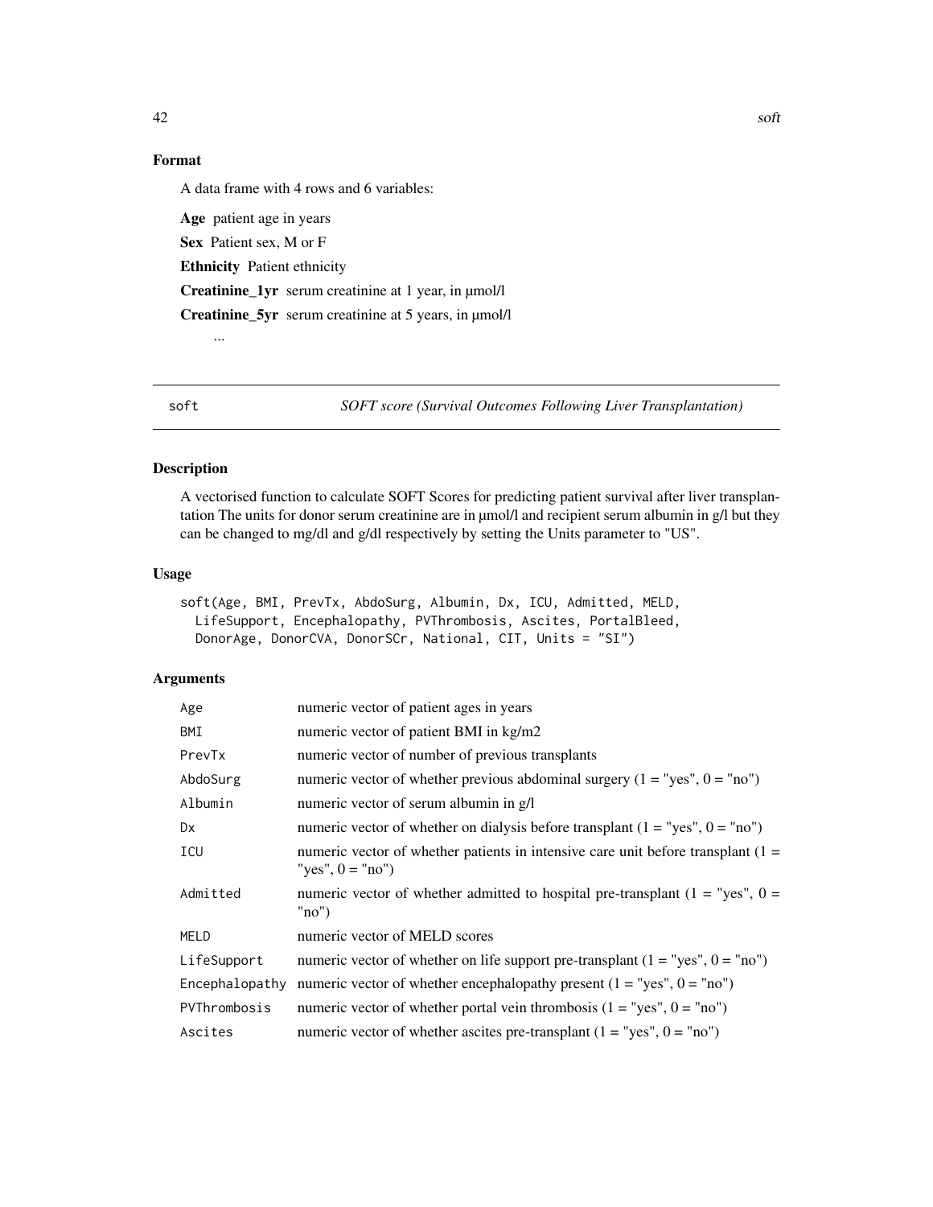### Format

A data frame with 4 rows and 6 variables:

**Age** patient age in years

**Sex** Patient sex, M or F

**Ethnicity** Patient ethnicity

**Creatinine_1yr** serum creatinine at 1 year, in µmol/l

**Creatinine_5yr** serum creatinine at 5 years, in µmol/l

...

---

## soft — *SOFT score (Survival Outcomes Following Liver Transplantation)*

### Description

A vectorised function to calculate SOFT Scores for predicting patient survival after liver transplantation The units for donor serum creatinine are in µmol/l and recipient serum albumin in g/l but they can be changed to mg/dl and g/dl respectively by setting the Units parameter to "US".

### Usage

```
soft(Age, BMI, PrevTx, AbdoSurg, Albumin, Dx, ICU, Admitted, MELD,
  LifeSupport, Encephalopathy, PVThrombosis, Ascites, PortalBleed,
  DonorAge, DonorCVA, DonorSCr, National, CIT, Units = "SI")
```

### Arguments

| | |
|---|---|
| `Age` | numeric vector of patient ages in years |
| `BMI` | numeric vector of patient BMI in kg/m2 |
| `PrevTx` | numeric vector of number of previous transplants |
| `AbdoSurg` | numeric vector of whether previous abdominal surgery (1 = "yes", 0 = "no") |
| `Albumin` | numeric vector of serum albumin in g/l |
| `Dx` | numeric vector of whether on dialysis before transplant (1 = "yes", 0 = "no") |
| `ICU` | numeric vector of whether patients in intensive care unit before transplant (1 = "yes", 0 = "no") |
| `Admitted` | numeric vector of whether admitted to hospital pre-transplant (1 = "yes", 0 = "no") |
| `MELD` | numeric vector of MELD scores |
| `LifeSupport` | numeric vector of whether on life support pre-transplant (1 = "yes", 0 = "no") |
| `Encephalopathy` | numeric vector of whether encephalopathy present (1 = "yes", 0 = "no") |
| `PVThrombosis` | numeric vector of whether portal vein thrombosis (1 = "yes", 0 = "no") |
| `Ascites` | numeric vector of whether ascites pre-transplant (1 = "yes", 0 = "no") |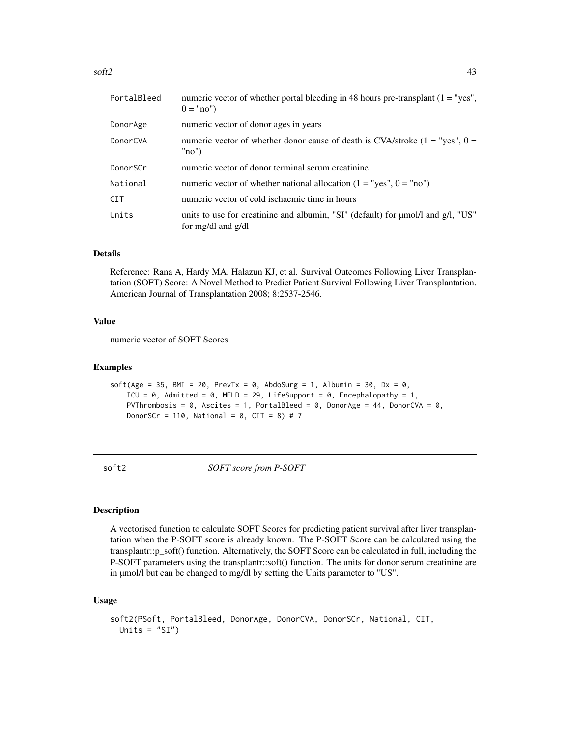| | |
|---|---|
| PortalBleed | numeric vector of whether portal bleeding in 48 hours pre-transplant (1 = "yes", 0 = "no") |
| DonorAge | numeric vector of donor ages in years |
| DonorCVA | numeric vector of whether donor cause of death is CVA/stroke (1 = "yes", 0 = "no") |
| DonorSCr | numeric vector of donor terminal serum creatinine |
| National | numeric vector of whether national allocation (1 = "yes", 0 = "no") |
| CIT | numeric vector of cold ischaemic time in hours |
| Units | units to use for creatinine and albumin, "SI" (default) for µmol/l and g/l, "US" for mg/dl and g/dl |

### Details

Reference: Rana A, Hardy MA, Halazun KJ, et al. Survival Outcomes Following Liver Transplantation (SOFT) Score: A Novel Method to Predict Patient Survival Following Liver Transplantation. American Journal of Transplantation 2008; 8:2537-2546.

### Value

numeric vector of SOFT Scores

### Examples

```
soft(Age = 35, BMI = 20, PrevTx = 0, AbdoSurg = 1, Albumin = 30, Dx = 0,
    ICU = 0, Admitted = 0, MELD = 29, LifeSupport = 0, Encephalopathy = 1,
    PVThrombosis = 0, Ascites = 1, PortalBleed = 0, DonorAge = 44, DonorCVA = 0,
    DonorSCr = 110, National = 0, CIT = 8) # 7
```

---

## soft2 *SOFT score from P-SOFT*

### Description

A vectorised function to calculate SOFT Scores for predicting patient survival after liver transplantation when the P-SOFT score is already known. The P-SOFT Score can be calculated using the transplantr::p_soft() function. Alternatively, the SOFT Score can be calculated in full, including the P-SOFT parameters using the transplantr::soft() function. The units for donor serum creatinine are in µmol/l but can be changed to mg/dl by setting the Units parameter to "US".

### Usage

```
soft2(PSoft, PortalBleed, DonorAge, DonorCVA, DonorSCr, National, CIT,
  Units = "SI")
```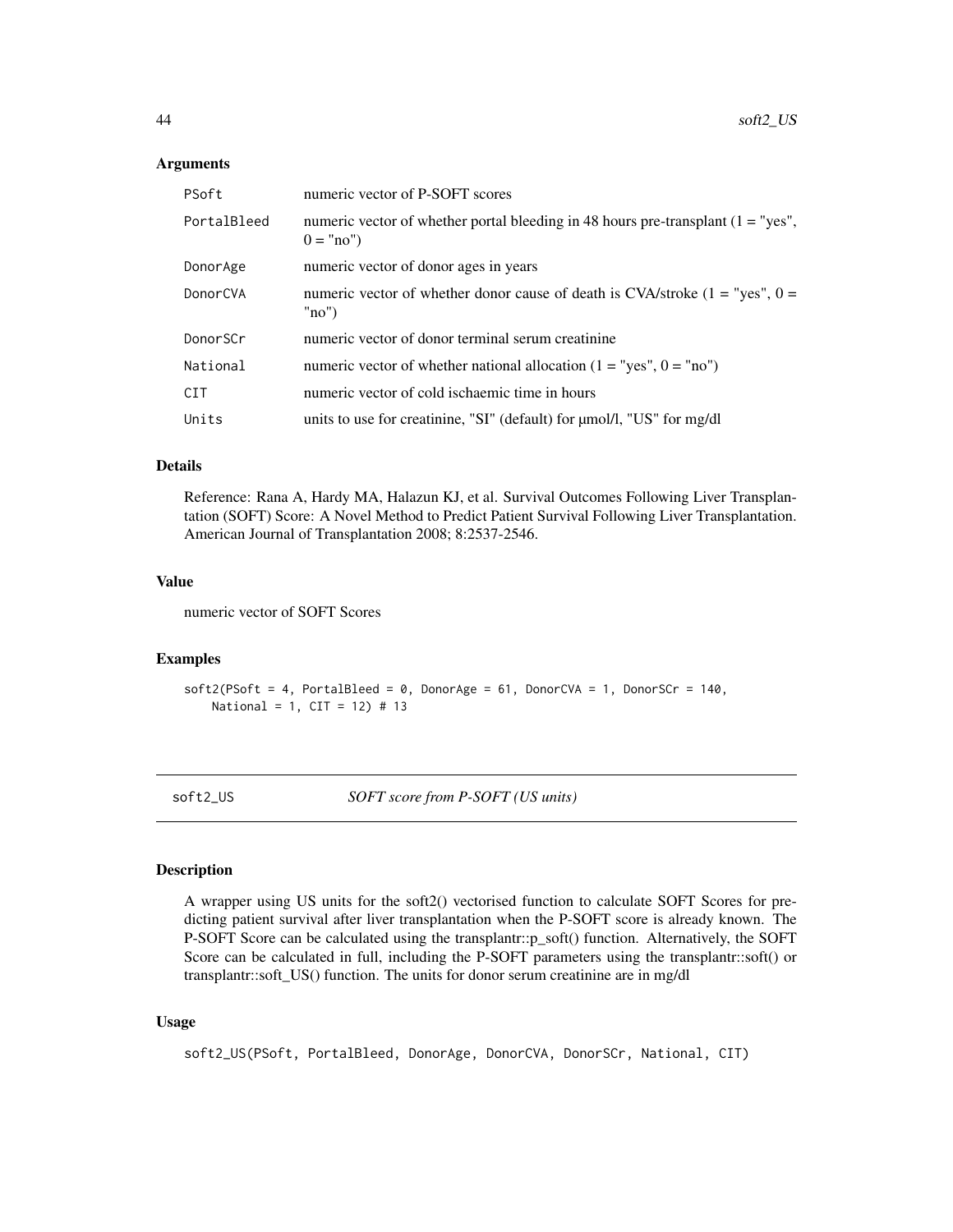### Arguments

| | |
|---|---|
| PSoft | numeric vector of P-SOFT scores |
| PortalBleed | numeric vector of whether portal bleeding in 48 hours pre-transplant (1 = "yes", 0 = "no") |
| DonorAge | numeric vector of donor ages in years |
| DonorCVA | numeric vector of whether donor cause of death is CVA/stroke (1 = "yes", 0 = "no") |
| DonorSCr | numeric vector of donor terminal serum creatinine |
| National | numeric vector of whether national allocation (1 = "yes", 0 = "no") |
| CIT | numeric vector of cold ischaemic time in hours |
| Units | units to use for creatinine, "SI" (default) for μmol/l, "US" for mg/dl |

### Details

Reference: Rana A, Hardy MA, Halazun KJ, et al. Survival Outcomes Following Liver Transplantation (SOFT) Score: A Novel Method to Predict Patient Survival Following Liver Transplantation. American Journal of Transplantation 2008; 8:2537-2546.

### Value

numeric vector of SOFT Scores

### Examples

```
soft2(PSoft = 4, PortalBleed = 0, DonorAge = 61, DonorCVA = 1, DonorSCr = 140,
    National = 1, CIT = 12) # 13
```

---

## soft2_US *SOFT score from P-SOFT (US units)*

---

### Description

A wrapper using US units for the soft2() vectorised function to calculate SOFT Scores for predicting patient survival after liver transplantation when the P-SOFT score is already known. The P-SOFT Score can be calculated using the transplantr::p_soft() function. Alternatively, the SOFT Score can be calculated in full, including the P-SOFT parameters using the transplantr::soft() or transplantr::soft_US() function. The units for donor serum creatinine are in mg/dl

### Usage

```
soft2_US(PSoft, PortalBleed, DonorAge, DonorCVA, DonorSCr, National, CIT)
```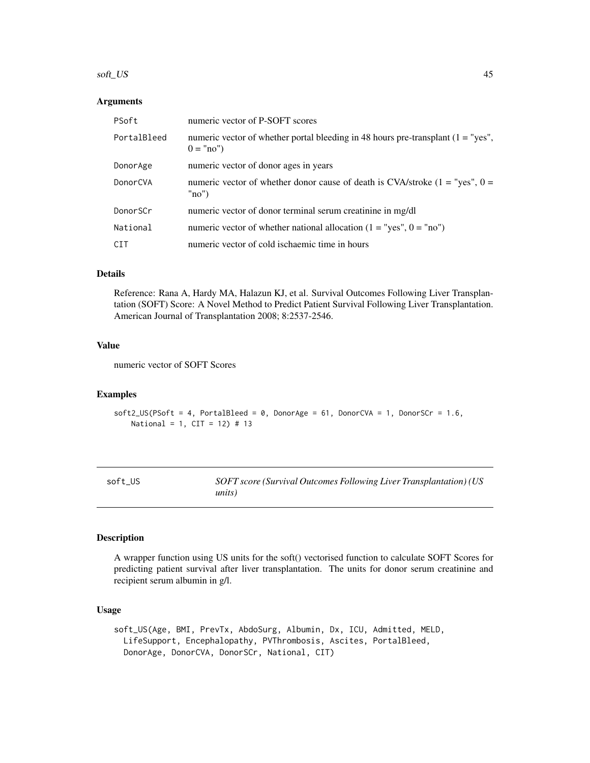### Arguments

| | |
|---|---|
| PSoft | numeric vector of P-SOFT scores |
| PortalBleed | numeric vector of whether portal bleeding in 48 hours pre-transplant (1 = "yes", 0 = "no") |
| DonorAge | numeric vector of donor ages in years |
| DonorCVA | numeric vector of whether donor cause of death is CVA/stroke (1 = "yes", 0 = "no") |
| DonorSCr | numeric vector of donor terminal serum creatinine in mg/dl |
| National | numeric vector of whether national allocation (1 = "yes", 0 = "no") |
| CIT | numeric vector of cold ischaemic time in hours |

### Details

Reference: Rana A, Hardy MA, Halazun KJ, et al. Survival Outcomes Following Liver Transplantation (SOFT) Score: A Novel Method to Predict Patient Survival Following Liver Transplantation. American Journal of Transplantation 2008; 8:2537-2546.

### Value

numeric vector of SOFT Scores

### Examples

```
soft2_US(PSoft = 4, PortalBleed = 0, DonorAge = 61, DonorCVA = 1, DonorSCr = 1.6,
    National = 1, CIT = 12) # 13
```

---

## soft_US — *SOFT score (Survival Outcomes Following Liver Transplantation) (US units)*

---

### Description

A wrapper function using US units for the soft() vectorised function to calculate SOFT Scores for predicting patient survival after liver transplantation. The units for donor serum creatinine and recipient serum albumin in g/l.

### Usage

```
soft_US(Age, BMI, PrevTx, AbdoSurg, Albumin, Dx, ICU, Admitted, MELD,
  LifeSupport, Encephalopathy, PVThrombosis, Ascites, PortalBleed,
  DonorAge, DonorCVA, DonorSCr, National, CIT)
```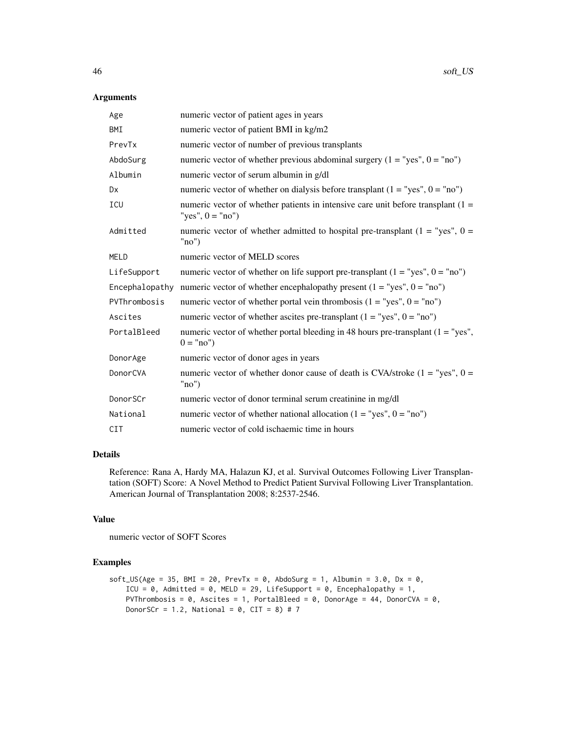## Arguments

| | |
|---|---|
| Age | numeric vector of patient ages in years |
| BMI | numeric vector of patient BMI in kg/m2 |
| PrevTx | numeric vector of number of previous transplants |
| AbdoSurg | numeric vector of whether previous abdominal surgery (1 = "yes", 0 = "no") |
| Albumin | numeric vector of serum albumin in g/dl |
| Dx | numeric vector of whether on dialysis before transplant (1 = "yes", 0 = "no") |
| ICU | numeric vector of whether patients in intensive care unit before transplant (1 = "yes", 0 = "no") |
| Admitted | numeric vector of whether admitted to hospital pre-transplant (1 = "yes", 0 = "no") |
| MELD | numeric vector of MELD scores |
| LifeSupport | numeric vector of whether on life support pre-transplant (1 = "yes", 0 = "no") |
| Encephalopathy | numeric vector of whether encephalopathy present (1 = "yes", 0 = "no") |
| PVThrombosis | numeric vector of whether portal vein thrombosis (1 = "yes", 0 = "no") |
| Ascites | numeric vector of whether ascites pre-transplant (1 = "yes", 0 = "no") |
| PortalBleed | numeric vector of whether portal bleeding in 48 hours pre-transplant (1 = "yes", 0 = "no") |
| DonorAge | numeric vector of donor ages in years |
| DonorCVA | numeric vector of whether donor cause of death is CVA/stroke (1 = "yes", 0 = "no") |
| DonorSCr | numeric vector of donor terminal serum creatinine in mg/dl |
| National | numeric vector of whether national allocation (1 = "yes", 0 = "no") |
| CIT | numeric vector of cold ischaemic time in hours |

## Details

Reference: Rana A, Hardy MA, Halazun KJ, et al. Survival Outcomes Following Liver Transplantation (SOFT) Score: A Novel Method to Predict Patient Survival Following Liver Transplantation. American Journal of Transplantation 2008; 8:2537-2546.

## Value

numeric vector of SOFT Scores

## Examples

```
soft_US(Age = 35, BMI = 20, PrevTx = 0, AbdoSurg = 1, Albumin = 3.0, Dx = 0,
    ICU = 0, Admitted = 0, MELD = 29, LifeSupport = 0, Encephalopathy = 1,
    PVThrombosis = 0, Ascites = 1, PortalBleed = 0, DonorAge = 44, DonorCVA = 0,
    DonorSCr = 1.2, National = 0, CIT = 8) # 7
```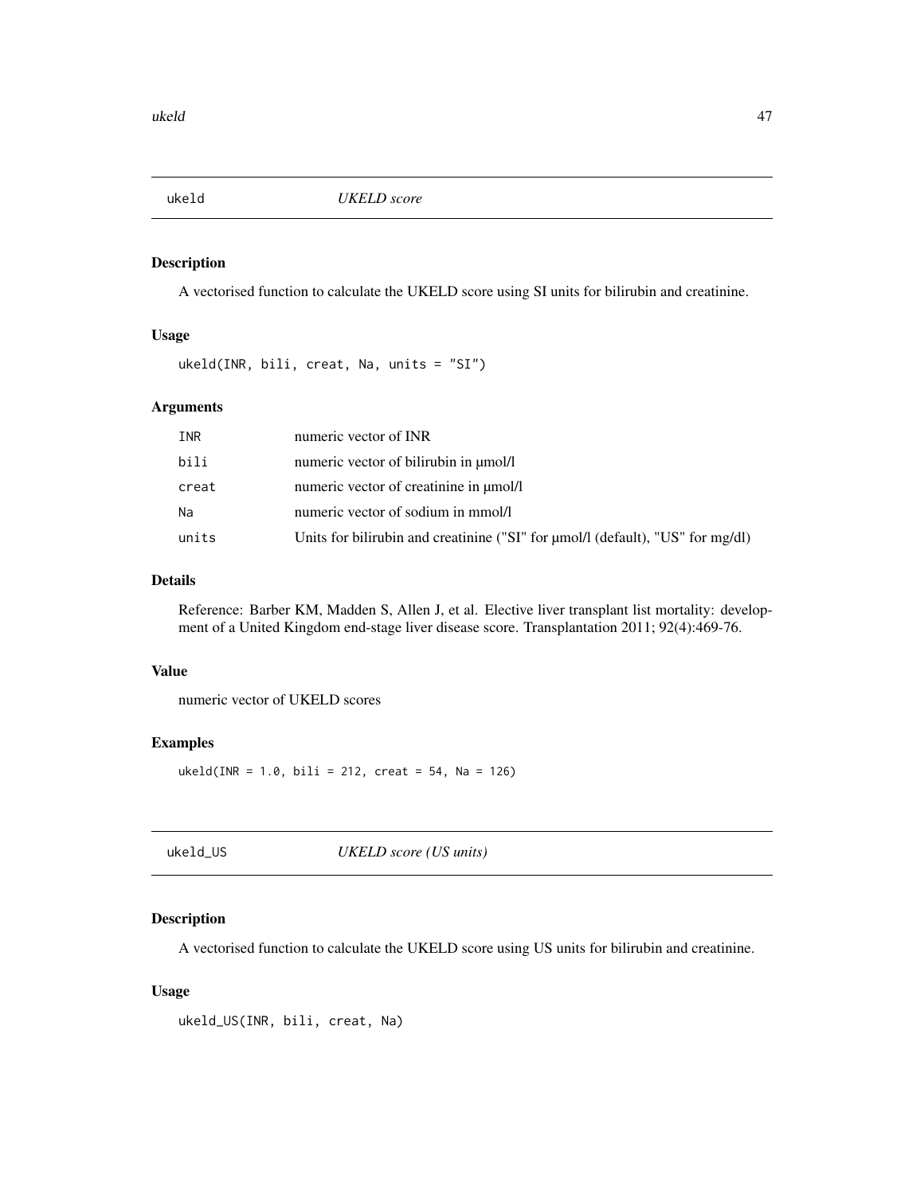## ukeld — *UKELD score*

### Description

A vectorised function to calculate the UKELD score using SI units for bilirubin and creatinine.

### Usage

```
ukeld(INR, bili, creat, Na, units = "SI")
```

### Arguments

| | |
|---|---|
| INR | numeric vector of INR |
| bili | numeric vector of bilirubin in µmol/l |
| creat | numeric vector of creatinine in µmol/l |
| Na | numeric vector of sodium in mmol/l |
| units | Units for bilirubin and creatinine ("SI" for µmol/l (default), "US" for mg/dl) |

### Details

Reference: Barber KM, Madden S, Allen J, et al. Elective liver transplant list mortality: development of a United Kingdom end-stage liver disease score. Transplantation 2011; 92(4):469-76.

### Value

numeric vector of UKELD scores

### Examples

```
ukeld(INR = 1.0, bili = 212, creat = 54, Na = 126)
```

## ukeld_US — *UKELD score (US units)*

### Description

A vectorised function to calculate the UKELD score using US units for bilirubin and creatinine.

### Usage

```
ukeld_US(INR, bili, creat, Na)
```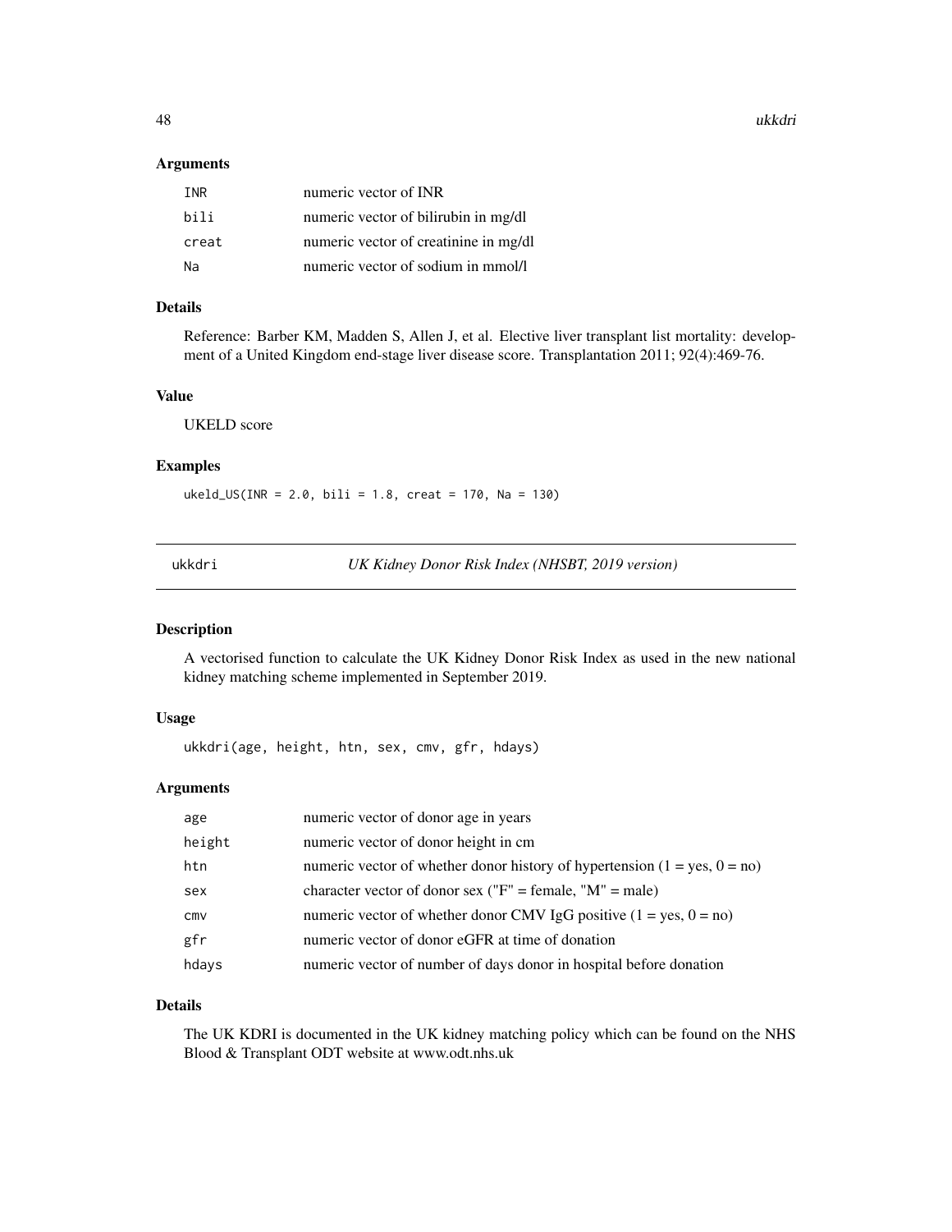## Arguments

| | |
|---|---|
| INR | numeric vector of INR |
| bili | numeric vector of bilirubin in mg/dl |
| creat | numeric vector of creatinine in mg/dl |
| Na | numeric vector of sodium in mmol/l |

## Details

Reference: Barber KM, Madden S, Allen J, et al. Elective liver transplant list mortality: development of a United Kingdom end-stage liver disease score. Transplantation 2011; 92(4):469-76.

## Value

UKELD score

## Examples

```
ukeld_US(INR = 2.0, bili = 1.8, creat = 170, Na = 130)
```

---

# ukkdri — *UK Kidney Donor Risk Index (NHSBT, 2019 version)*

## Description

A vectorised function to calculate the UK Kidney Donor Risk Index as used in the new national kidney matching scheme implemented in September 2019.

## Usage

```
ukkdri(age, height, htn, sex, cmv, gfr, hdays)
```

## Arguments

| | |
|---|---|
| age | numeric vector of donor age in years |
| height | numeric vector of donor height in cm |
| htn | numeric vector of whether donor history of hypertension (1 = yes, 0 = no) |
| sex | character vector of donor sex ("F" = female, "M" = male) |
| cmv | numeric vector of whether donor CMV IgG positive (1 = yes, 0 = no) |
| gfr | numeric vector of donor eGFR at time of donation |
| hdays | numeric vector of number of days donor in hospital before donation |

## Details

The UK KDRI is documented in the UK kidney matching policy which can be found on the NHS Blood & Transplant ODT website at www.odt.nhs.uk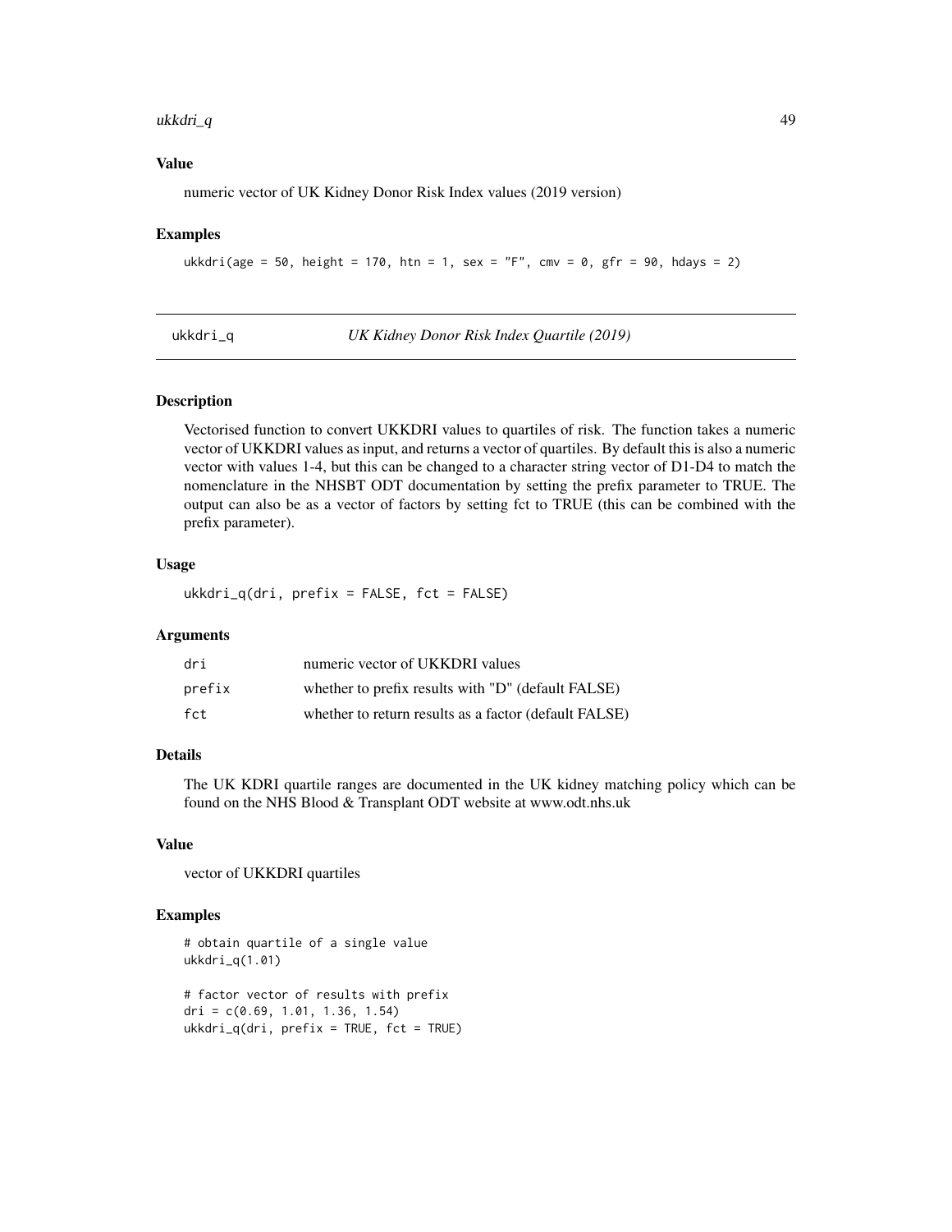### Value

numeric vector of UK Kidney Donor Risk Index values (2019 version)

### Examples

```
ukkdri(age = 50, height = 170, htn = 1, sex = "F", cmv = 0, gfr = 90, hdays = 2)
```

## ukkdri_q    *UK Kidney Donor Risk Index Quartile (2019)*

### Description

Vectorised function to convert UKKDRI values to quartiles of risk. The function takes a numeric vector of UKKDRI values as input, and returns a vector of quartiles. By default this is also a numeric vector with values 1-4, but this can be changed to a character string vector of D1-D4 to match the nomenclature in the NHSBT ODT documentation by setting the prefix parameter to TRUE. The output can also be as a vector of factors by setting fct to TRUE (this can be combined with the prefix parameter).

### Usage

```
ukkdri_q(dri, prefix = FALSE, fct = FALSE)
```

### Arguments

| | |
|---|---|
| dri | numeric vector of UKKDRI values |
| prefix | whether to prefix results with "D" (default FALSE) |
| fct | whether to return results as a factor (default FALSE) |

### Details

The UK KDRI quartile ranges are documented in the UK kidney matching policy which can be found on the NHS Blood & Transplant ODT website at www.odt.nhs.uk

### Value

vector of UKKDRI quartiles

### Examples

```
# obtain quartile of a single value
ukkdri_q(1.01)

# factor vector of results with prefix
dri = c(0.69, 1.01, 1.36, 1.54)
ukkdri_q(dri, prefix = TRUE, fct = TRUE)
```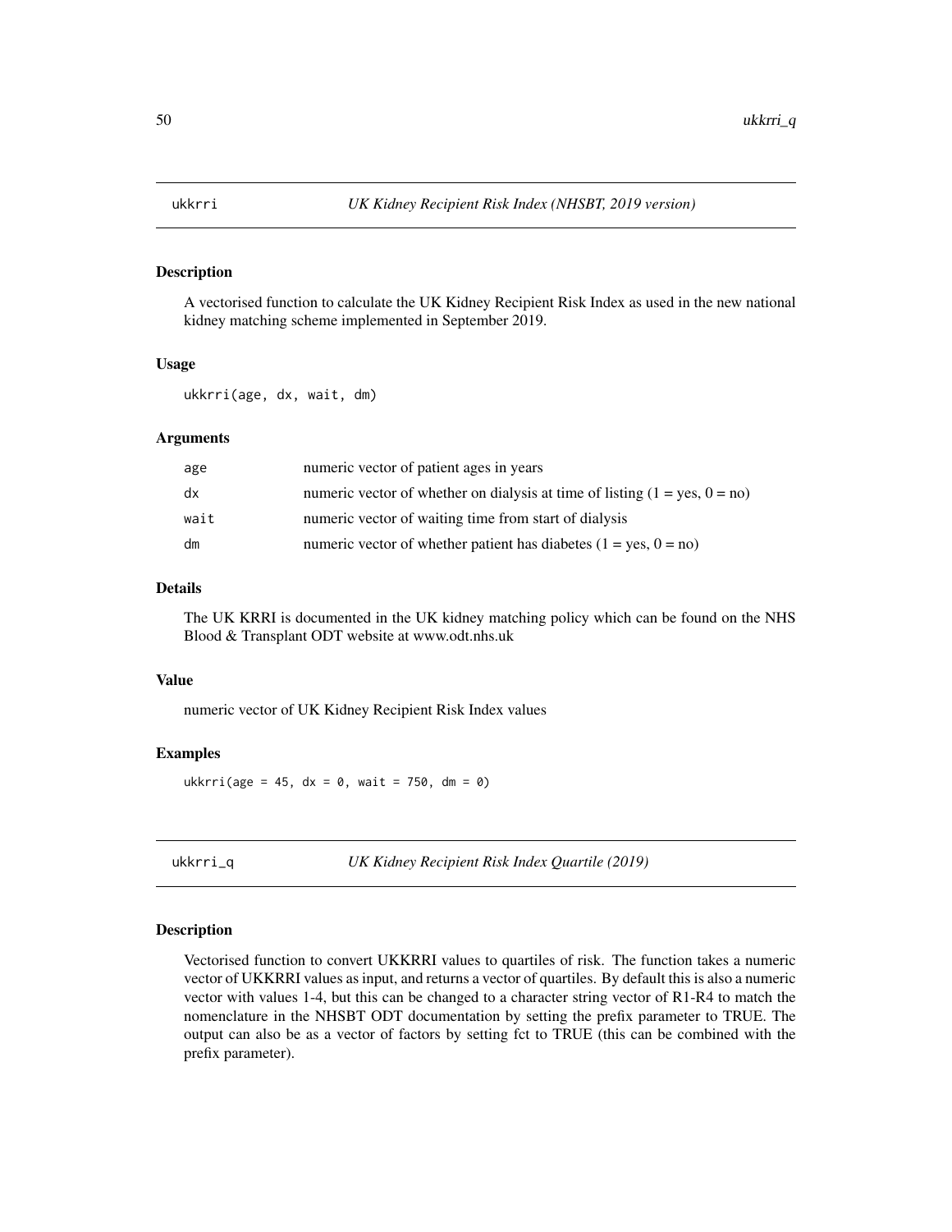## ukkrri — *UK Kidney Recipient Risk Index (NHSBT, 2019 version)*

### Description

A vectorised function to calculate the UK Kidney Recipient Risk Index as used in the new national kidney matching scheme implemented in September 2019.

### Usage

```
ukkrri(age, dx, wait, dm)
```

### Arguments

| | |
|---|---|
| age | numeric vector of patient ages in years |
| dx | numeric vector of whether on dialysis at time of listing (1 = yes, 0 = no) |
| wait | numeric vector of waiting time from start of dialysis |
| dm | numeric vector of whether patient has diabetes (1 = yes, 0 = no) |

### Details

The UK KRRI is documented in the UK kidney matching policy which can be found on the NHS Blood & Transplant ODT website at www.odt.nhs.uk

### Value

numeric vector of UK Kidney Recipient Risk Index values

### Examples

```
ukkrri(age = 45, dx = 0, wait = 750, dm = 0)
```

## ukkrri_q — *UK Kidney Recipient Risk Index Quartile (2019)*

### Description

Vectorised function to convert UKKRRI values to quartiles of risk. The function takes a numeric vector of UKKRRI values as input, and returns a vector of quartiles. By default this is also a numeric vector with values 1-4, but this can be changed to a character string vector of R1-R4 to match the nomenclature in the NHSBT ODT documentation by setting the prefix parameter to TRUE. The output can also be as a vector of factors by setting fct to TRUE (this can be combined with the prefix parameter).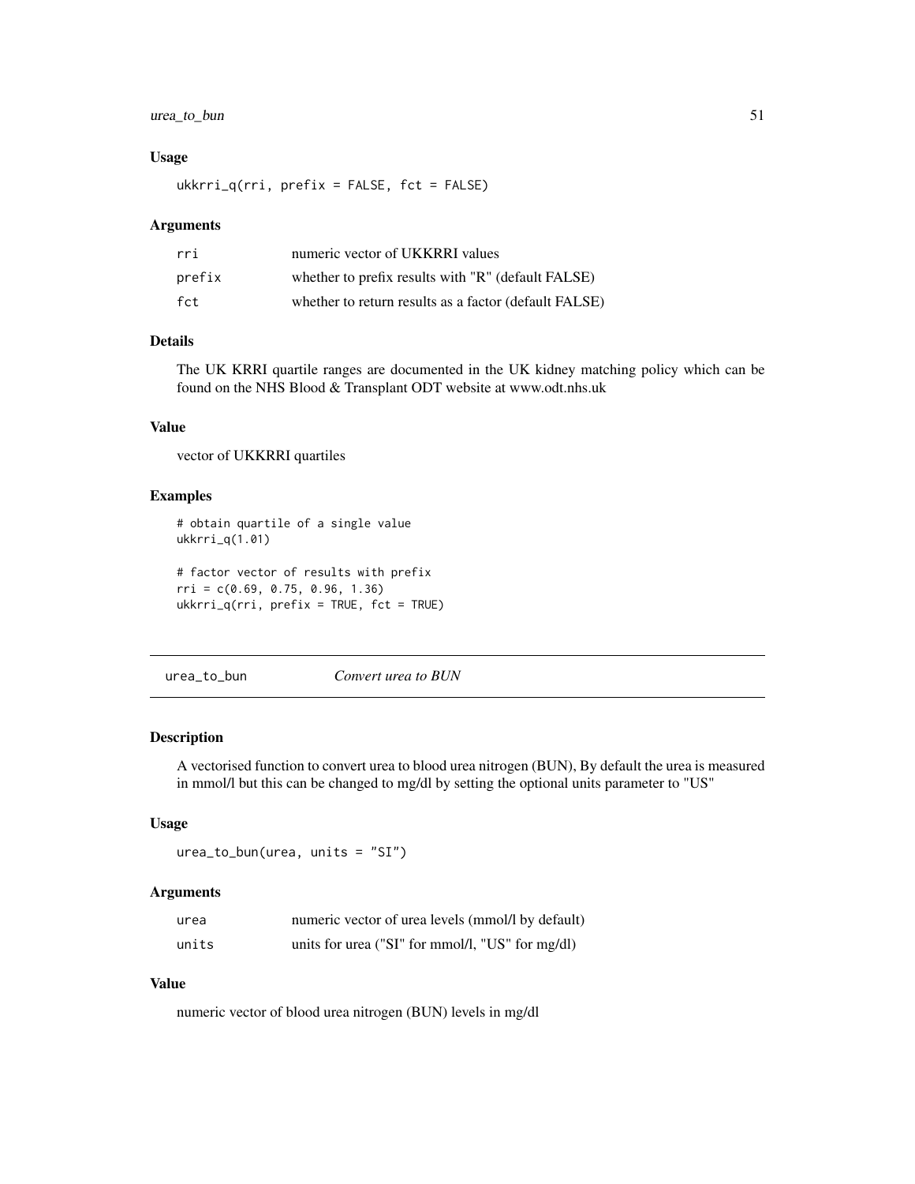### Usage

```
ukkrri_q(rri, prefix = FALSE, fct = FALSE)
```

### Arguments

| | |
|---|---|
| rri | numeric vector of UKKRRI values |
| prefix | whether to prefix results with "R" (default FALSE) |
| fct | whether to return results as a factor (default FALSE) |

### Details

The UK KRRI quartile ranges are documented in the UK kidney matching policy which can be found on the NHS Blood & Transplant ODT website at www.odt.nhs.uk

### Value

vector of UKKRRI quartiles

### Examples

```
# obtain quartile of a single value
ukkrri_q(1.01)

# factor vector of results with prefix
rri = c(0.69, 0.75, 0.96, 1.36)
ukkrri_q(rri, prefix = TRUE, fct = TRUE)
```

---

## urea_to_bun — *Convert urea to BUN*

### Description

A vectorised function to convert urea to blood urea nitrogen (BUN), By default the urea is measured in mmol/l but this can be changed to mg/dl by setting the optional units parameter to "US"

### Usage

```
urea_to_bun(urea, units = "SI")
```

### Arguments

| | |
|---|---|
| urea | numeric vector of urea levels (mmol/l by default) |
| units | units for urea ("SI" for mmol/l, "US" for mg/dl) |

### Value

numeric vector of blood urea nitrogen (BUN) levels in mg/dl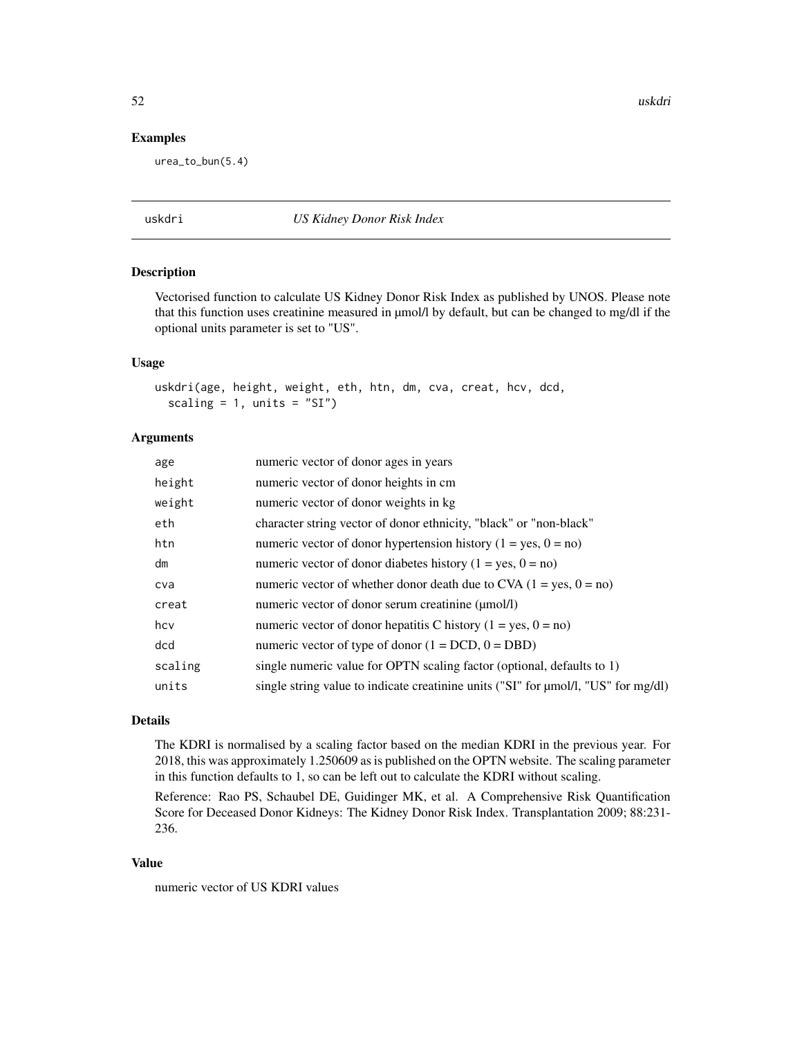## Examples

```
urea_to_bun(5.4)
```

---

# uskdri *US Kidney Donor Risk Index*

---

## Description

Vectorised function to calculate US Kidney Donor Risk Index as published by UNOS. Please note that this function uses creatinine measured in µmol/l by default, but can be changed to mg/dl if the optional units parameter is set to "US".

## Usage

```
uskdri(age, height, weight, eth, htn, dm, cva, creat, hcv, dcd,
  scaling = 1, units = "SI")
```

## Arguments

| | |
|---|---|
| age | numeric vector of donor ages in years |
| height | numeric vector of donor heights in cm |
| weight | numeric vector of donor weights in kg |
| eth | character string vector of donor ethnicity, "black" or "non-black" |
| htn | numeric vector of donor hypertension history (1 = yes, 0 = no) |
| dm | numeric vector of donor diabetes history (1 = yes, 0 = no) |
| cva | numeric vector of whether donor death due to CVA (1 = yes, 0 = no) |
| creat | numeric vector of donor serum creatinine (µmol/l) |
| hcv | numeric vector of donor hepatitis C history (1 = yes, 0 = no) |
| dcd | numeric vector of type of donor (1 = DCD, 0 = DBD) |
| scaling | single numeric value for OPTN scaling factor (optional, defaults to 1) |
| units | single string value to indicate creatinine units ("SI" for µmol/l, "US" for mg/dl) |

## Details

The KDRI is normalised by a scaling factor based on the median KDRI in the previous year. For 2018, this was approximately 1.250609 as is published on the OPTN website. The scaling parameter in this function defaults to 1, so can be left out to calculate the KDRI without scaling.

Reference: Rao PS, Schaubel DE, Guidinger MK, et al. A Comprehensive Risk Quantification Score for Deceased Donor Kidneys: The Kidney Donor Risk Index. Transplantation 2009; 88:231-236.

## Value

numeric vector of US KDRI values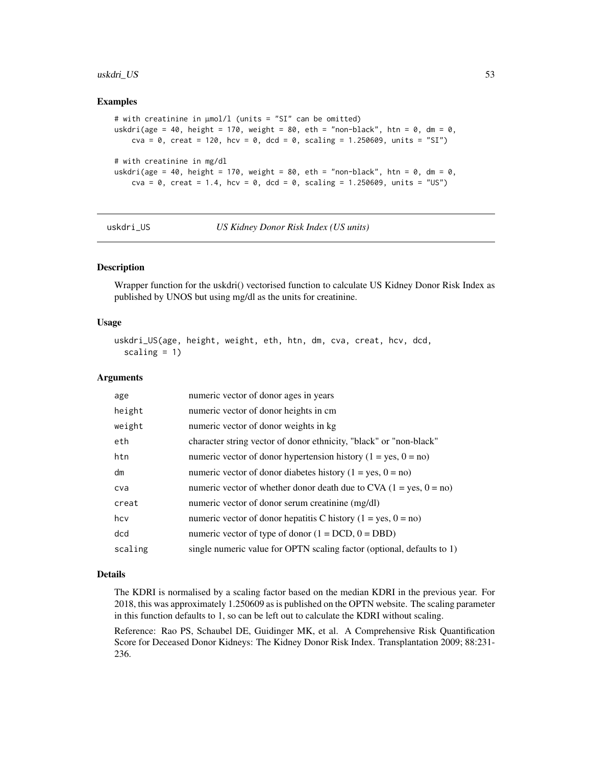## Examples

```
# with creatinine in µmol/l (units = "SI" can be omitted)
uskdri(age = 40, height = 170, weight = 80, eth = "non-black", htn = 0, dm = 0,
    cva = 0, creat = 120, hcv = 0, dcd = 0, scaling = 1.250609, units = "SI")

# with creatinine in mg/dl
uskdri(age = 40, height = 170, weight = 80, eth = "non-black", htn = 0, dm = 0,
    cva = 0, creat = 1.4, hcv = 0, dcd = 0, scaling = 1.250609, units = "US")
```

---

# uskdri_US — *US Kidney Donor Risk Index (US units)*

## Description

Wrapper function for the uskdri() vectorised function to calculate US Kidney Donor Risk Index as published by UNOS but using mg/dl as the units for creatinine.

## Usage

```
uskdri_US(age, height, weight, eth, htn, dm, cva, creat, hcv, dcd,
  scaling = 1)
```

## Arguments

| | |
|---|---|
| age | numeric vector of donor ages in years |
| height | numeric vector of donor heights in cm |
| weight | numeric vector of donor weights in kg |
| eth | character string vector of donor ethnicity, "black" or "non-black" |
| htn | numeric vector of donor hypertension history (1 = yes, 0 = no) |
| dm | numeric vector of donor diabetes history (1 = yes, 0 = no) |
| cva | numeric vector of whether donor death due to CVA (1 = yes, 0 = no) |
| creat | numeric vector of donor serum creatinine (mg/dl) |
| hcv | numeric vector of donor hepatitis C history (1 = yes, 0 = no) |
| dcd | numeric vector of type of donor (1 = DCD, 0 = DBD) |
| scaling | single numeric value for OPTN scaling factor (optional, defaults to 1) |

## Details

The KDRI is normalised by a scaling factor based on the median KDRI in the previous year. For 2018, this was approximately 1.250609 as is published on the OPTN website. The scaling parameter in this function defaults to 1, so can be left out to calculate the KDRI without scaling.

Reference: Rao PS, Schaubel DE, Guidinger MK, et al. A Comprehensive Risk Quantification Score for Deceased Donor Kidneys: The Kidney Donor Risk Index. Transplantation 2009; 88:231-236.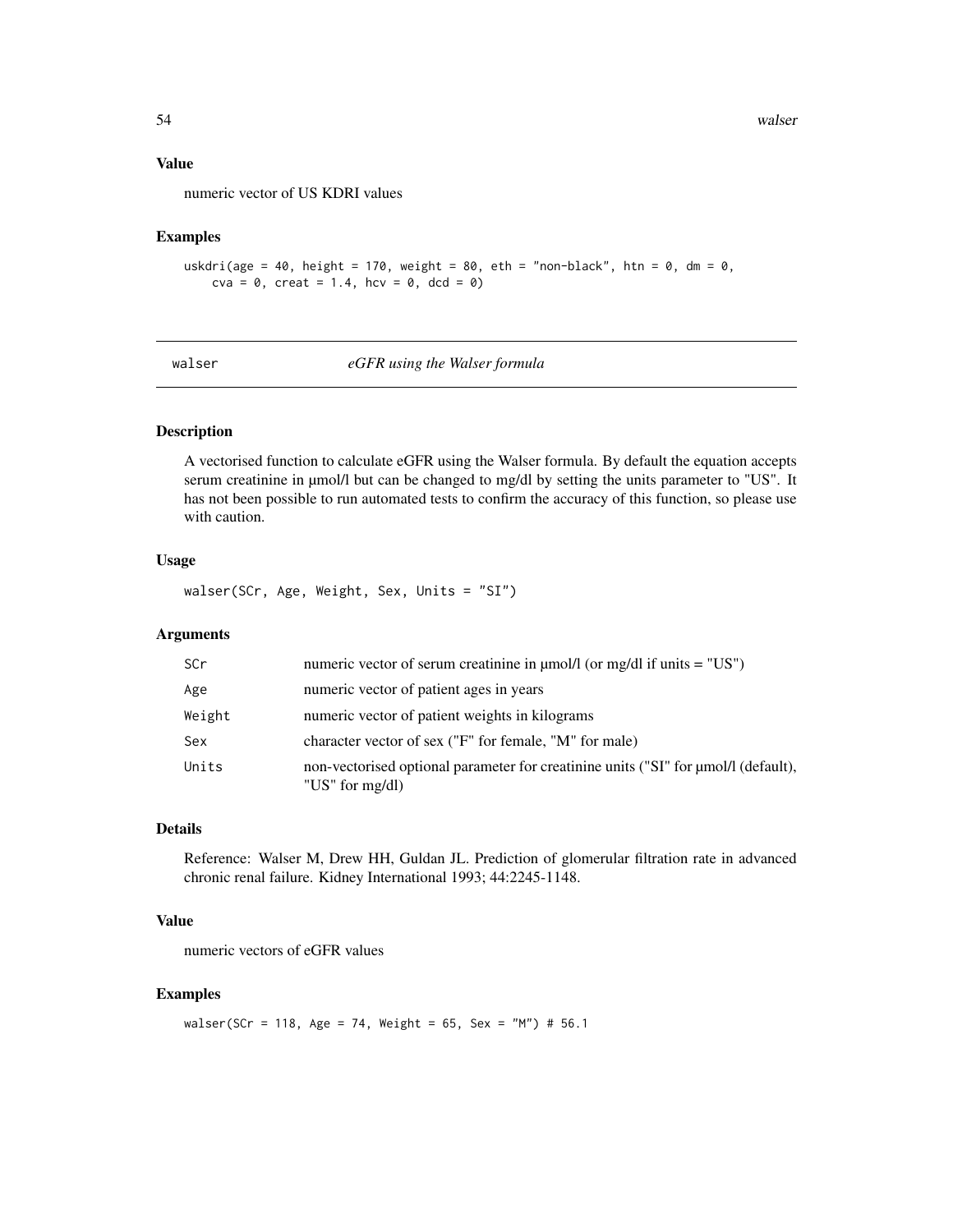## Value

numeric vector of US KDRI values

## Examples

```
uskdri(age = 40, height = 170, weight = 80, eth = "non-black", htn = 0, dm = 0,
    cva = 0, creat = 1.4, hcv = 0, dcd = 0)
```

---

# walser *eGFR using the Walser formula*

## Description

A vectorised function to calculate eGFR using the Walser formula. By default the equation accepts serum creatinine in µmol/l but can be changed to mg/dl by setting the units parameter to "US". It has not been possible to run automated tests to confirm the accuracy of this function, so please use with caution.

## Usage

```
walser(SCr, Age, Weight, Sex, Units = "SI")
```

## Arguments

| | |
|---|---|
| SCr | numeric vector of serum creatinine in µmol/l (or mg/dl if units = "US") |
| Age | numeric vector of patient ages in years |
| Weight | numeric vector of patient weights in kilograms |
| Sex | character vector of sex ("F" for female, "M" for male) |
| Units | non-vectorised optional parameter for creatinine units ("SI" for µmol/l (default), "US" for mg/dl) |

## Details

Reference: Walser M, Drew HH, Guldan JL. Prediction of glomerular filtration rate in advanced chronic renal failure. Kidney International 1993; 44:2245-1148.

## Value

numeric vectors of eGFR values

## Examples

```
walser(SCr = 118, Age = 74, Weight = 65, Sex = "M") # 56.1
```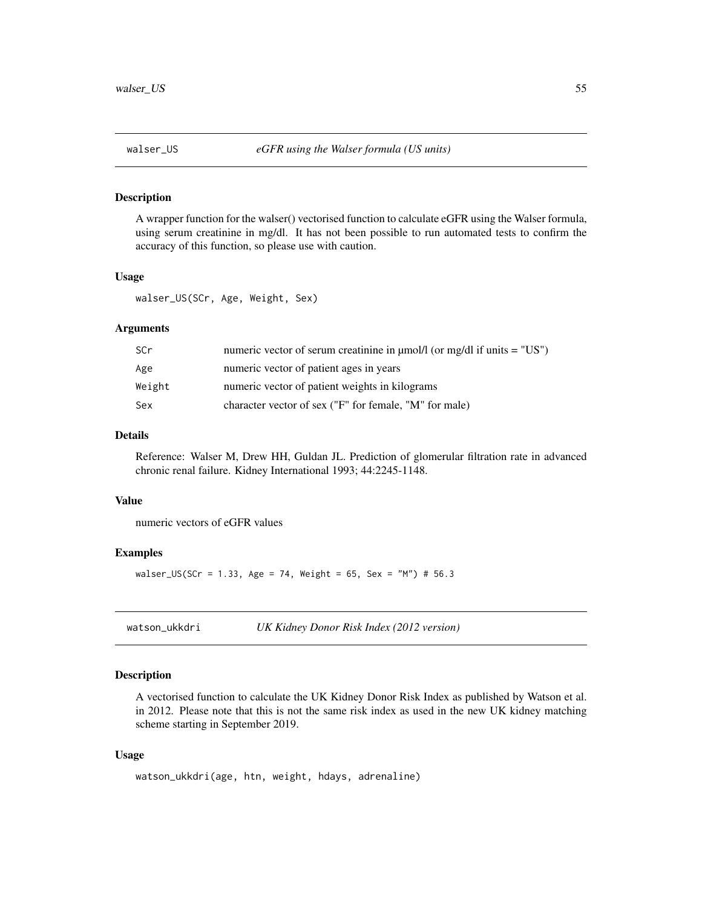## walser_US — *eGFR using the Walser formula (US units)*

### Description

A wrapper function for the walser() vectorised function to calculate eGFR using the Walser formula, using serum creatinine in mg/dl. It has not been possible to run automated tests to confirm the accuracy of this function, so please use with caution.

### Usage

```
walser_US(SCr, Age, Weight, Sex)
```

### Arguments

| | |
|---|---|
| SCr | numeric vector of serum creatinine in µmol/l (or mg/dl if units = "US") |
| Age | numeric vector of patient ages in years |
| Weight | numeric vector of patient weights in kilograms |
| Sex | character vector of sex ("F" for female, "M" for male) |

### Details

Reference: Walser M, Drew HH, Guldan JL. Prediction of glomerular filtration rate in advanced chronic renal failure. Kidney International 1993; 44:2245-1148.

### Value

numeric vectors of eGFR values

### Examples

```
walser_US(SCr = 1.33, Age = 74, Weight = 65, Sex = "M") # 56.3
```

## watson_ukkdri — *UK Kidney Donor Risk Index (2012 version)*

### Description

A vectorised function to calculate the UK Kidney Donor Risk Index as published by Watson et al. in 2012. Please note that this is not the same risk index as used in the new UK kidney matching scheme starting in September 2019.

### Usage

```
watson_ukkdri(age, htn, weight, hdays, adrenaline)
```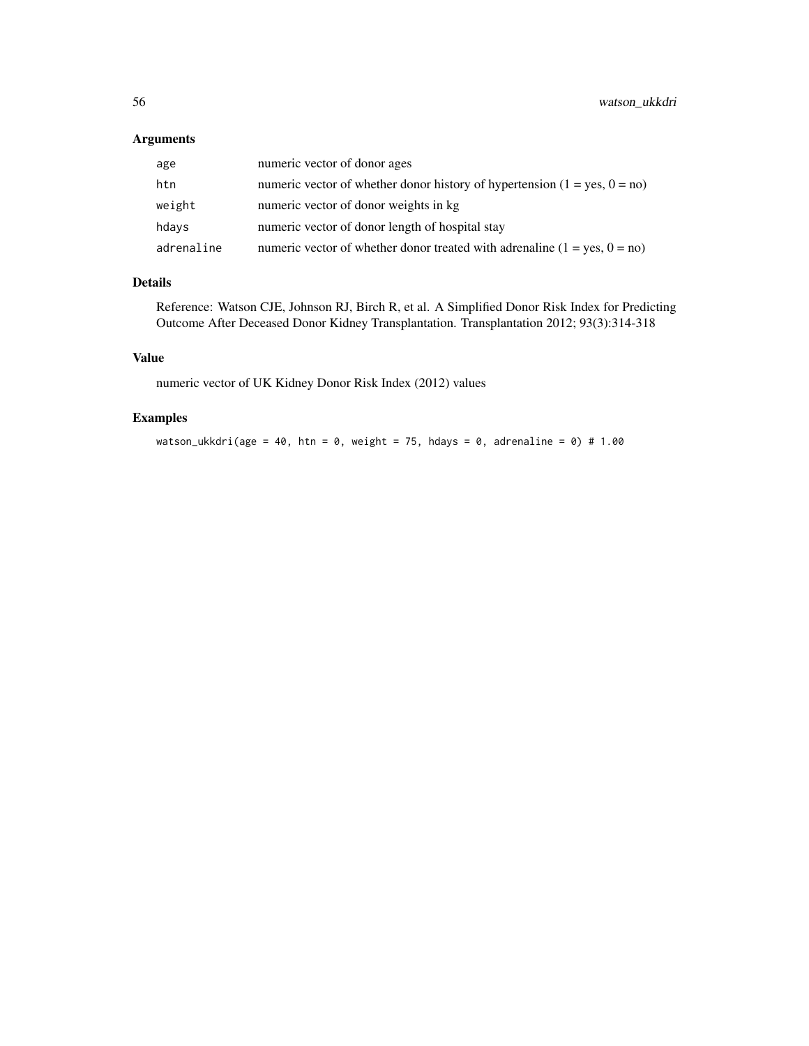## Arguments

| | |
|---|---|
| age | numeric vector of donor ages |
| htn | numeric vector of whether donor history of hypertension (1 = yes, 0 = no) |
| weight | numeric vector of donor weights in kg |
| hdays | numeric vector of donor length of hospital stay |
| adrenaline | numeric vector of whether donor treated with adrenaline (1 = yes, 0 = no) |

## Details

Reference: Watson CJE, Johnson RJ, Birch R, et al. A Simplified Donor Risk Index for Predicting Outcome After Deceased Donor Kidney Transplantation. Transplantation 2012; 93(3):314-318

## Value

numeric vector of UK Kidney Donor Risk Index (2012) values

## Examples

```
watson_ukkdri(age = 40, htn = 0, weight = 75, hdays = 0, adrenaline = 0) # 1.00
```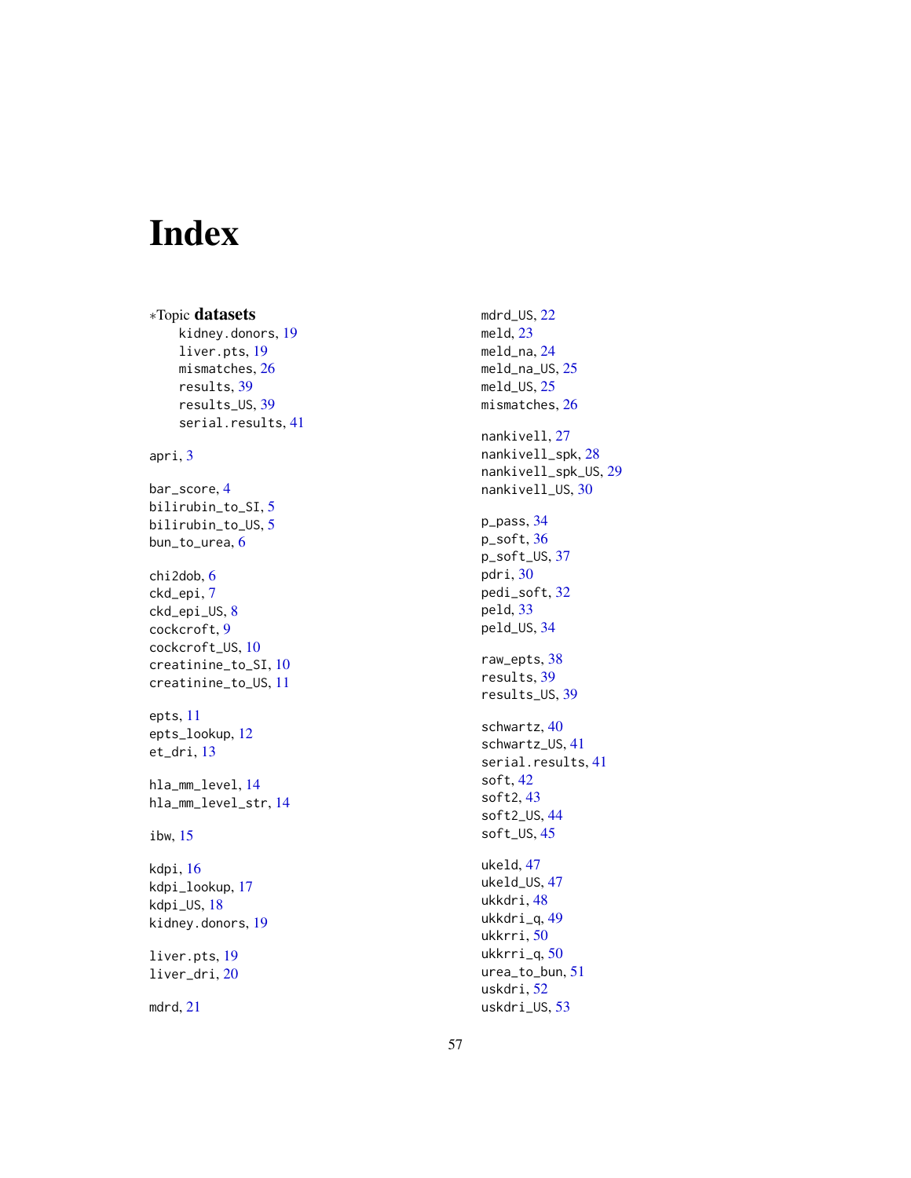# Index

∗Topic **datasets**

- kidney.donors, 19
- liver.pts, 19
- mismatches, 26
- results, 39
- results_US, 39
- serial.results, 41

apri, 3

bar_score, 4
bilirubin_to_SI, 5
bilirubin_to_US, 5
bun_to_urea, 6

chi2dob, 6
ckd_epi, 7
ckd_epi_US, 8
cockcroft, 9
cockcroft_US, 10
creatinine_to_SI, 10
creatinine_to_US, 11

epts, 11
epts_lookup, 12
et_dri, 13

hla_mm_level, 14
hla_mm_level_str, 14

ibw, 15

kdpi, 16
kdpi_lookup, 17
kdpi_US, 18
kidney.donors, 19

liver.pts, 19
liver_dri, 20

mdrd, 21
mdrd_US, 22
meld, 23
meld_na, 24
meld_na_US, 25
meld_US, 25
mismatches, 26

nankivell, 27
nankivell_spk, 28
nankivell_spk_US, 29
nankivell_US, 30

p_pass, 34
p_soft, 36
p_soft_US, 37
pdri, 30
pedi_soft, 32
peld, 33
peld_US, 34

raw_epts, 38
results, 39
results_US, 39

schwartz, 40
schwartz_US, 41
serial.results, 41
soft, 42
soft2, 43
soft2_US, 44
soft_US, 45

ukeld, 47
ukeld_US, 47
ukkdri, 48
ukkdri_q, 49
ukkrri, 50
ukkrri_q, 50
urea_to_bun, 51
uskdri, 52
uskdri_US, 53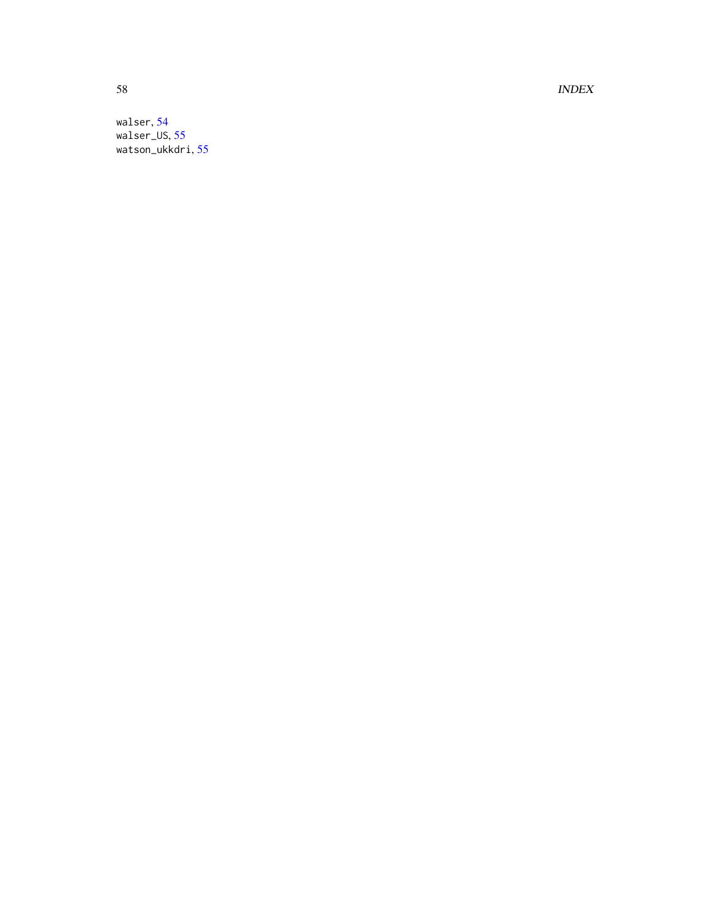walser, 54
walser_US, 55
watson_ukkdri, 55